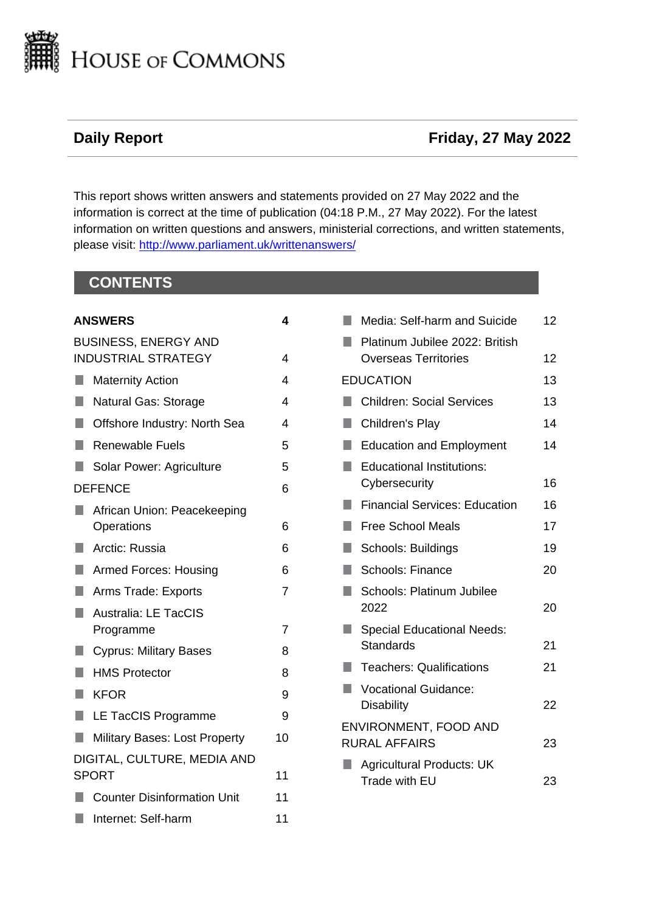# HOUSE OF COMMONS

**Daily Report** **Friday, 27 May 2022**

This report shows written answers and statements provided on 27 May 2022 and the information is correct at the time of publication (04:18 P.M., 27 May 2022). For the latest information on written questions and answers, ministerial corrections, and written statements, please visit: [http://www.parliament.uk/writtenanswers/](http://www.parliament.uk/writtenanswers/)

## CONTENTS

**ANSWERS** 4

BUSINESS, ENERGY AND INDUSTRIAL STRATEGY 4

- Maternity Action 4
- Natural Gas: Storage 4
- Offshore Industry: North Sea 4
- Renewable Fuels 5
- Solar Power: Agriculture 5

DEFENCE 6

- African Union: Peacekeeping Operations 6
- Arctic: Russia 6
- Armed Forces: Housing 6
- Arms Trade: Exports 7
- Australia: LE TacCIS Programme 7
- Cyprus: Military Bases 8
- HMS Protector 8
- KFOR 9
- LE TacCIS Programme 9
- Military Bases: Lost Property 10

DIGITAL, CULTURE, MEDIA AND SPORT 11

- Counter Disinformation Unit 11
- Internet: Self-harm 11
- Media: Self-harm and Suicide 12
- Platinum Jubilee 2022: British Overseas Territories 12

EDUCATION 13

- Children: Social Services 13
- Children's Play 14
- Education and Employment 14
- Educational Institutions: Cybersecurity 16
- Financial Services: Education 16
- Free School Meals 17
- Schools: Buildings 19
- Schools: Finance 20
- Schools: Platinum Jubilee 2022 20
- Special Educational Needs: Standards 21
- Teachers: Qualifications 21
- Vocational Guidance: Disability 22

ENVIRONMENT, FOOD AND RURAL AFFAIRS 23

- Agricultural Products: UK Trade with EU 23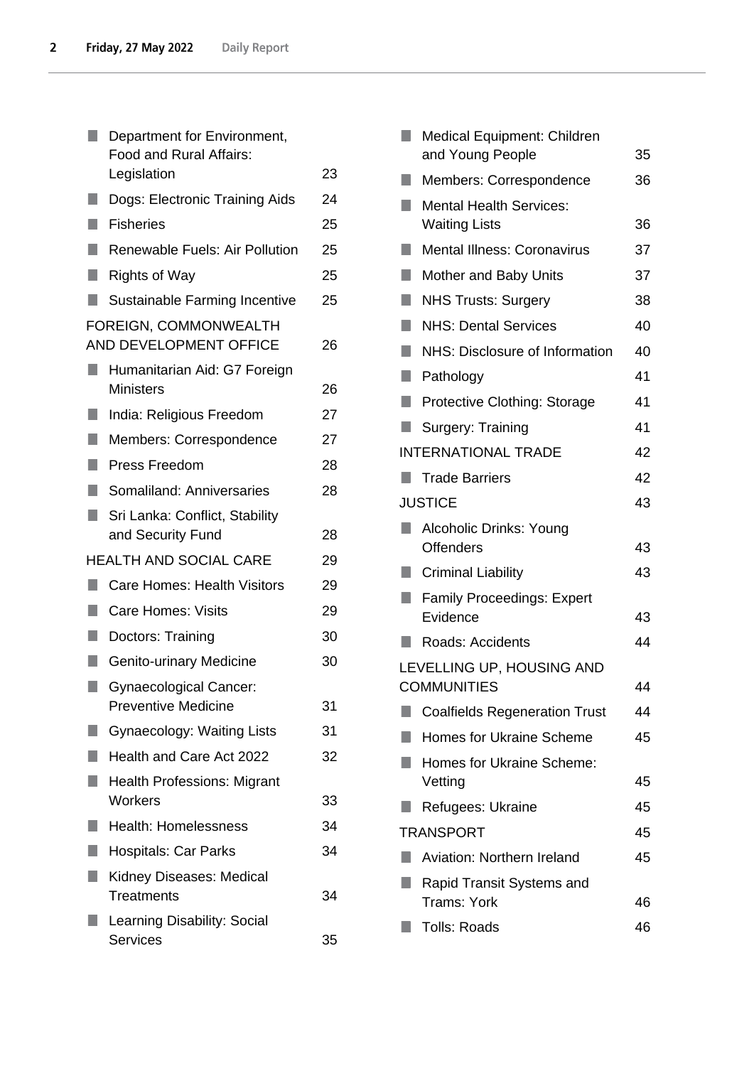- Department for Environment, Food and Rural Affairs: Legislation 23
- Dogs: Electronic Training Aids 24
- Fisheries 25
- Renewable Fuels: Air Pollution 25
- Rights of Way 25
- Sustainable Farming Incentive 25

FOREIGN, COMMONWEALTH AND DEVELOPMENT OFFICE 26

- Humanitarian Aid: G7 Foreign Ministers 26
- India: Religious Freedom 27
- Members: Correspondence 27
- Press Freedom 28
- Somaliland: Anniversaries 28
- Sri Lanka: Conflict, Stability and Security Fund 28

HEALTH AND SOCIAL CARE 29

- Care Homes: Health Visitors 29
- Care Homes: Visits 29
- Doctors: Training 30
- Genito-urinary Medicine 30
- Gynaecological Cancer: Preventive Medicine 31
- Gynaecology: Waiting Lists 31
- Health and Care Act 2022 32
- Health Professions: Migrant Workers 33
- Health: Homelessness 34
- Hospitals: Car Parks 34
- Kidney Diseases: Medical Treatments 34
- Learning Disability: Social Services 35
- Medical Equipment: Children and Young People 35
- Members: Correspondence 36
- Mental Health Services: Waiting Lists 36
- Mental Illness: Coronavirus 37
- Mother and Baby Units 37
- NHS Trusts: Surgery 38
- NHS: Dental Services 40
- NHS: Disclosure of Information 40
- Pathology 41
- Protective Clothing: Storage 41
- Surgery: Training 41

INTERNATIONAL TRADE 42

- Trade Barriers 42

JUSTICE 43

- Alcoholic Drinks: Young Offenders 43
- Criminal Liability 43
- Family Proceedings: Expert Evidence 43
- Roads: Accidents 44

LEVELLING UP, HOUSING AND COMMUNITIES 44

- Coalfields Regeneration Trust 44
- Homes for Ukraine Scheme 45
- Homes for Ukraine Scheme: Vetting 45
- Refugees: Ukraine 45

TRANSPORT 45

- Aviation: Northern Ireland 45
- Rapid Transit Systems and Trams: York 46
- Tolls: Roads 46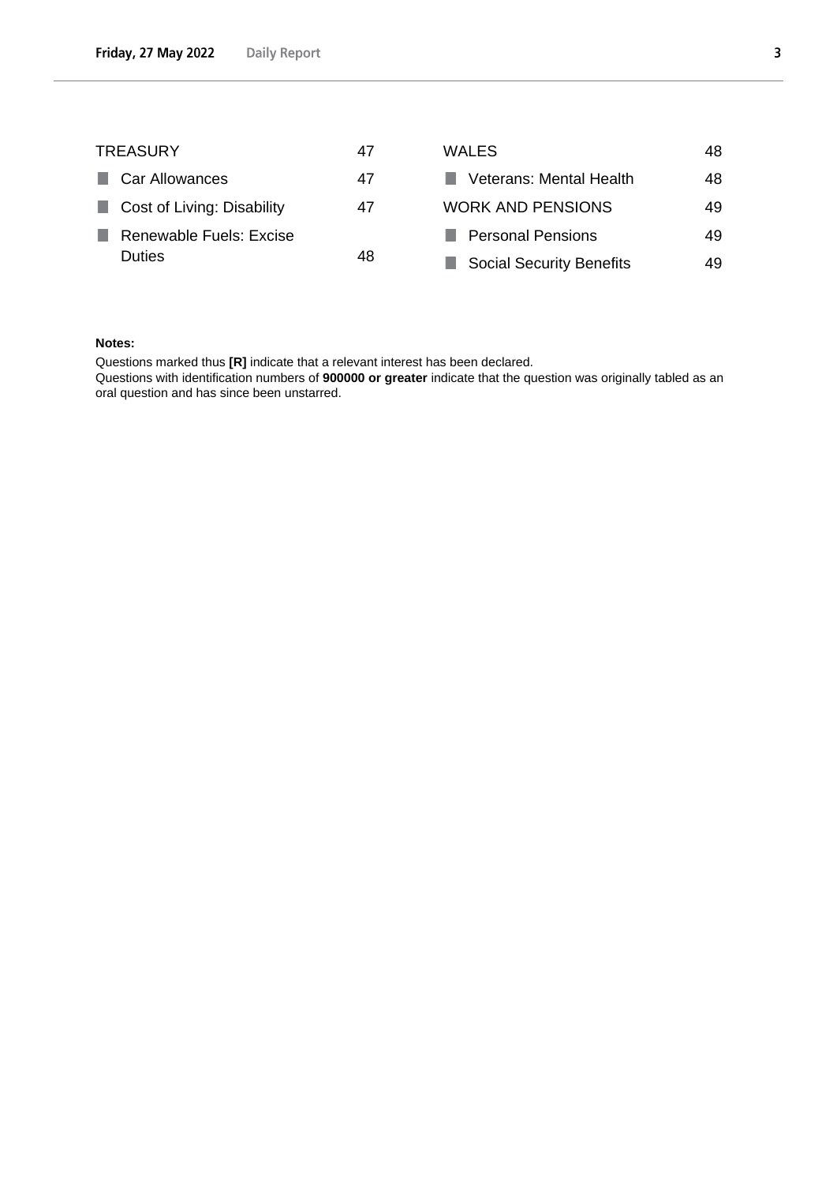TREASURY 47

- Car Allowances 47
- Cost of Living: Disability 47
- Renewable Fuels: Excise Duties 48

WALES 48

- Veterans: Mental Health 48

WORK AND PENSIONS 49

- Personal Pensions 49
- Social Security Benefits 49

**Notes:**

Questions marked thus **[R]** indicate that a relevant interest has been declared.

Questions with identification numbers of **900000 or greater** indicate that the question was originally tabled as an oral question and has since been unstarred.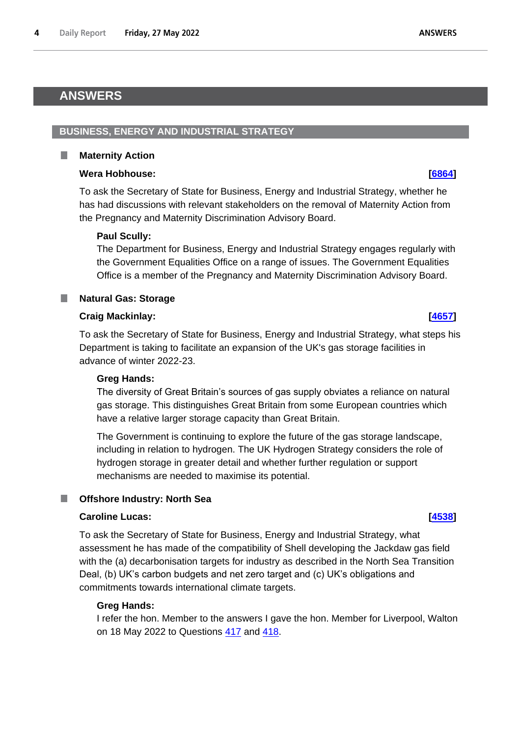# ANSWERS

## BUSINESS, ENERGY AND INDUSTRIAL STRATEGY

### Maternity Action

**Wera Hobhouse:** **[6864]**

To ask the Secretary of State for Business, Energy and Industrial Strategy, whether he has had discussions with relevant stakeholders on the removal of Maternity Action from the Pregnancy and Maternity Discrimination Advisory Board.

**Paul Scully:**

The Department for Business, Energy and Industrial Strategy engages regularly with the Government Equalities Office on a range of issues. The Government Equalities Office is a member of the Pregnancy and Maternity Discrimination Advisory Board.

### Natural Gas: Storage

**Craig Mackinlay:** **[4657]**

To ask the Secretary of State for Business, Energy and Industrial Strategy, what steps his Department is taking to facilitate an expansion of the UK's gas storage facilities in advance of winter 2022-23.

**Greg Hands:**

The diversity of Great Britain's sources of gas supply obviates a reliance on natural gas storage. This distinguishes Great Britain from some European countries which have a relative larger storage capacity than Great Britain.

The Government is continuing to explore the future of the gas storage landscape, including in relation to hydrogen. The UK Hydrogen Strategy considers the role of hydrogen storage in greater detail and whether further regulation or support mechanisms are needed to maximise its potential.

### Offshore Industry: North Sea

**Caroline Lucas:** **[4538]**

To ask the Secretary of State for Business, Energy and Industrial Strategy, what assessment he has made of the compatibility of Shell developing the Jackdaw gas field with the (a) decarbonisation targets for industry as described in the North Sea Transition Deal, (b) UK's carbon budgets and net zero target and (c) UK's obligations and commitments towards international climate targets.

**Greg Hands:**

I refer the hon. Member to the answers I gave the hon. Member for Liverpool, Walton on 18 May 2022 to Questions 417 and 418.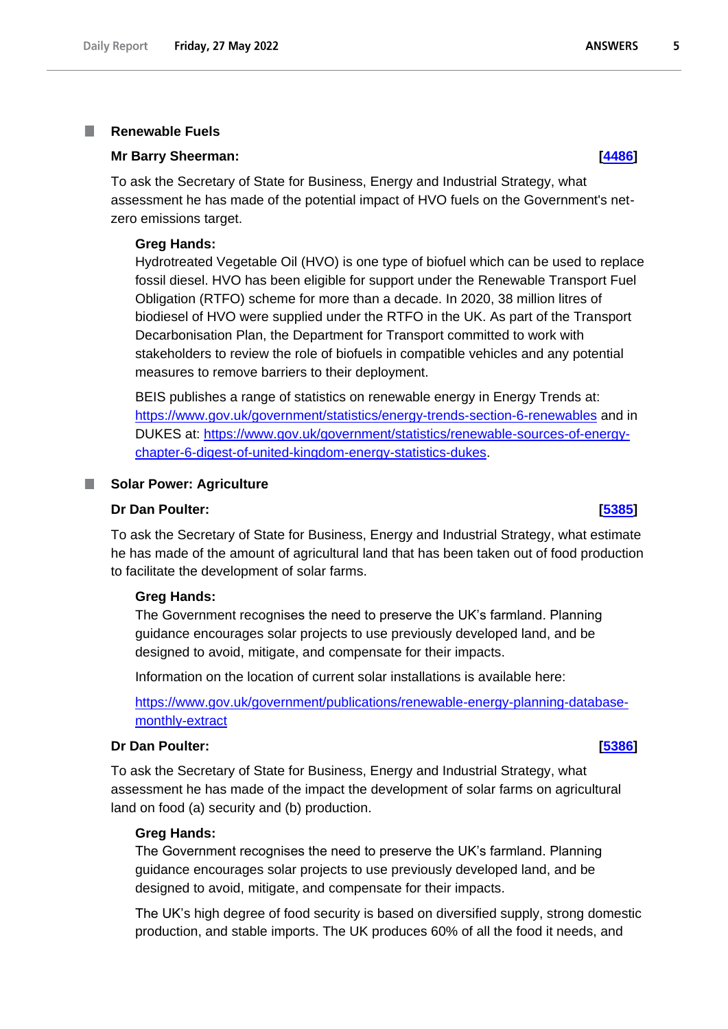## Renewable Fuels

**Mr Barry Sheerman:** **[4486]**

To ask the Secretary of State for Business, Energy and Industrial Strategy, what assessment he has made of the potential impact of HVO fuels on the Government's net-zero emissions target.

**Greg Hands:**

Hydrotreated Vegetable Oil (HVO) is one type of biofuel which can be used to replace fossil diesel. HVO has been eligible for support under the Renewable Transport Fuel Obligation (RTFO) scheme for more than a decade. In 2020, 38 million litres of biodiesel of HVO were supplied under the RTFO in the UK. As part of the Transport Decarbonisation Plan, the Department for Transport committed to work with stakeholders to review the role of biofuels in compatible vehicles and any potential measures to remove barriers to their deployment.

BEIS publishes a range of statistics on renewable energy in Energy Trends at: https://www.gov.uk/government/statistics/energy-trends-section-6-renewables and in DUKES at: https://www.gov.uk/government/statistics/renewable-sources-of-energy-chapter-6-digest-of-united-kingdom-energy-statistics-dukes.

## Solar Power: Agriculture

**Dr Dan Poulter:** **[5385]**

To ask the Secretary of State for Business, Energy and Industrial Strategy, what estimate he has made of the amount of agricultural land that has been taken out of food production to facilitate the development of solar farms.

**Greg Hands:**

The Government recognises the need to preserve the UK's farmland. Planning guidance encourages solar projects to use previously developed land, and be designed to avoid, mitigate, and compensate for their impacts.

Information on the location of current solar installations is available here:

https://www.gov.uk/government/publications/renewable-energy-planning-database-monthly-extract

**Dr Dan Poulter:** **[5386]**

To ask the Secretary of State for Business, Energy and Industrial Strategy, what assessment he has made of the impact the development of solar farms on agricultural land on food (a) security and (b) production.

**Greg Hands:**

The Government recognises the need to preserve the UK's farmland. Planning guidance encourages solar projects to use previously developed land, and be designed to avoid, mitigate, and compensate for their impacts.

The UK's high degree of food security is based on diversified supply, strong domestic production, and stable imports. The UK produces 60% of all the food it needs, and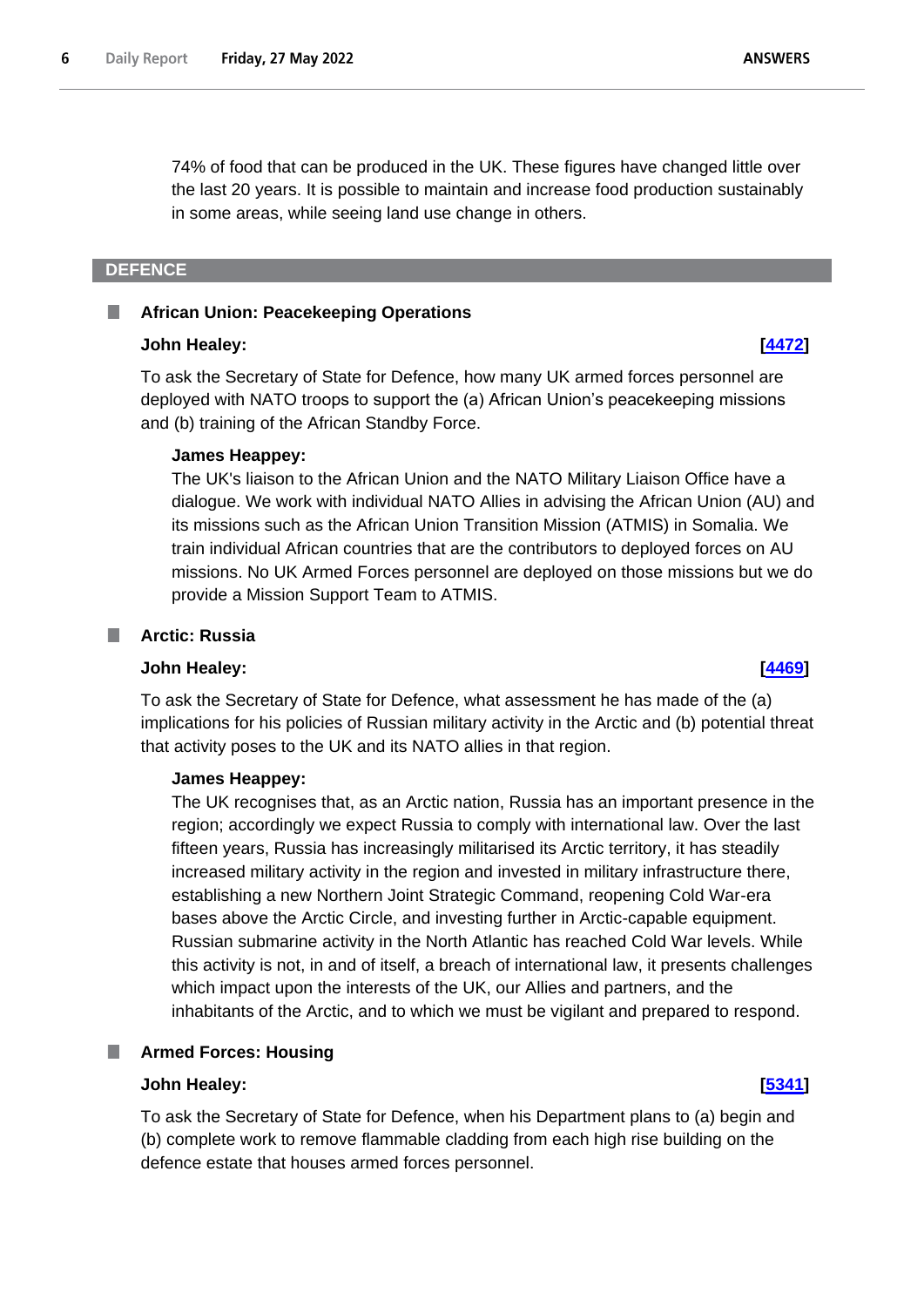74% of food that can be produced in the UK. These figures have changed little over the last 20 years. It is possible to maintain and increase food production sustainably in some areas, while seeing land use change in others.

## DEFENCE

### African Union: Peacekeeping Operations

**John Healey:** **[4472]**

To ask the Secretary of State for Defence, how many UK armed forces personnel are deployed with NATO troops to support the (a) African Union's peacekeeping missions and (b) training of the African Standby Force.

**James Heappey:**

The UK's liaison to the African Union and the NATO Military Liaison Office have a dialogue. We work with individual NATO Allies in advising the African Union (AU) and its missions such as the African Union Transition Mission (ATMIS) in Somalia. We train individual African countries that are the contributors to deployed forces on AU missions. No UK Armed Forces personnel are deployed on those missions but we do provide a Mission Support Team to ATMIS.

### Arctic: Russia

**John Healey:** **[4469]**

To ask the Secretary of State for Defence, what assessment he has made of the (a) implications for his policies of Russian military activity in the Arctic and (b) potential threat that activity poses to the UK and its NATO allies in that region.

**James Heappey:**

The UK recognises that, as an Arctic nation, Russia has an important presence in the region; accordingly we expect Russia to comply with international law. Over the last fifteen years, Russia has increasingly militarised its Arctic territory, it has steadily increased military activity in the region and invested in military infrastructure there, establishing a new Northern Joint Strategic Command, reopening Cold War-era bases above the Arctic Circle, and investing further in Arctic-capable equipment. Russian submarine activity in the North Atlantic has reached Cold War levels. While this activity is not, in and of itself, a breach of international law, it presents challenges which impact upon the interests of the UK, our Allies and partners, and the inhabitants of the Arctic, and to which we must be vigilant and prepared to respond.

### Armed Forces: Housing

**John Healey:** **[5341]**

To ask the Secretary of State for Defence, when his Department plans to (a) begin and (b) complete work to remove flammable cladding from each high rise building on the defence estate that houses armed forces personnel.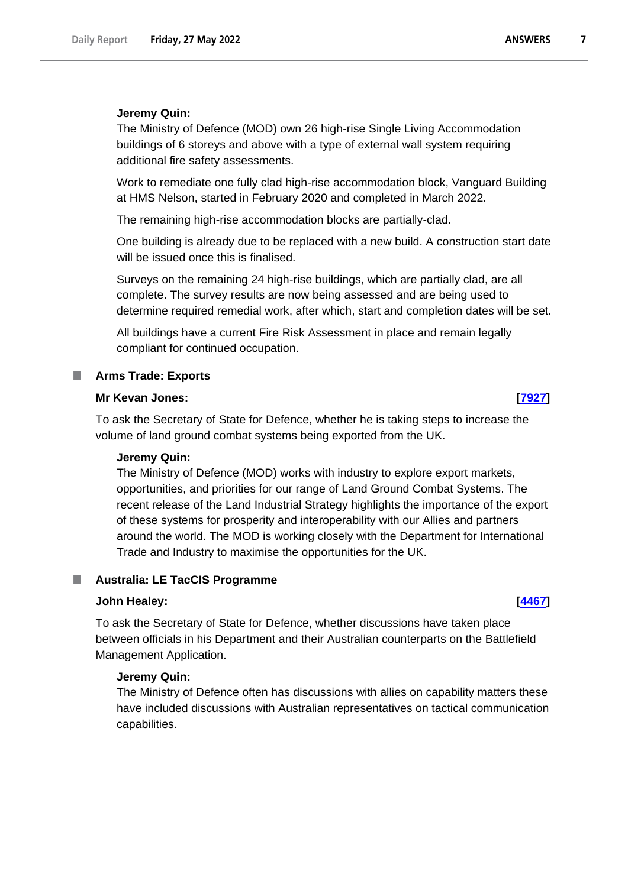**Jeremy Quin:**

The Ministry of Defence (MOD) own 26 high-rise Single Living Accommodation buildings of 6 storeys and above with a type of external wall system requiring additional fire safety assessments.

Work to remediate one fully clad high-rise accommodation block, Vanguard Building at HMS Nelson, started in February 2020 and completed in March 2022.

The remaining high-rise accommodation blocks are partially-clad.

One building is already due to be replaced with a new build. A construction start date will be issued once this is finalised.

Surveys on the remaining 24 high-rise buildings, which are partially clad, are all complete. The survey results are now being assessed and are being used to determine required remedial work, after which, start and completion dates will be set.

All buildings have a current Fire Risk Assessment in place and remain legally compliant for continued occupation.

## Arms Trade: Exports

**Mr Kevan Jones:** **[7927]**

To ask the Secretary of State for Defence, whether he is taking steps to increase the volume of land ground combat systems being exported from the UK.

**Jeremy Quin:**

The Ministry of Defence (MOD) works with industry to explore export markets, opportunities, and priorities for our range of Land Ground Combat Systems. The recent release of the Land Industrial Strategy highlights the importance of the export of these systems for prosperity and interoperability with our Allies and partners around the world. The MOD is working closely with the Department for International Trade and Industry to maximise the opportunities for the UK.

## Australia: LE TacCIS Programme

**John Healey:** **[4467]**

To ask the Secretary of State for Defence, whether discussions have taken place between officials in his Department and their Australian counterparts on the Battlefield Management Application.

**Jeremy Quin:**

The Ministry of Defence often has discussions with allies on capability matters these have included discussions with Australian representatives on tactical communication capabilities.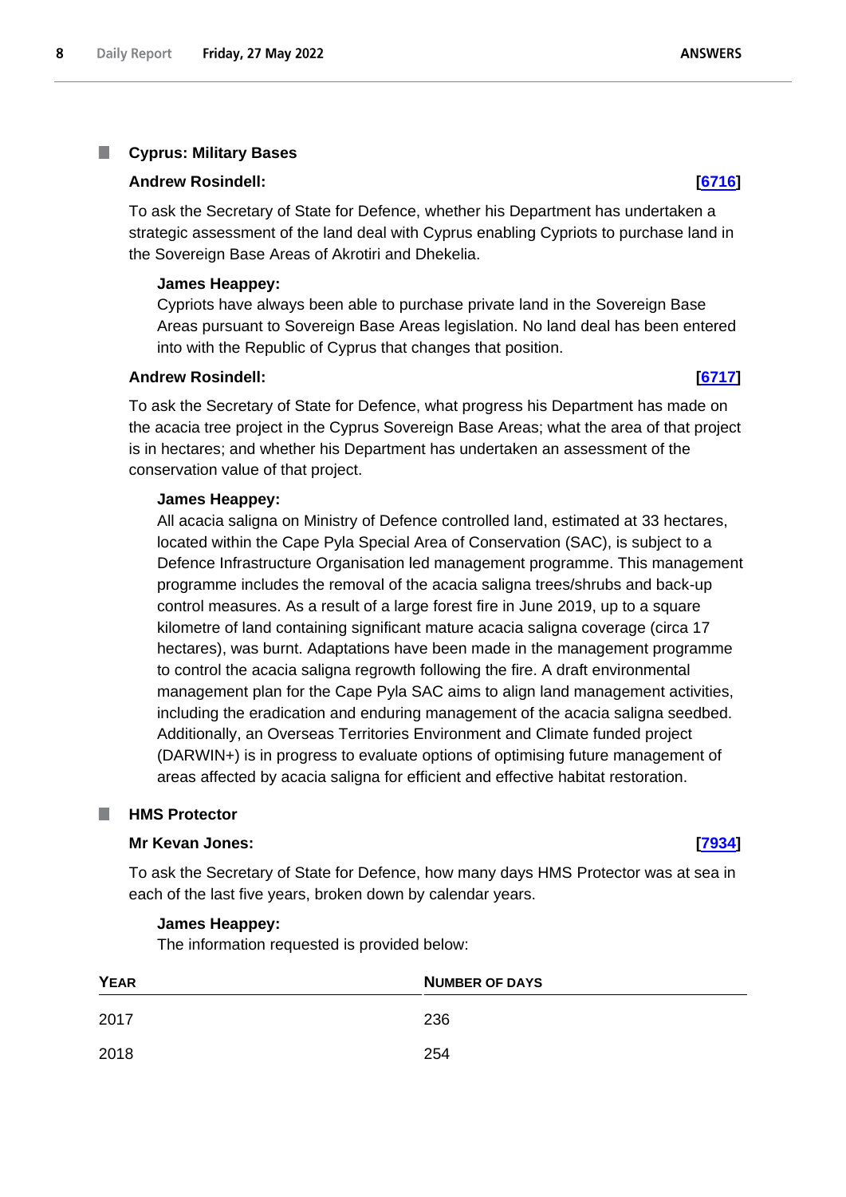## Cyprus: Military Bases

**Andrew Rosindell:** **[6716]**

To ask the Secretary of State for Defence, whether his Department has undertaken a strategic assessment of the land deal with Cyprus enabling Cypriots to purchase land in the Sovereign Base Areas of Akrotiri and Dhekelia.

**James Heappey:**

Cypriots have always been able to purchase private land in the Sovereign Base Areas pursuant to Sovereign Base Areas legislation. No land deal has been entered into with the Republic of Cyprus that changes that position.

**Andrew Rosindell:** **[6717]**

To ask the Secretary of State for Defence, what progress his Department has made on the acacia tree project in the Cyprus Sovereign Base Areas; what the area of that project is in hectares; and whether his Department has undertaken an assessment of the conservation value of that project.

**James Heappey:**

All acacia saligna on Ministry of Defence controlled land, estimated at 33 hectares, located within the Cape Pyla Special Area of Conservation (SAC), is subject to a Defence Infrastructure Organisation led management programme. This management programme includes the removal of the acacia saligna trees/shrubs and back-up control measures. As a result of a large forest fire in June 2019, up to a square kilometre of land containing significant mature acacia saligna coverage (circa 17 hectares), was burnt. Adaptations have been made in the management programme to control the acacia saligna regrowth following the fire. A draft environmental management plan for the Cape Pyla SAC aims to align land management activities, including the eradication and enduring management of the acacia saligna seedbed. Additionally, an Overseas Territories Environment and Climate funded project (DARWIN+) is in progress to evaluate options of optimising future management of areas affected by acacia saligna for efficient and effective habitat restoration.

## HMS Protector

**Mr Kevan Jones:** **[7934]**

To ask the Secretary of State for Defence, how many days HMS Protector was at sea in each of the last five years, broken down by calendar years.

**James Heappey:**

The information requested is provided below:

| YEAR | NUMBER OF DAYS |
|---|---|
| 2017 | 236 |
| 2018 | 254 |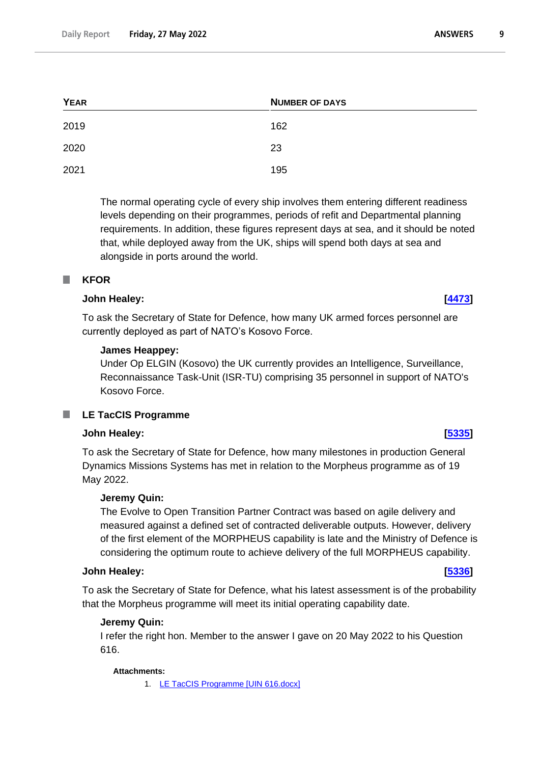| YEAR | NUMBER OF DAYS |
|---|---|
| 2019 | 162 |
| 2020 | 23 |
| 2021 | 195 |

The normal operating cycle of every ship involves them entering different readiness levels depending on their programmes, periods of refit and Departmental planning requirements. In addition, these figures represent days at sea, and it should be noted that, while deployed away from the UK, ships will spend both days at sea and alongside in ports around the world.

## KFOR

**John Healey:** **[4473]**

To ask the Secretary of State for Defence, how many UK armed forces personnel are currently deployed as part of NATO's Kosovo Force.

**James Heappey:**
Under Op ELGIN (Kosovo) the UK currently provides an Intelligence, Surveillance, Reconnaissance Task-Unit (ISR-TU) comprising 35 personnel in support of NATO's Kosovo Force.

## LE TacCIS Programme

**John Healey:** **[5335]**

To ask the Secretary of State for Defence, how many milestones in production General Dynamics Missions Systems has met in relation to the Morpheus programme as of 19 May 2022.

**Jeremy Quin:**
The Evolve to Open Transition Partner Contract was based on agile delivery and measured against a defined set of contracted deliverable outputs. However, delivery of the first element of the MORPHEUS capability is late and the Ministry of Defence is considering the optimum route to achieve delivery of the full MORPHEUS capability.

**John Healey:** **[5336]**

To ask the Secretary of State for Defence, what his latest assessment is of the probability that the Morpheus programme will meet its initial operating capability date.

**Jeremy Quin:**
I refer the right hon. Member to the answer I gave on 20 May 2022 to his Question 616.

**Attachments:**

1. LE TacCIS Programme [UIN 616.docx]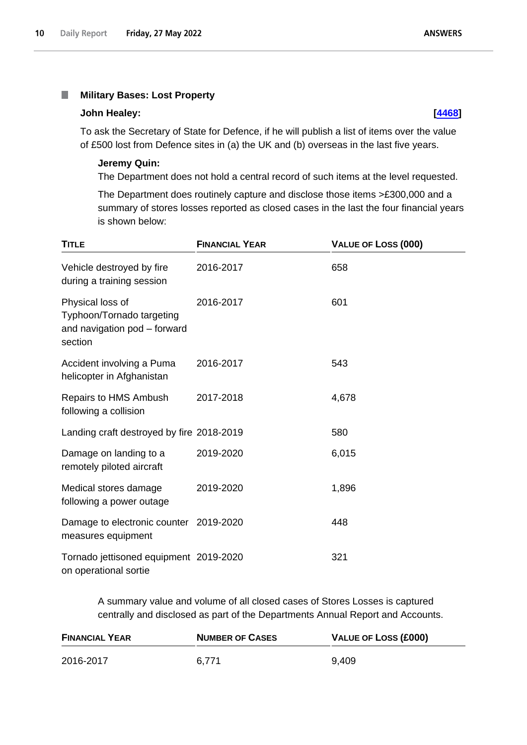### Military Bases: Lost Property

**John Healey:** **[4468]**

To ask the Secretary of State for Defence, if he will publish a list of items over the value of £500 lost from Defence sites in (a) the UK and (b) overseas in the last five years.

**Jeremy Quin:**

The Department does not hold a central record of such items at the level requested.

The Department does routinely capture and disclose those items >£300,000 and a summary of stores losses reported as closed cases in the last the four financial years is shown below:

| Title | Financial Year | Value of Loss (000) |
|---|---|---|
| Vehicle destroyed by fire during a training session | 2016-2017 | 658 |
| Physical loss of Typhoon/Tornado targeting and navigation pod – forward section | 2016-2017 | 601 |
| Accident involving a Puma helicopter in Afghanistan | 2016-2017 | 543 |
| Repairs to HMS Ambush following a collision | 2017-2018 | 4,678 |
| Landing craft destroyed by fire | 2018-2019 | 580 |
| Damage on landing to a remotely piloted aircraft | 2019-2020 | 6,015 |
| Medical stores damage following a power outage | 2019-2020 | 1,896 |
| Damage to electronic counter measures equipment | 2019-2020 | 448 |
| Tornado jettisoned equipment on operational sortie | 2019-2020 | 321 |

A summary value and volume of all closed cases of Stores Losses is captured centrally and disclosed as part of the Departments Annual Report and Accounts.

| Financial Year | Number of Cases | Value of Loss (£000) |
|---|---|---|
| 2016-2017 | 6,771 | 9,409 |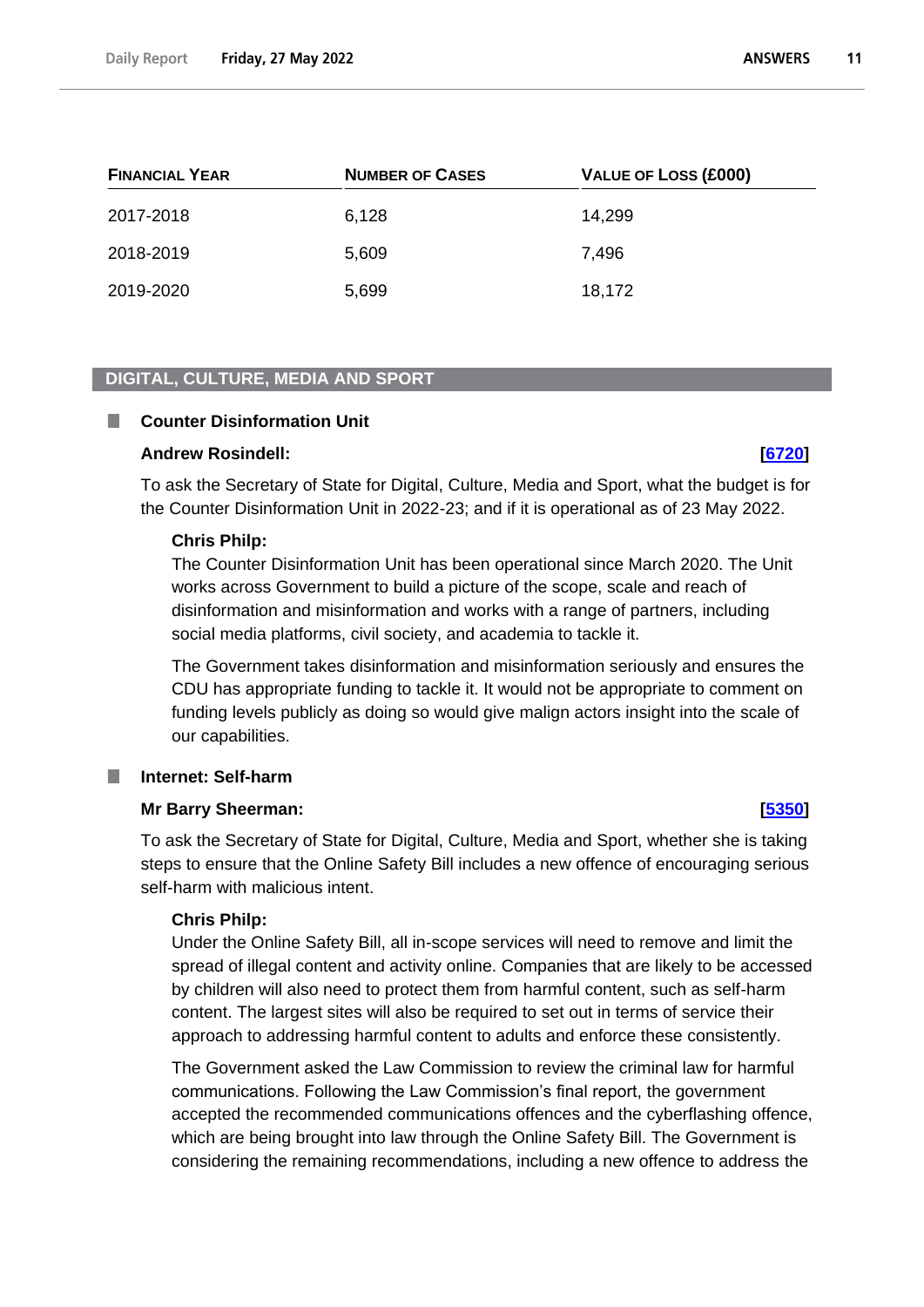| Financial Year | Number of Cases | Value of Loss (£000) |
| --- | --- | --- |
| 2017-2018 | 6,128 | 14,299 |
| 2018-2019 | 5,609 | 7,496 |
| 2019-2020 | 5,699 | 18,172 |

## DIGITAL, CULTURE, MEDIA AND SPORT

### Counter Disinformation Unit

**Andrew Rosindell:** **[6720]**

To ask the Secretary of State for Digital, Culture, Media and Sport, what the budget is for the Counter Disinformation Unit in 2022-23; and if it is operational as of 23 May 2022.

**Chris Philp:**

The Counter Disinformation Unit has been operational since March 2020. The Unit works across Government to build a picture of the scope, scale and reach of disinformation and misinformation and works with a range of partners, including social media platforms, civil society, and academia to tackle it.

The Government takes disinformation and misinformation seriously and ensures the CDU has appropriate funding to tackle it. It would not be appropriate to comment on funding levels publicly as doing so would give malign actors insight into the scale of our capabilities.

### Internet: Self-harm

**Mr Barry Sheerman:** **[5350]**

To ask the Secretary of State for Digital, Culture, Media and Sport, whether she is taking steps to ensure that the Online Safety Bill includes a new offence of encouraging serious self-harm with malicious intent.

**Chris Philp:**

Under the Online Safety Bill, all in-scope services will need to remove and limit the spread of illegal content and activity online. Companies that are likely to be accessed by children will also need to protect them from harmful content, such as self-harm content. The largest sites will also be required to set out in terms of service their approach to addressing harmful content to adults and enforce these consistently.

The Government asked the Law Commission to review the criminal law for harmful communications. Following the Law Commission's final report, the government accepted the recommended communications offences and the cyberflashing offence, which are being brought into law through the Online Safety Bill. The Government is considering the remaining recommendations, including a new offence to address the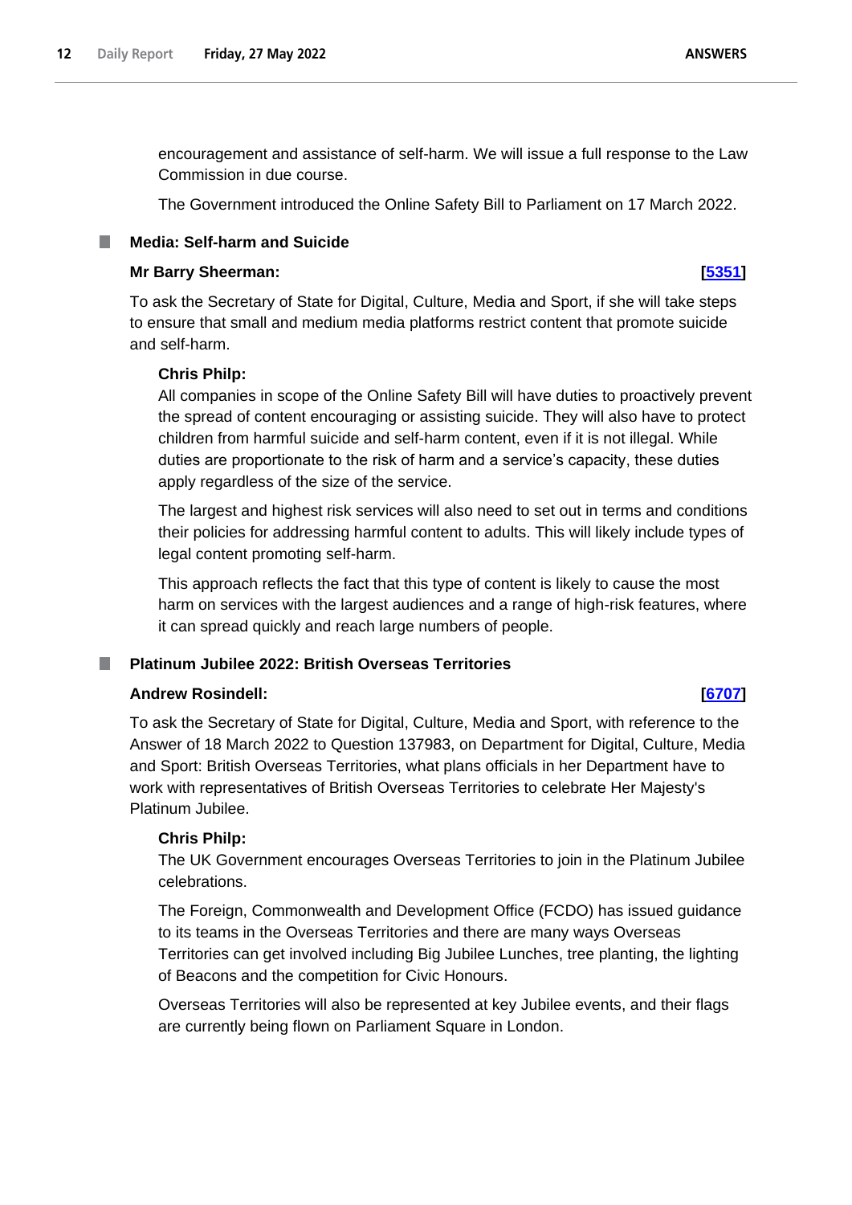encouragement and assistance of self-harm. We will issue a full response to the Law Commission in due course.

The Government introduced the Online Safety Bill to Parliament on 17 March 2022.

### Media: Self-harm and Suicide

**Mr Barry Sheerman:** **[5351]**

To ask the Secretary of State for Digital, Culture, Media and Sport, if she will take steps to ensure that small and medium media platforms restrict content that promote suicide and self-harm.

**Chris Philp:**

All companies in scope of the Online Safety Bill will have duties to proactively prevent the spread of content encouraging or assisting suicide. They will also have to protect children from harmful suicide and self-harm content, even if it is not illegal. While duties are proportionate to the risk of harm and a service's capacity, these duties apply regardless of the size of the service.

The largest and highest risk services will also need to set out in terms and conditions their policies for addressing harmful content to adults. This will likely include types of legal content promoting self-harm.

This approach reflects the fact that this type of content is likely to cause the most harm on services with the largest audiences and a range of high-risk features, where it can spread quickly and reach large numbers of people.

### Platinum Jubilee 2022: British Overseas Territories

**Andrew Rosindell:** **[6707]**

To ask the Secretary of State for Digital, Culture, Media and Sport, with reference to the Answer of 18 March 2022 to Question 137983, on Department for Digital, Culture, Media and Sport: British Overseas Territories, what plans officials in her Department have to work with representatives of British Overseas Territories to celebrate Her Majesty's Platinum Jubilee.

**Chris Philp:**

The UK Government encourages Overseas Territories to join in the Platinum Jubilee celebrations.

The Foreign, Commonwealth and Development Office (FCDO) has issued guidance to its teams in the Overseas Territories and there are many ways Overseas Territories can get involved including Big Jubilee Lunches, tree planting, the lighting of Beacons and the competition for Civic Honours.

Overseas Territories will also be represented at key Jubilee events, and their flags are currently being flown on Parliament Square in London.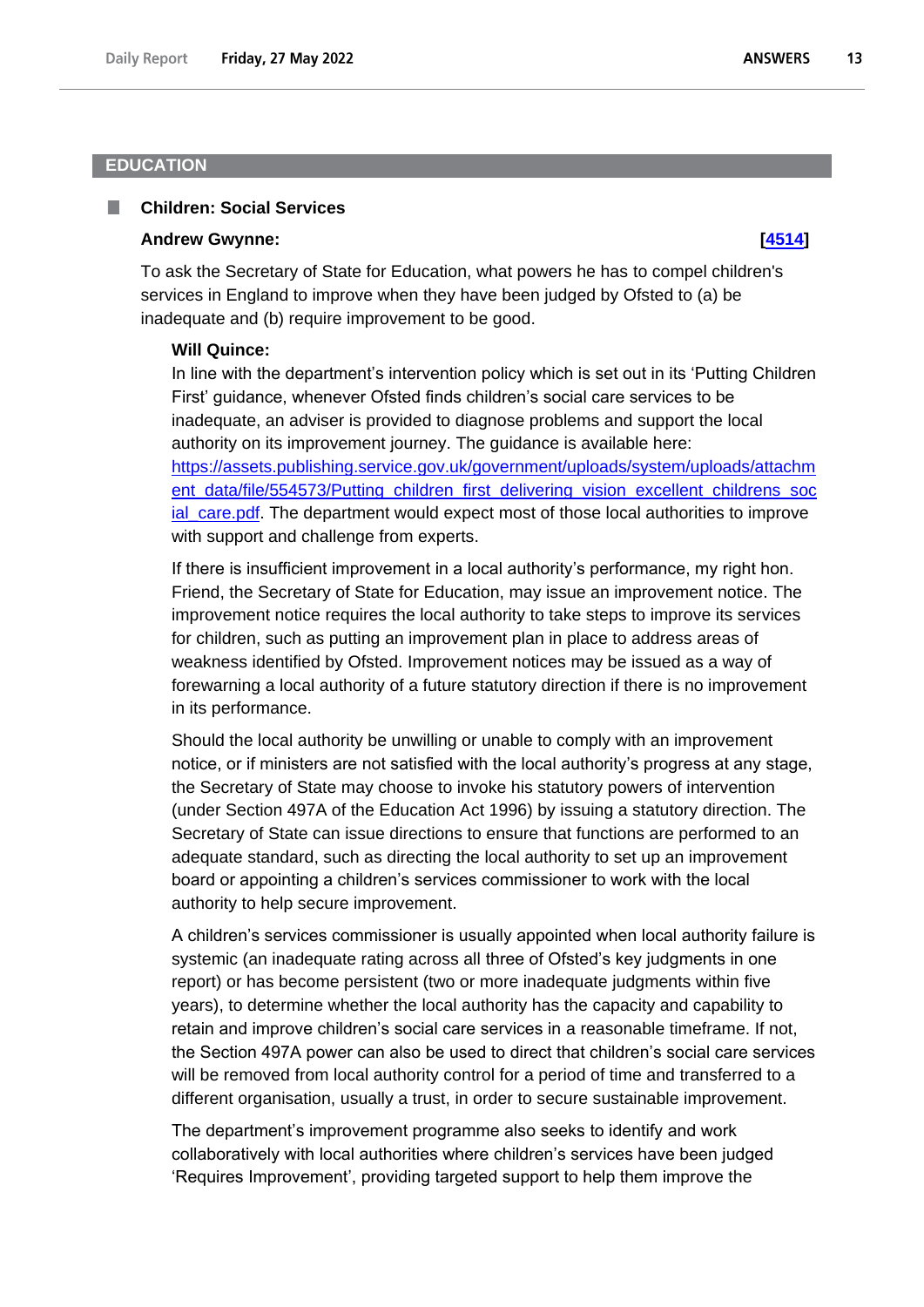## EDUCATION

### Children: Social Services

**Andrew Gwynne:** **[4514]**

To ask the Secretary of State for Education, what powers he has to compel children's services in England to improve when they have been judged by Ofsted to (a) be inadequate and (b) require improvement to be good.

**Will Quince:**

In line with the department's intervention policy which is set out in its 'Putting Children First' guidance, whenever Ofsted finds children's social care services to be inadequate, an adviser is provided to diagnose problems and support the local authority on its improvement journey. The guidance is available here: https://assets.publishing.service.gov.uk/government/uploads/system/uploads/attachment_data/file/554573/Putting_children_first_delivering_vision_excellent_childrens_social_care.pdf. The department would expect most of those local authorities to improve with support and challenge from experts.

If there is insufficient improvement in a local authority's performance, my right hon. Friend, the Secretary of State for Education, may issue an improvement notice. The improvement notice requires the local authority to take steps to improve its services for children, such as putting an improvement plan in place to address areas of weakness identified by Ofsted. Improvement notices may be issued as a way of forewarning a local authority of a future statutory direction if there is no improvement in its performance.

Should the local authority be unwilling or unable to comply with an improvement notice, or if ministers are not satisfied with the local authority's progress at any stage, the Secretary of State may choose to invoke his statutory powers of intervention (under Section 497A of the Education Act 1996) by issuing a statutory direction. The Secretary of State can issue directions to ensure that functions are performed to an adequate standard, such as directing the local authority to set up an improvement board or appointing a children's services commissioner to work with the local authority to help secure improvement.

A children's services commissioner is usually appointed when local authority failure is systemic (an inadequate rating across all three of Ofsted's key judgments in one report) or has become persistent (two or more inadequate judgments within five years), to determine whether the local authority has the capacity and capability to retain and improve children's social care services in a reasonable timeframe. If not, the Section 497A power can also be used to direct that children's social care services will be removed from local authority control for a period of time and transferred to a different organisation, usually a trust, in order to secure sustainable improvement.

The department's improvement programme also seeks to identify and work collaboratively with local authorities where children's services have been judged 'Requires Improvement', providing targeted support to help them improve the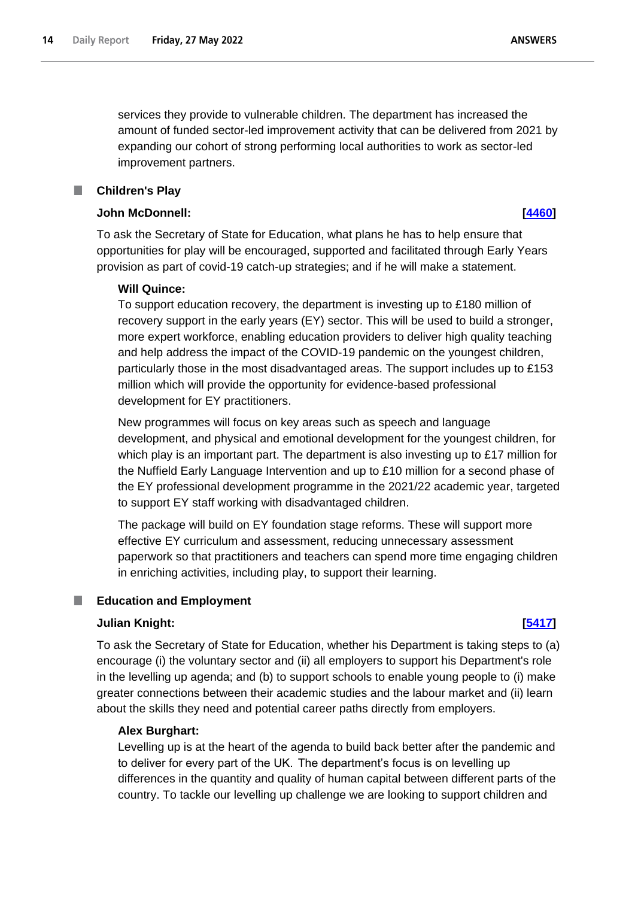services they provide to vulnerable children. The department has increased the amount of funded sector-led improvement activity that can be delivered from 2021 by expanding our cohort of strong performing local authorities to work as sector-led improvement partners.

## Children's Play

**John McDonnell:** **[4460]**

To ask the Secretary of State for Education, what plans he has to help ensure that opportunities for play will be encouraged, supported and facilitated through Early Years provision as part of covid-19 catch-up strategies; and if he will make a statement.

**Will Quince:**

To support education recovery, the department is investing up to £180 million of recovery support in the early years (EY) sector. This will be used to build a stronger, more expert workforce, enabling education providers to deliver high quality teaching and help address the impact of the COVID-19 pandemic on the youngest children, particularly those in the most disadvantaged areas. The support includes up to £153 million which will provide the opportunity for evidence-based professional development for EY practitioners.

New programmes will focus on key areas such as speech and language development, and physical and emotional development for the youngest children, for which play is an important part. The department is also investing up to £17 million for the Nuffield Early Language Intervention and up to £10 million for a second phase of the EY professional development programme in the 2021/22 academic year, targeted to support EY staff working with disadvantaged children.

The package will build on EY foundation stage reforms. These will support more effective EY curriculum and assessment, reducing unnecessary assessment paperwork so that practitioners and teachers can spend more time engaging children in enriching activities, including play, to support their learning.

## Education and Employment

**Julian Knight:** **[5417]**

To ask the Secretary of State for Education, whether his Department is taking steps to (a) encourage (i) the voluntary sector and (ii) all employers to support his Department's role in the levelling up agenda; and (b) to support schools to enable young people to (i) make greater connections between their academic studies and the labour market and (ii) learn about the skills they need and potential career paths directly from employers.

**Alex Burghart:**

Levelling up is at the heart of the agenda to build back better after the pandemic and to deliver for every part of the UK. The department's focus is on levelling up differences in the quantity and quality of human capital between different parts of the country. To tackle our levelling up challenge we are looking to support children and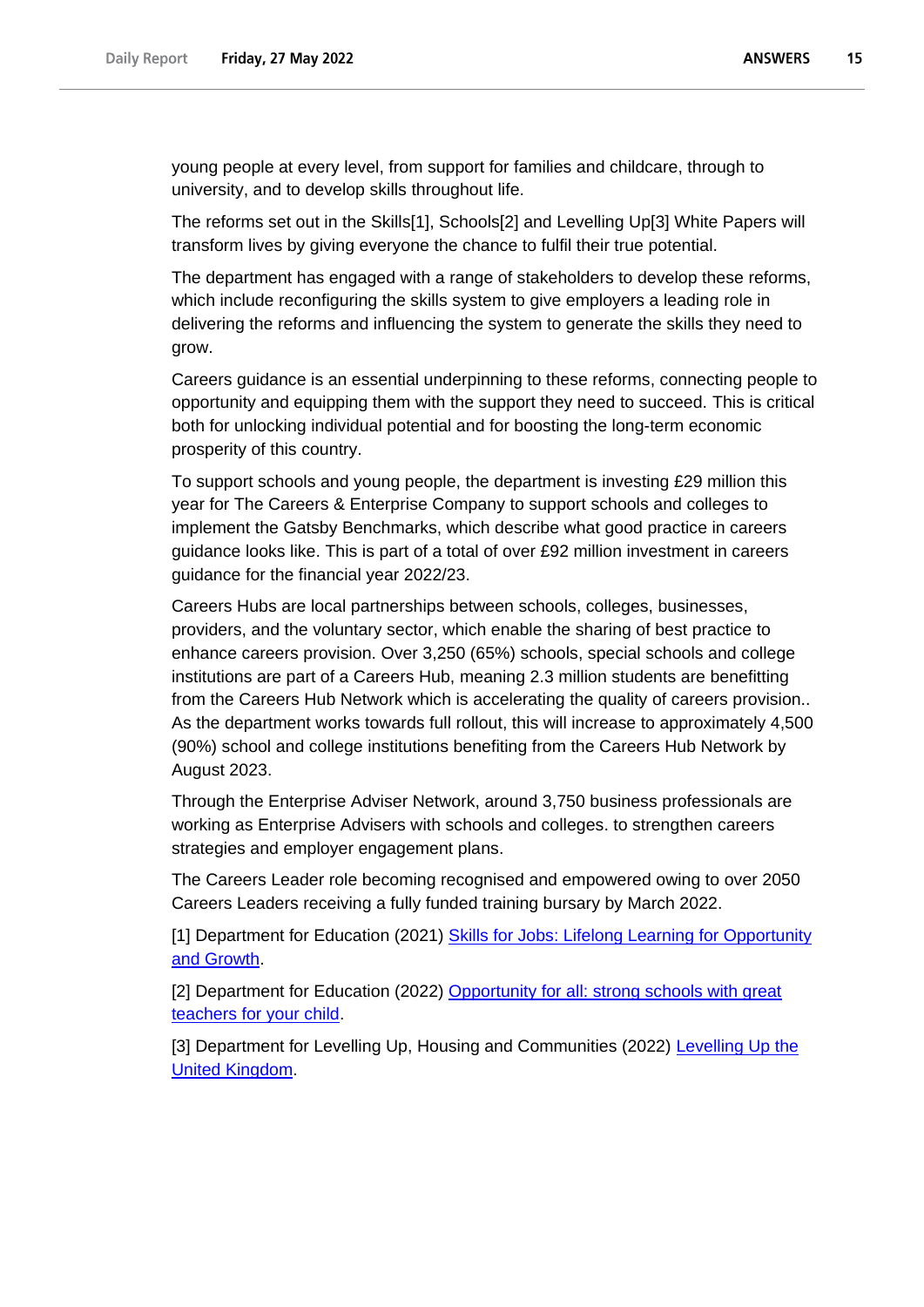young people at every level, from support for families and childcare, through to university, and to develop skills throughout life.

The reforms set out in the Skills[1], Schools[2] and Levelling Up[3] White Papers will transform lives by giving everyone the chance to fulfil their true potential.

The department has engaged with a range of stakeholders to develop these reforms, which include reconfiguring the skills system to give employers a leading role in delivering the reforms and influencing the system to generate the skills they need to grow.

Careers guidance is an essential underpinning to these reforms, connecting people to opportunity and equipping them with the support they need to succeed. This is critical both for unlocking individual potential and for boosting the long-term economic prosperity of this country.

To support schools and young people, the department is investing £29 million this year for The Careers & Enterprise Company to support schools and colleges to implement the Gatsby Benchmarks, which describe what good practice in careers guidance looks like. This is part of a total of over £92 million investment in careers guidance for the financial year 2022/23.

Careers Hubs are local partnerships between schools, colleges, businesses, providers, and the voluntary sector, which enable the sharing of best practice to enhance careers provision. Over 3,250 (65%) schools, special schools and college institutions are part of a Careers Hub, meaning 2.3 million students are benefitting from the Careers Hub Network which is accelerating the quality of careers provision.. As the department works towards full rollout, this will increase to approximately 4,500 (90%) school and college institutions benefiting from the Careers Hub Network by August 2023.

Through the Enterprise Adviser Network, around 3,750 business professionals are working as Enterprise Advisers with schools and colleges. to strengthen careers strategies and employer engagement plans.

The Careers Leader role becoming recognised and empowered owing to over 2050 Careers Leaders receiving a fully funded training bursary by March 2022.

[1] Department for Education (2021) Skills for Jobs: Lifelong Learning for Opportunity and Growth.

[2] Department for Education (2022) Opportunity for all: strong schools with great teachers for your child.

[3] Department for Levelling Up, Housing and Communities (2022) Levelling Up the United Kingdom.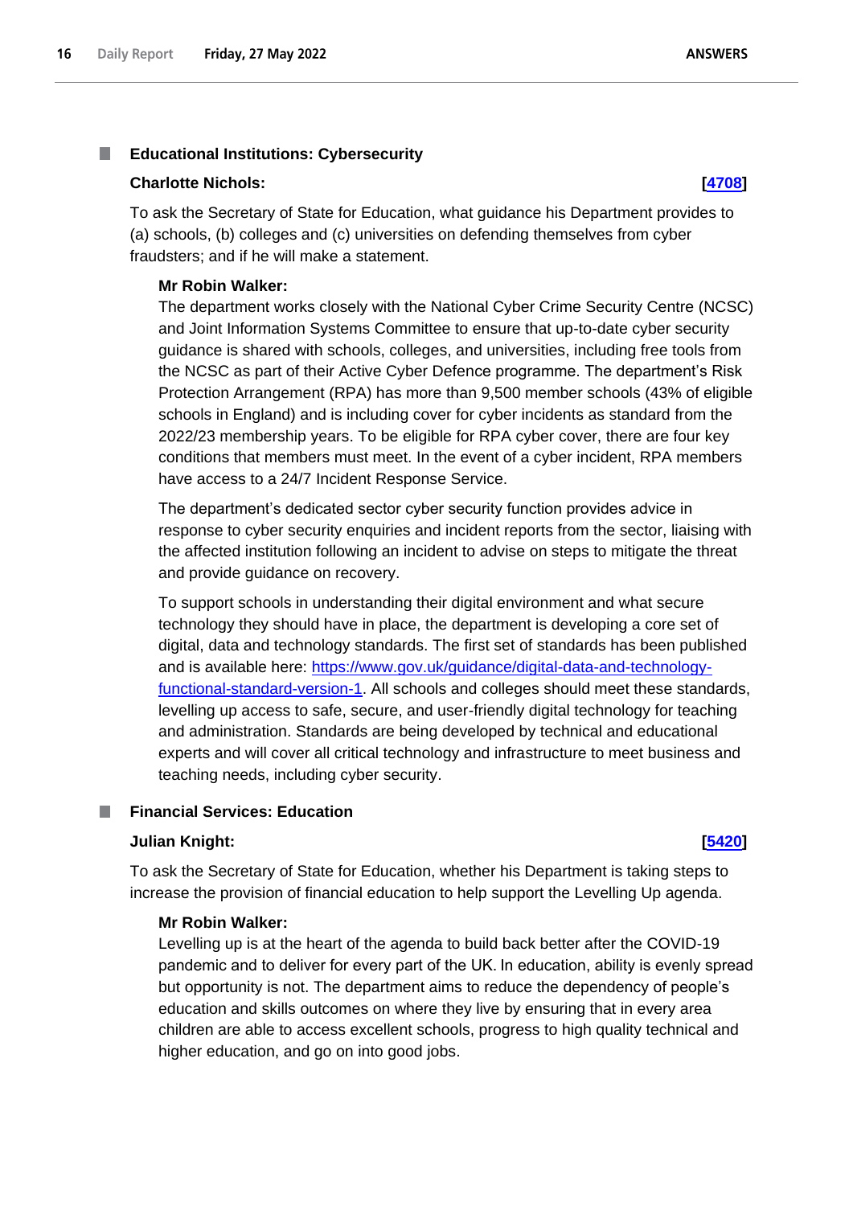### Educational Institutions: Cybersecurity

**Charlotte Nichols:** **[4708]**

To ask the Secretary of State for Education, what guidance his Department provides to (a) schools, (b) colleges and (c) universities on defending themselves from cyber fraudsters; and if he will make a statement.

**Mr Robin Walker:**

The department works closely with the National Cyber Crime Security Centre (NCSC) and Joint Information Systems Committee to ensure that up-to-date cyber security guidance is shared with schools, colleges, and universities, including free tools from the NCSC as part of their Active Cyber Defence programme. The department's Risk Protection Arrangement (RPA) has more than 9,500 member schools (43% of eligible schools in England) and is including cover for cyber incidents as standard from the 2022/23 membership years. To be eligible for RPA cyber cover, there are four key conditions that members must meet. In the event of a cyber incident, RPA members have access to a 24/7 Incident Response Service.

The department's dedicated sector cyber security function provides advice in response to cyber security enquiries and incident reports from the sector, liaising with the affected institution following an incident to advise on steps to mitigate the threat and provide guidance on recovery.

To support schools in understanding their digital environment and what secure technology they should have in place, the department is developing a core set of digital, data and technology standards. The first set of standards has been published and is available here: https://www.gov.uk/guidance/digital-data-and-technology-functional-standard-version-1. All schools and colleges should meet these standards, levelling up access to safe, secure, and user-friendly digital technology for teaching and administration. Standards are being developed by technical and educational experts and will cover all critical technology and infrastructure to meet business and teaching needs, including cyber security.

### Financial Services: Education

**Julian Knight:** **[5420]**

To ask the Secretary of State for Education, whether his Department is taking steps to increase the provision of financial education to help support the Levelling Up agenda.

**Mr Robin Walker:**

Levelling up is at the heart of the agenda to build back better after the COVID-19 pandemic and to deliver for every part of the UK. In education, ability is evenly spread but opportunity is not. The department aims to reduce the dependency of people's education and skills outcomes on where they live by ensuring that in every area children are able to access excellent schools, progress to high quality technical and higher education, and go on into good jobs.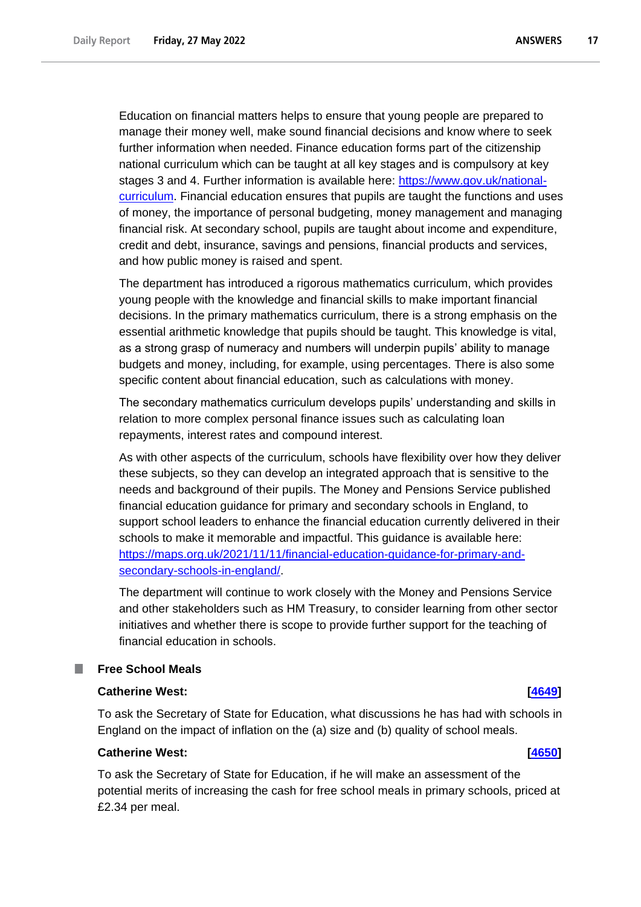Education on financial matters helps to ensure that young people are prepared to manage their money well, make sound financial decisions and know where to seek further information when needed. Finance education forms part of the citizenship national curriculum which can be taught at all key stages and is compulsory at key stages 3 and 4. Further information is available here: [https://www.gov.uk/national-curriculum](https://www.gov.uk/national-curriculum). Financial education ensures that pupils are taught the functions and uses of money, the importance of personal budgeting, money management and managing financial risk. At secondary school, pupils are taught about income and expenditure, credit and debt, insurance, savings and pensions, financial products and services, and how public money is raised and spent.

The department has introduced a rigorous mathematics curriculum, which provides young people with the knowledge and financial skills to make important financial decisions. In the primary mathematics curriculum, there is a strong emphasis on the essential arithmetic knowledge that pupils should be taught. This knowledge is vital, as a strong grasp of numeracy and numbers will underpin pupils' ability to manage budgets and money, including, for example, using percentages. There is also some specific content about financial education, such as calculations with money.

The secondary mathematics curriculum develops pupils' understanding and skills in relation to more complex personal finance issues such as calculating loan repayments, interest rates and compound interest.

As with other aspects of the curriculum, schools have flexibility over how they deliver these subjects, so they can develop an integrated approach that is sensitive to the needs and background of their pupils. The Money and Pensions Service published financial education guidance for primary and secondary schools in England, to support school leaders to enhance the financial education currently delivered in their schools to make it memorable and impactful. This guidance is available here: [https://maps.org.uk/2021/11/11/financial-education-guidance-for-primary-and-secondary-schools-in-england/](https://maps.org.uk/2021/11/11/financial-education-guidance-for-primary-and-secondary-schools-in-england/).

The department will continue to work closely with the Money and Pensions Service and other stakeholders such as HM Treasury, to consider learning from other sector initiatives and whether there is scope to provide further support for the teaching of financial education in schools.

## Free School Meals

**Catherine West:** **[4649]**

To ask the Secretary of State for Education, what discussions he has had with schools in England on the impact of inflation on the (a) size and (b) quality of school meals.

**Catherine West:** **[4650]**

To ask the Secretary of State for Education, if he will make an assessment of the potential merits of increasing the cash for free school meals in primary schools, priced at £2.34 per meal.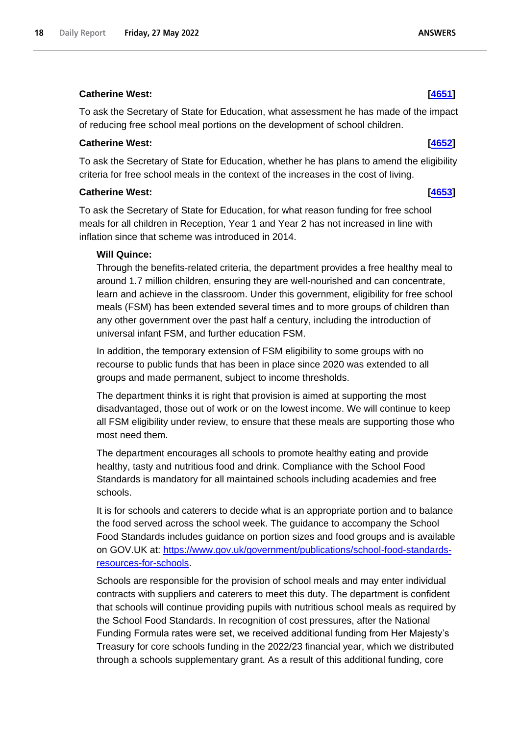**Catherine West:** **[4651]**

To ask the Secretary of State for Education, what assessment he has made of the impact of reducing free school meal portions on the development of school children.

**Catherine West:** **[4652]**

To ask the Secretary of State for Education, whether he has plans to amend the eligibility criteria for free school meals in the context of the increases in the cost of living.

**Catherine West:** **[4653]**

To ask the Secretary of State for Education, for what reason funding for free school meals for all children in Reception, Year 1 and Year 2 has not increased in line with inflation since that scheme was introduced in 2014.

**Will Quince:**

Through the benefits-related criteria, the department provides a free healthy meal to around 1.7 million children, ensuring they are well-nourished and can concentrate, learn and achieve in the classroom. Under this government, eligibility for free school meals (FSM) has been extended several times and to more groups of children than any other government over the past half a century, including the introduction of universal infant FSM, and further education FSM.

In addition, the temporary extension of FSM eligibility to some groups with no recourse to public funds that has been in place since 2020 was extended to all groups and made permanent, subject to income thresholds.

The department thinks it is right that provision is aimed at supporting the most disadvantaged, those out of work or on the lowest income. We will continue to keep all FSM eligibility under review, to ensure that these meals are supporting those who most need them.

The department encourages all schools to promote healthy eating and provide healthy, tasty and nutritious food and drink. Compliance with the School Food Standards is mandatory for all maintained schools including academies and free schools.

It is for schools and caterers to decide what is an appropriate portion and to balance the food served across the school week. The guidance to accompany the School Food Standards includes guidance on portion sizes and food groups and is available on GOV.UK at: https://www.gov.uk/government/publications/school-food-standards-resources-for-schools.

Schools are responsible for the provision of school meals and may enter individual contracts with suppliers and caterers to meet this duty. The department is confident that schools will continue providing pupils with nutritious school meals as required by the School Food Standards. In recognition of cost pressures, after the National Funding Formula rates were set, we received additional funding from Her Majesty's Treasury for core schools funding in the 2022/23 financial year, which we distributed through a schools supplementary grant. As a result of this additional funding, core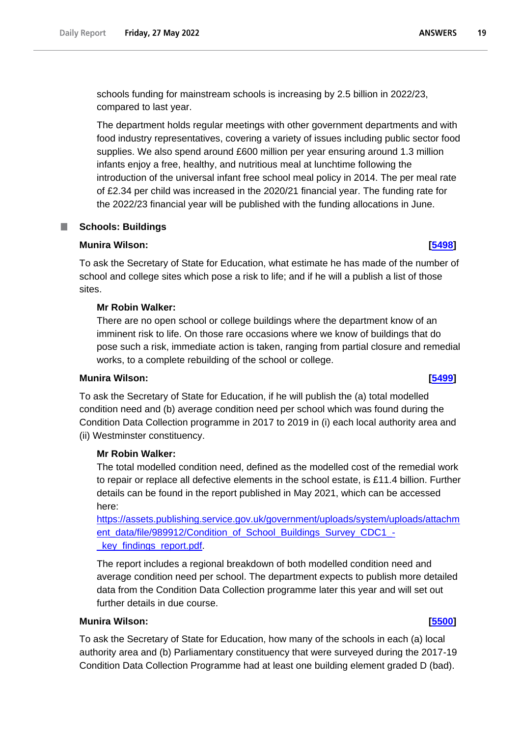schools funding for mainstream schools is increasing by 2.5 billion in 2022/23, compared to last year.

The department holds regular meetings with other government departments and with food industry representatives, covering a variety of issues including public sector food supplies. We also spend around £600 million per year ensuring around 1.3 million infants enjoy a free, healthy, and nutritious meal at lunchtime following the introduction of the universal infant free school meal policy in 2014. The per meal rate of £2.34 per child was increased in the 2020/21 financial year. The funding rate for the 2022/23 financial year will be published with the funding allocations in June.

## Schools: Buildings

**Munira Wilson:** **[5498]**

To ask the Secretary of State for Education, what estimate he has made of the number of school and college sites which pose a risk to life; and if he will a publish a list of those sites.

**Mr Robin Walker:**

There are no open school or college buildings where the department know of an imminent risk to life. On those rare occasions where we know of buildings that do pose such a risk, immediate action is taken, ranging from partial closure and remedial works, to a complete rebuilding of the school or college.

**Munira Wilson:** **[5499]**

To ask the Secretary of State for Education, if he will publish the (a) total modelled condition need and (b) average condition need per school which was found during the Condition Data Collection programme in 2017 to 2019 in (i) each local authority area and (ii) Westminster constituency.

**Mr Robin Walker:**

The total modelled condition need, defined as the modelled cost of the remedial work to repair or replace all defective elements in the school estate, is £11.4 billion. Further details can be found in the report published in May 2021, which can be accessed here:

https://assets.publishing.service.gov.uk/government/uploads/system/uploads/attachment_data/file/989912/Condition_of_School_Buildings_Survey_CDC1_-_key_findings_report.pdf.

The report includes a regional breakdown of both modelled condition need and average condition need per school. The department expects to publish more detailed data from the Condition Data Collection programme later this year and will set out further details in due course.

**Munira Wilson:** **[5500]**

To ask the Secretary of State for Education, how many of the schools in each (a) local authority area and (b) Parliamentary constituency that were surveyed during the 2017-19 Condition Data Collection Programme had at least one building element graded D (bad).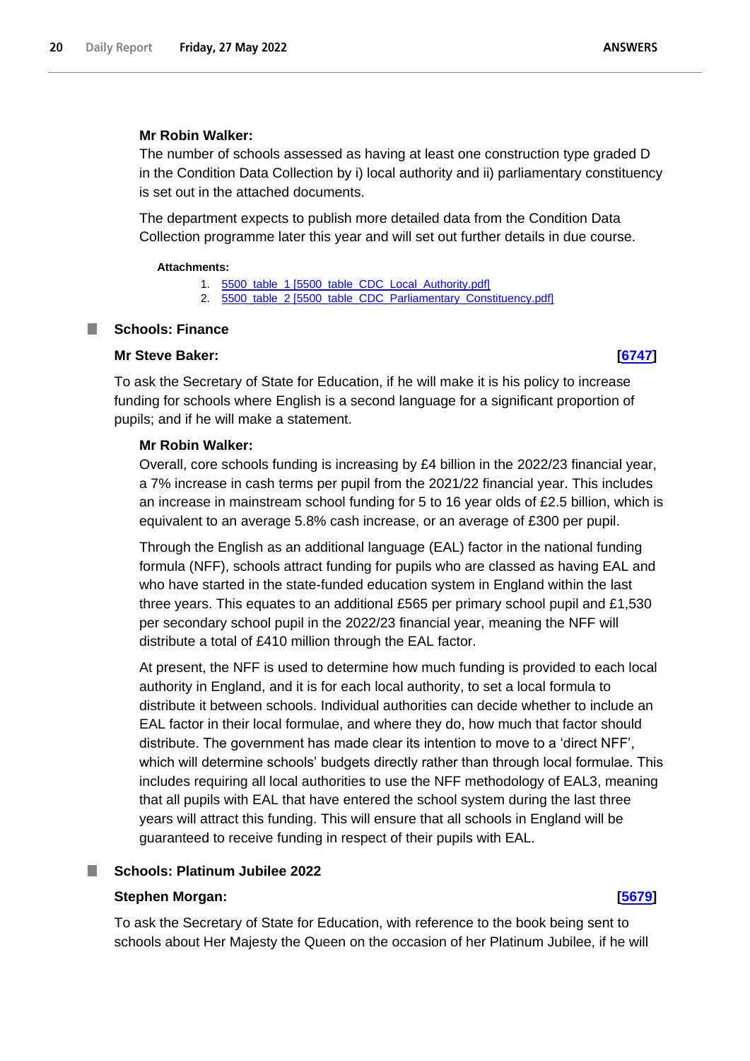**Mr Robin Walker:**

The number of schools assessed as having at least one construction type graded D in the Condition Data Collection by i) local authority and ii) parliamentary constituency is set out in the attached documents.

The department expects to publish more detailed data from the Condition Data Collection programme later this year and will set out further details in due course.

**Attachments:**

1. [5500_table_1 [5500_table_CDC_Local_Authority.pdf]]
2. [5500_table_2 [5500_table_CDC_Parliamentary_Constituency.pdf]]

## Schools: Finance

**Mr Steve Baker:** **[6747]**

To ask the Secretary of State for Education, if he will make it is his policy to increase funding for schools where English is a second language for a significant proportion of pupils; and if he will make a statement.

**Mr Robin Walker:**

Overall, core schools funding is increasing by £4 billion in the 2022/23 financial year, a 7% increase in cash terms per pupil from the 2021/22 financial year. This includes an increase in mainstream school funding for 5 to 16 year olds of £2.5 billion, which is equivalent to an average 5.8% cash increase, or an average of £300 per pupil.

Through the English as an additional language (EAL) factor in the national funding formula (NFF), schools attract funding for pupils who are classed as having EAL and who have started in the state-funded education system in England within the last three years. This equates to an additional £565 per primary school pupil and £1,530 per secondary school pupil in the 2022/23 financial year, meaning the NFF will distribute a total of £410 million through the EAL factor.

At present, the NFF is used to determine how much funding is provided to each local authority in England, and it is for each local authority, to set a local formula to distribute it between schools. Individual authorities can decide whether to include an EAL factor in their local formulae, and where they do, how much that factor should distribute. The government has made clear its intention to move to a 'direct NFF', which will determine schools' budgets directly rather than through local formulae. This includes requiring all local authorities to use the NFF methodology of EAL3, meaning that all pupils with EAL that have entered the school system during the last three years will attract this funding. This will ensure that all schools in England will be guaranteed to receive funding in respect of their pupils with EAL.

## Schools: Platinum Jubilee 2022

**Stephen Morgan:** **[5679]**

To ask the Secretary of State for Education, with reference to the book being sent to schools about Her Majesty the Queen on the occasion of her Platinum Jubilee, if he will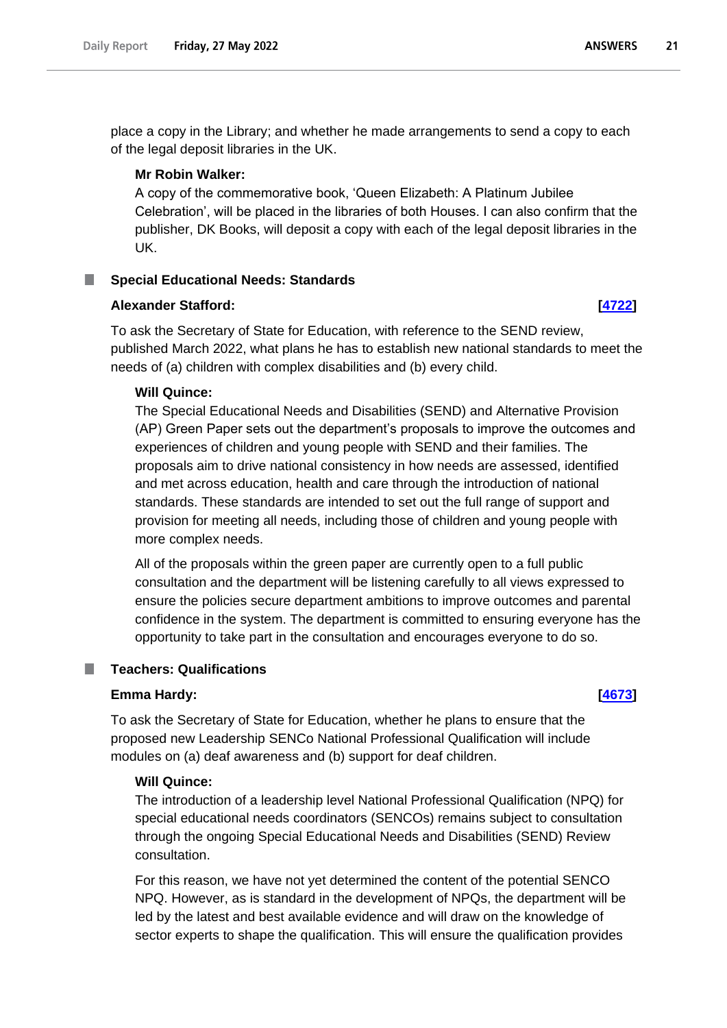place a copy in the Library; and whether he made arrangements to send a copy to each of the legal deposit libraries in the UK.

**Mr Robin Walker:**

A copy of the commemorative book, 'Queen Elizabeth: A Platinum Jubilee Celebration', will be placed in the libraries of both Houses. I can also confirm that the publisher, DK Books, will deposit a copy with each of the legal deposit libraries in the UK.

## Special Educational Needs: Standards

**Alexander Stafford:** **[4722]**

To ask the Secretary of State for Education, with reference to the SEND review, published March 2022, what plans he has to establish new national standards to meet the needs of (a) children with complex disabilities and (b) every child.

**Will Quince:**

The Special Educational Needs and Disabilities (SEND) and Alternative Provision (AP) Green Paper sets out the department's proposals to improve the outcomes and experiences of children and young people with SEND and their families. The proposals aim to drive national consistency in how needs are assessed, identified and met across education, health and care through the introduction of national standards. These standards are intended to set out the full range of support and provision for meeting all needs, including those of children and young people with more complex needs.

All of the proposals within the green paper are currently open to a full public consultation and the department will be listening carefully to all views expressed to ensure the policies secure department ambitions to improve outcomes and parental confidence in the system. The department is committed to ensuring everyone has the opportunity to take part in the consultation and encourages everyone to do so.

## Teachers: Qualifications

**Emma Hardy:** **[4673]**

To ask the Secretary of State for Education, whether he plans to ensure that the proposed new Leadership SENCo National Professional Qualification will include modules on (a) deaf awareness and (b) support for deaf children.

**Will Quince:**

The introduction of a leadership level National Professional Qualification (NPQ) for special educational needs coordinators (SENCOs) remains subject to consultation through the ongoing Special Educational Needs and Disabilities (SEND) Review consultation.

For this reason, we have not yet determined the content of the potential SENCO NPQ. However, as is standard in the development of NPQs, the department will be led by the latest and best available evidence and will draw on the knowledge of sector experts to shape the qualification. This will ensure the qualification provides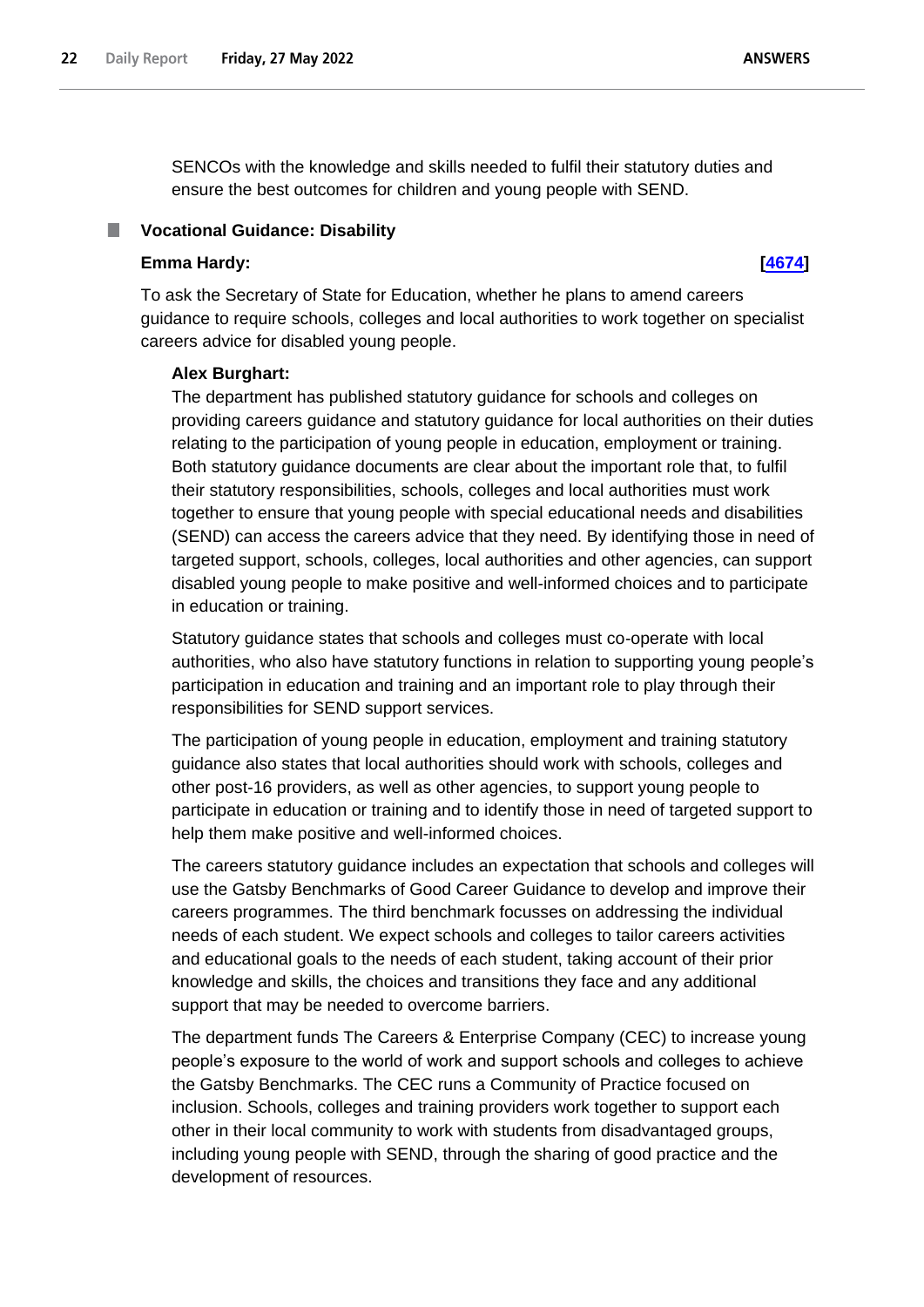SENCOs with the knowledge and skills needed to fulfil their statutory duties and ensure the best outcomes for children and young people with SEND.

### Vocational Guidance: Disability

**Emma Hardy:** **[4674]**

To ask the Secretary of State for Education, whether he plans to amend careers guidance to require schools, colleges and local authorities to work together on specialist careers advice for disabled young people.

**Alex Burghart:**

The department has published statutory guidance for schools and colleges on providing careers guidance and statutory guidance for local authorities on their duties relating to the participation of young people in education, employment or training. Both statutory guidance documents are clear about the important role that, to fulfil their statutory responsibilities, schools, colleges and local authorities must work together to ensure that young people with special educational needs and disabilities (SEND) can access the careers advice that they need. By identifying those in need of targeted support, schools, colleges, local authorities and other agencies, can support disabled young people to make positive and well-informed choices and to participate in education or training.

Statutory guidance states that schools and colleges must co-operate with local authorities, who also have statutory functions in relation to supporting young people's participation in education and training and an important role to play through their responsibilities for SEND support services.

The participation of young people in education, employment and training statutory guidance also states that local authorities should work with schools, colleges and other post-16 providers, as well as other agencies, to support young people to participate in education or training and to identify those in need of targeted support to help them make positive and well-informed choices.

The careers statutory guidance includes an expectation that schools and colleges will use the Gatsby Benchmarks of Good Career Guidance to develop and improve their careers programmes. The third benchmark focusses on addressing the individual needs of each student. We expect schools and colleges to tailor careers activities and educational goals to the needs of each student, taking account of their prior knowledge and skills, the choices and transitions they face and any additional support that may be needed to overcome barriers.

The department funds The Careers & Enterprise Company (CEC) to increase young people's exposure to the world of work and support schools and colleges to achieve the Gatsby Benchmarks. The CEC runs a Community of Practice focused on inclusion. Schools, colleges and training providers work together to support each other in their local community to work with students from disadvantaged groups, including young people with SEND, through the sharing of good practice and the development of resources.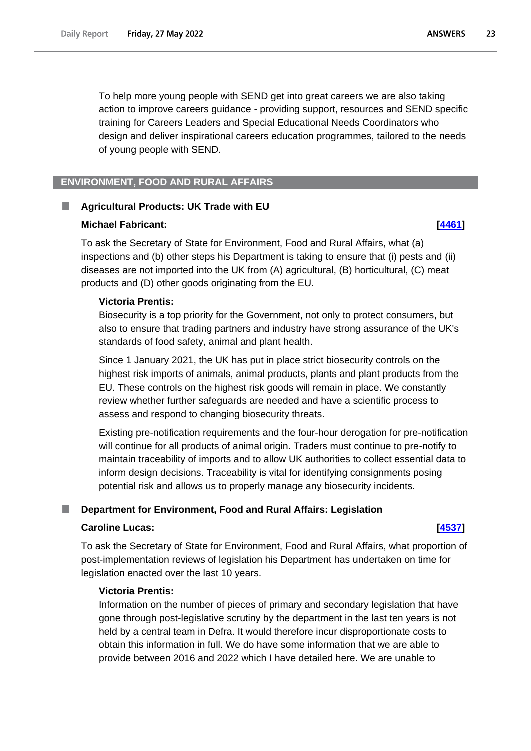To help more young people with SEND get into great careers we are also taking action to improve careers guidance - providing support, resources and SEND specific training for Careers Leaders and Special Educational Needs Coordinators who design and deliver inspirational careers education programmes, tailored to the needs of young people with SEND.

## ENVIRONMENT, FOOD AND RURAL AFFAIRS

### Agricultural Products: UK Trade with EU

**Michael Fabricant:** **[4461]**

To ask the Secretary of State for Environment, Food and Rural Affairs, what (a) inspections and (b) other steps his Department is taking to ensure that (i) pests and (ii) diseases are not imported into the UK from (A) agricultural, (B) horticultural, (C) meat products and (D) other goods originating from the EU.

**Victoria Prentis:**

Biosecurity is a top priority for the Government, not only to protect consumers, but also to ensure that trading partners and industry have strong assurance of the UK's standards of food safety, animal and plant health.

Since 1 January 2021, the UK has put in place strict biosecurity controls on the highest risk imports of animals, animal products, plants and plant products from the EU. These controls on the highest risk goods will remain in place. We constantly review whether further safeguards are needed and have a scientific process to assess and respond to changing biosecurity threats.

Existing pre-notification requirements and the four-hour derogation for pre-notification will continue for all products of animal origin. Traders must continue to pre-notify to maintain traceability of imports and to allow UK authorities to collect essential data to inform design decisions. Traceability is vital for identifying consignments posing potential risk and allows us to properly manage any biosecurity incidents.

### Department for Environment, Food and Rural Affairs: Legislation

**Caroline Lucas:** **[4537]**

To ask the Secretary of State for Environment, Food and Rural Affairs, what proportion of post-implementation reviews of legislation his Department has undertaken on time for legislation enacted over the last 10 years.

**Victoria Prentis:**

Information on the number of pieces of primary and secondary legislation that have gone through post-legislative scrutiny by the department in the last ten years is not held by a central team in Defra. It would therefore incur disproportionate costs to obtain this information in full. We do have some information that we are able to provide between 2016 and 2022 which I have detailed here. We are unable to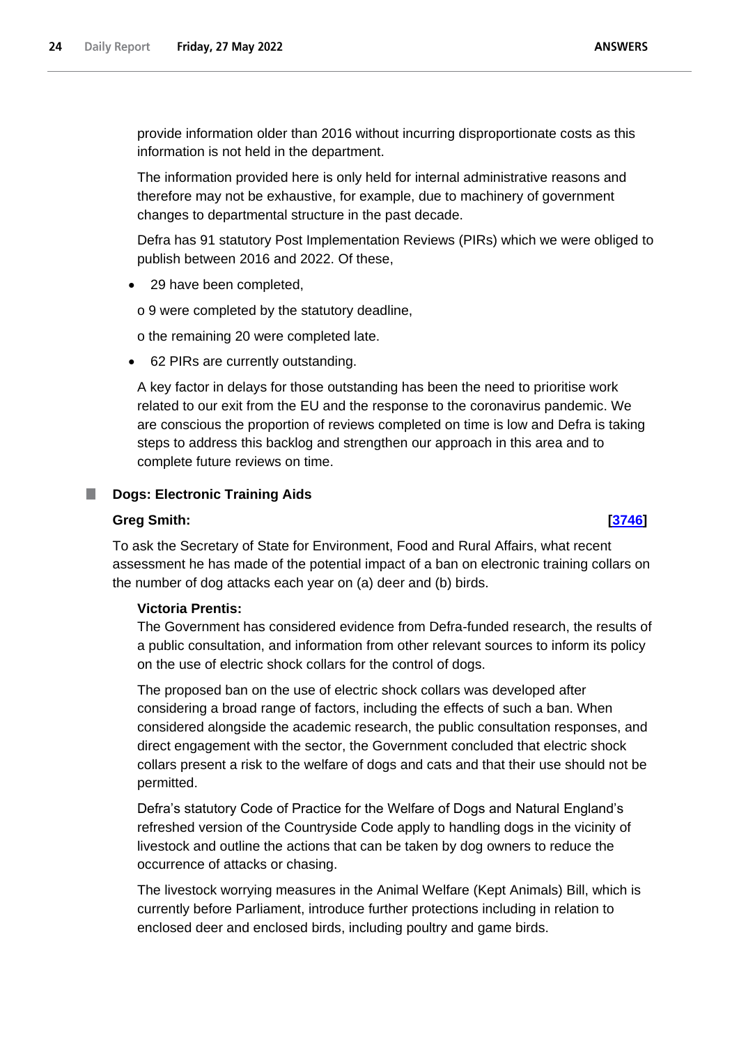provide information older than 2016 without incurring disproportionate costs as this information is not held in the department.

The information provided here is only held for internal administrative reasons and therefore may not be exhaustive, for example, due to machinery of government changes to departmental structure in the past decade.

Defra has 91 statutory Post Implementation Reviews (PIRs) which we were obliged to publish between 2016 and 2022. Of these,

- 29 have been completed,

o 9 were completed by the statutory deadline,

o the remaining 20 were completed late.

- 62 PIRs are currently outstanding.

A key factor in delays for those outstanding has been the need to prioritise work related to our exit from the EU and the response to the coronavirus pandemic. We are conscious the proportion of reviews completed on time is low and Defra is taking steps to address this backlog and strengthen our approach in this area and to complete future reviews on time.

## Dogs: Electronic Training Aids

**Greg Smith:** **[3746]**

To ask the Secretary of State for Environment, Food and Rural Affairs, what recent assessment he has made of the potential impact of a ban on electronic training collars on the number of dog attacks each year on (a) deer and (b) birds.

**Victoria Prentis:**

The Government has considered evidence from Defra-funded research, the results of a public consultation, and information from other relevant sources to inform its policy on the use of electric shock collars for the control of dogs.

The proposed ban on the use of electric shock collars was developed after considering a broad range of factors, including the effects of such a ban. When considered alongside the academic research, the public consultation responses, and direct engagement with the sector, the Government concluded that electric shock collars present a risk to the welfare of dogs and cats and that their use should not be permitted.

Defra's statutory Code of Practice for the Welfare of Dogs and Natural England's refreshed version of the Countryside Code apply to handling dogs in the vicinity of livestock and outline the actions that can be taken by dog owners to reduce the occurrence of attacks or chasing.

The livestock worrying measures in the Animal Welfare (Kept Animals) Bill, which is currently before Parliament, introduce further protections including in relation to enclosed deer and enclosed birds, including poultry and game birds.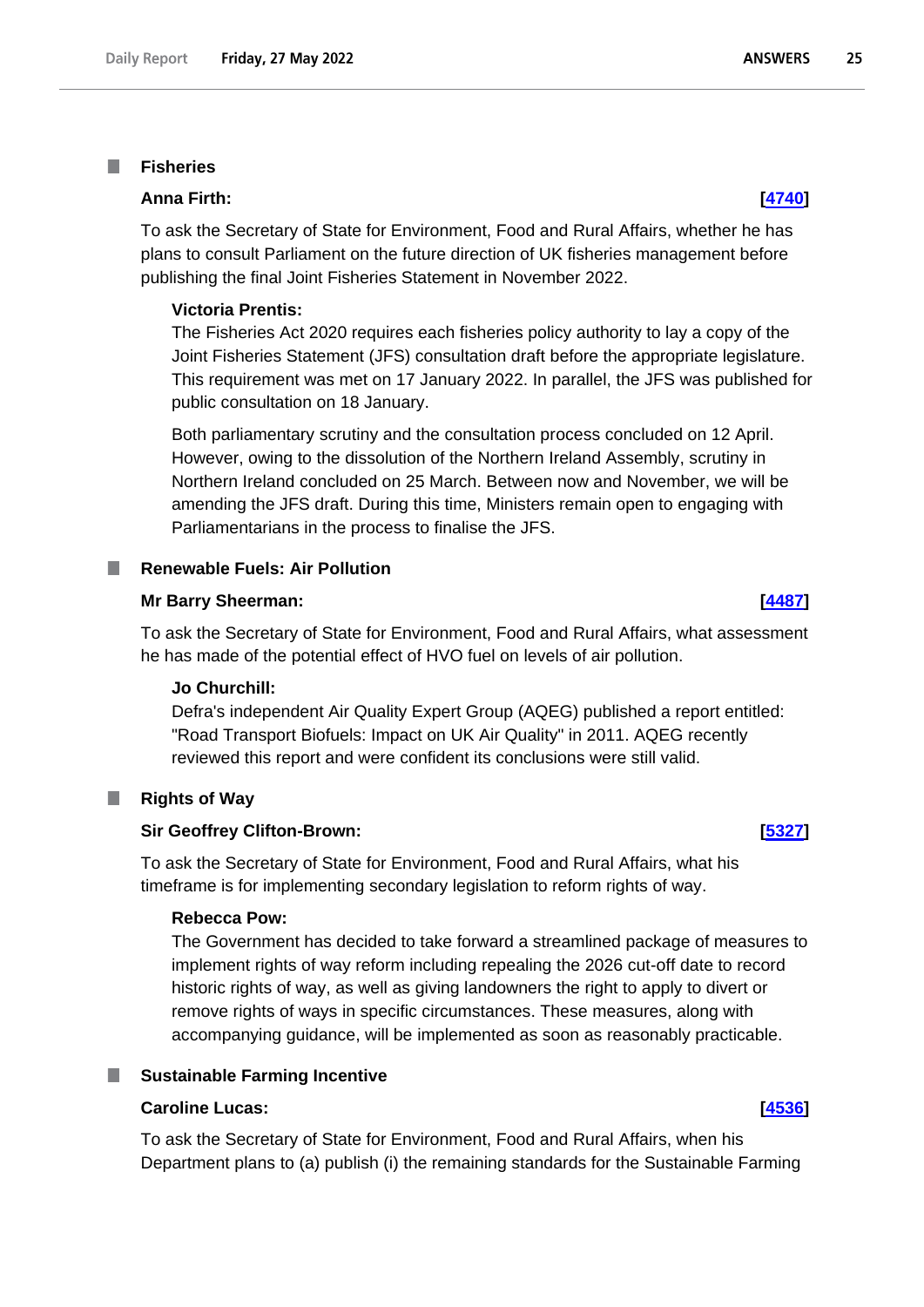## Fisheries

**Anna Firth:** **[4740]**

To ask the Secretary of State for Environment, Food and Rural Affairs, whether he has plans to consult Parliament on the future direction of UK fisheries management before publishing the final Joint Fisheries Statement in November 2022.

**Victoria Prentis:**

The Fisheries Act 2020 requires each fisheries policy authority to lay a copy of the Joint Fisheries Statement (JFS) consultation draft before the appropriate legislature. This requirement was met on 17 January 2022. In parallel, the JFS was published for public consultation on 18 January.

Both parliamentary scrutiny and the consultation process concluded on 12 April. However, owing to the dissolution of the Northern Ireland Assembly, scrutiny in Northern Ireland concluded on 25 March. Between now and November, we will be amending the JFS draft. During this time, Ministers remain open to engaging with Parliamentarians in the process to finalise the JFS.

## Renewable Fuels: Air Pollution

**Mr Barry Sheerman:** **[4487]**

To ask the Secretary of State for Environment, Food and Rural Affairs, what assessment he has made of the potential effect of HVO fuel on levels of air pollution.

**Jo Churchill:**

Defra's independent Air Quality Expert Group (AQEG) published a report entitled: "Road Transport Biofuels: Impact on UK Air Quality" in 2011. AQEG recently reviewed this report and were confident its conclusions were still valid.

## Rights of Way

**Sir Geoffrey Clifton-Brown:** **[5327]**

To ask the Secretary of State for Environment, Food and Rural Affairs, what his timeframe is for implementing secondary legislation to reform rights of way.

**Rebecca Pow:**

The Government has decided to take forward a streamlined package of measures to implement rights of way reform including repealing the 2026 cut-off date to record historic rights of way, as well as giving landowners the right to apply to divert or remove rights of ways in specific circumstances. These measures, along with accompanying guidance, will be implemented as soon as reasonably practicable.

## Sustainable Farming Incentive

**Caroline Lucas:** **[4536]**

To ask the Secretary of State for Environment, Food and Rural Affairs, when his Department plans to (a) publish (i) the remaining standards for the Sustainable Farming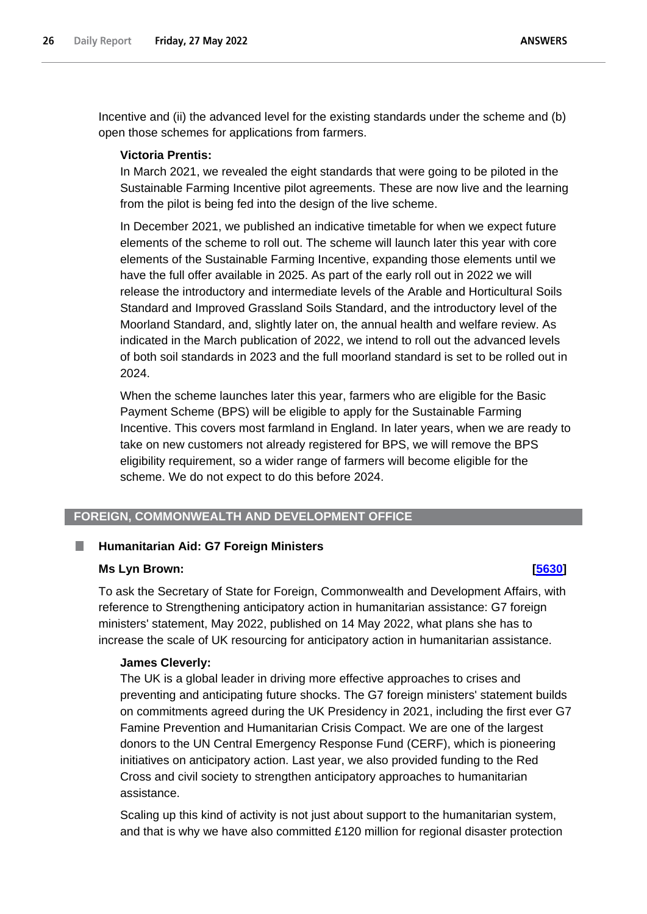Incentive and (ii) the advanced level for the existing standards under the scheme and (b) open those schemes for applications from farmers.

**Victoria Prentis:**

In March 2021, we revealed the eight standards that were going to be piloted in the Sustainable Farming Incentive pilot agreements. These are now live and the learning from the pilot is being fed into the design of the live scheme.

In December 2021, we published an indicative timetable for when we expect future elements of the scheme to roll out. The scheme will launch later this year with core elements of the Sustainable Farming Incentive, expanding those elements until we have the full offer available in 2025. As part of the early roll out in 2022 we will release the introductory and intermediate levels of the Arable and Horticultural Soils Standard and Improved Grassland Soils Standard, and the introductory level of the Moorland Standard, and, slightly later on, the annual health and welfare review. As indicated in the March publication of 2022, we intend to roll out the advanced levels of both soil standards in 2023 and the full moorland standard is set to be rolled out in 2024.

When the scheme launches later this year, farmers who are eligible for the Basic Payment Scheme (BPS) will be eligible to apply for the Sustainable Farming Incentive. This covers most farmland in England. In later years, when we are ready to take on new customers not already registered for BPS, we will remove the BPS eligibility requirement, so a wider range of farmers will become eligible for the scheme. We do not expect to do this before 2024.

## FOREIGN, COMMONWEALTH AND DEVELOPMENT OFFICE

### Humanitarian Aid: G7 Foreign Ministers

**Ms Lyn Brown:** **[5630]**

To ask the Secretary of State for Foreign, Commonwealth and Development Affairs, with reference to Strengthening anticipatory action in humanitarian assistance: G7 foreign ministers' statement, May 2022, published on 14 May 2022, what plans she has to increase the scale of UK resourcing for anticipatory action in humanitarian assistance.

**James Cleverly:**

The UK is a global leader in driving more effective approaches to crises and preventing and anticipating future shocks. The G7 foreign ministers' statement builds on commitments agreed during the UK Presidency in 2021, including the first ever G7 Famine Prevention and Humanitarian Crisis Compact. We are one of the largest donors to the UN Central Emergency Response Fund (CERF), which is pioneering initiatives on anticipatory action. Last year, we also provided funding to the Red Cross and civil society to strengthen anticipatory approaches to humanitarian assistance.

Scaling up this kind of activity is not just about support to the humanitarian system, and that is why we have also committed £120 million for regional disaster protection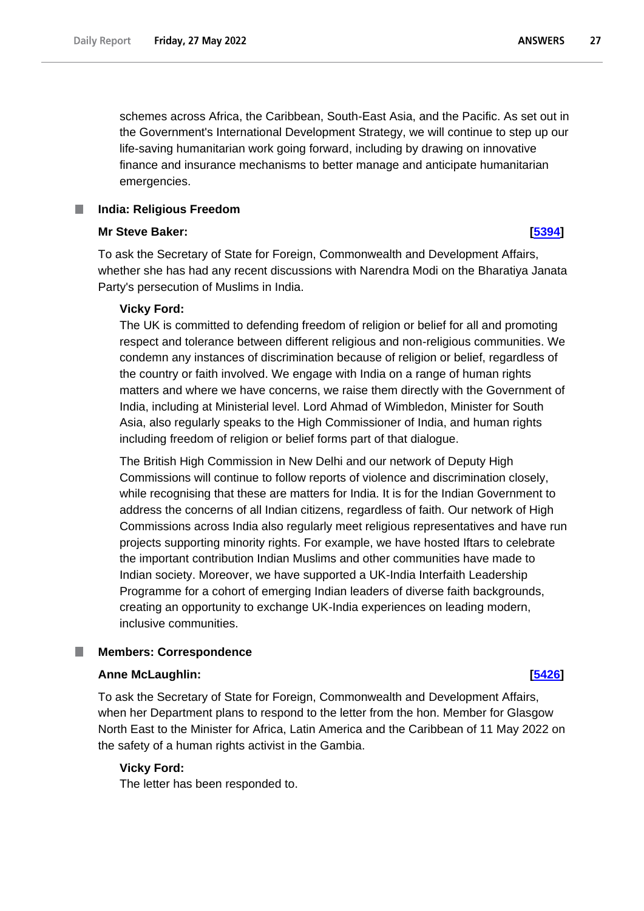schemes across Africa, the Caribbean, South-East Asia, and the Pacific. As set out in the Government's International Development Strategy, we will continue to step up our life-saving humanitarian work going forward, including by drawing on innovative finance and insurance mechanisms to better manage and anticipate humanitarian emergencies.

## India: Religious Freedom

**Mr Steve Baker:** **[5394]**

To ask the Secretary of State for Foreign, Commonwealth and Development Affairs, whether she has had any recent discussions with Narendra Modi on the Bharatiya Janata Party's persecution of Muslims in India.

**Vicky Ford:**

The UK is committed to defending freedom of religion or belief for all and promoting respect and tolerance between different religious and non-religious communities. We condemn any instances of discrimination because of religion or belief, regardless of the country or faith involved. We engage with India on a range of human rights matters and where we have concerns, we raise them directly with the Government of India, including at Ministerial level. Lord Ahmad of Wimbledon, Minister for South Asia, also regularly speaks to the High Commissioner of India, and human rights including freedom of religion or belief forms part of that dialogue.

The British High Commission in New Delhi and our network of Deputy High Commissions will continue to follow reports of violence and discrimination closely, while recognising that these are matters for India. It is for the Indian Government to address the concerns of all Indian citizens, regardless of faith. Our network of High Commissions across India also regularly meet religious representatives and have run projects supporting minority rights. For example, we have hosted Iftars to celebrate the important contribution Indian Muslims and other communities have made to Indian society. Moreover, we have supported a UK-India Interfaith Leadership Programme for a cohort of emerging Indian leaders of diverse faith backgrounds, creating an opportunity to exchange UK-India experiences on leading modern, inclusive communities.

## Members: Correspondence

**Anne McLaughlin:** **[5426]**

To ask the Secretary of State for Foreign, Commonwealth and Development Affairs, when her Department plans to respond to the letter from the hon. Member for Glasgow North East to the Minister for Africa, Latin America and the Caribbean of 11 May 2022 on the safety of a human rights activist in the Gambia.

**Vicky Ford:**

The letter has been responded to.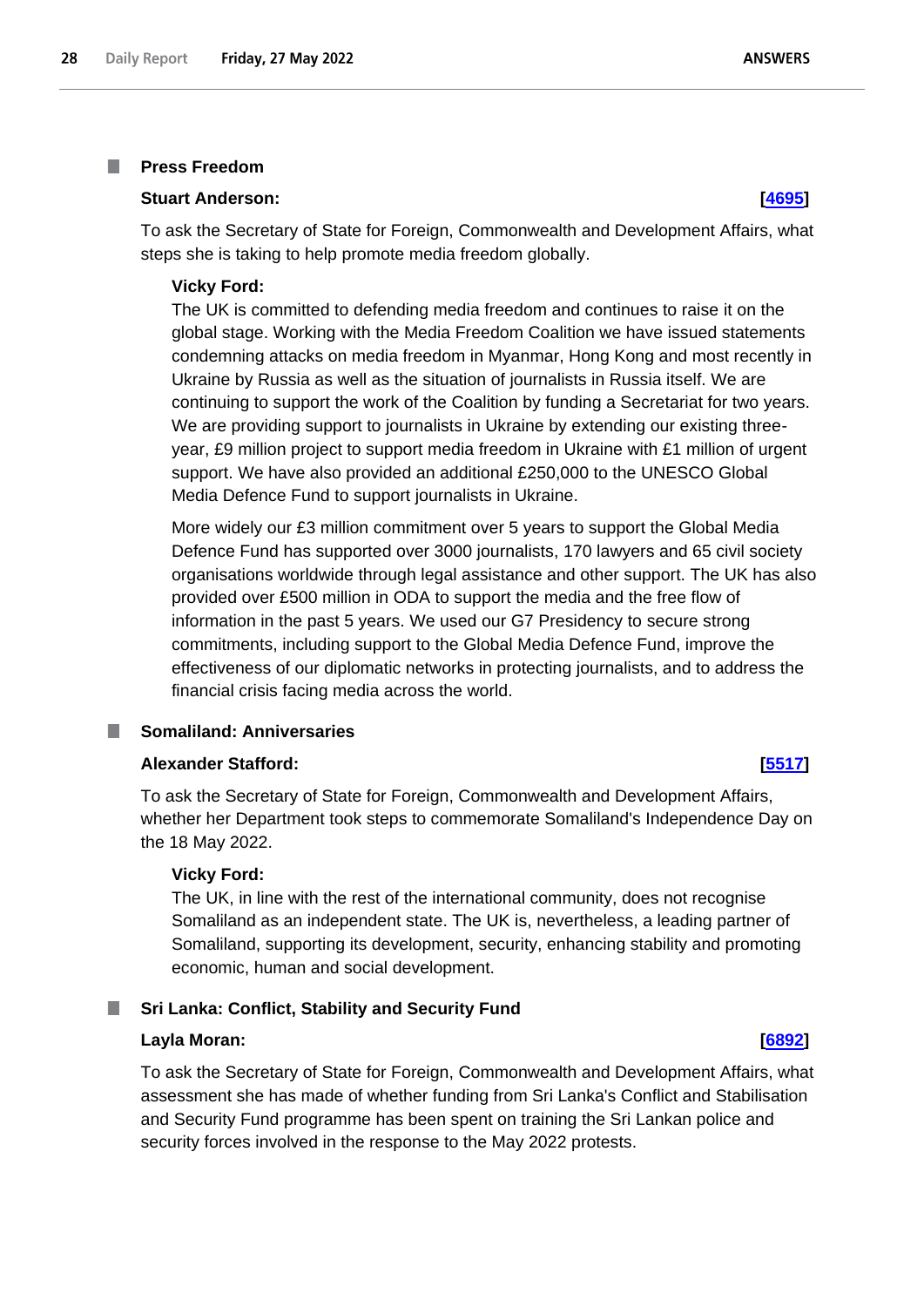### Press Freedom

**Stuart Anderson:** **[4695]**

To ask the Secretary of State for Foreign, Commonwealth and Development Affairs, what steps she is taking to help promote media freedom globally.

**Vicky Ford:**

The UK is committed to defending media freedom and continues to raise it on the global stage. Working with the Media Freedom Coalition we have issued statements condemning attacks on media freedom in Myanmar, Hong Kong and most recently in Ukraine by Russia as well as the situation of journalists in Russia itself. We are continuing to support the work of the Coalition by funding a Secretariat for two years. We are providing support to journalists in Ukraine by extending our existing three-year, £9 million project to support media freedom in Ukraine with £1 million of urgent support. We have also provided an additional £250,000 to the UNESCO Global Media Defence Fund to support journalists in Ukraine.

More widely our £3 million commitment over 5 years to support the Global Media Defence Fund has supported over 3000 journalists, 170 lawyers and 65 civil society organisations worldwide through legal assistance and other support. The UK has also provided over £500 million in ODA to support the media and the free flow of information in the past 5 years. We used our G7 Presidency to secure strong commitments, including support to the Global Media Defence Fund, improve the effectiveness of our diplomatic networks in protecting journalists, and to address the financial crisis facing media across the world.

### Somaliland: Anniversaries

**Alexander Stafford:** **[5517]**

To ask the Secretary of State for Foreign, Commonwealth and Development Affairs, whether her Department took steps to commemorate Somaliland's Independence Day on the 18 May 2022.

**Vicky Ford:**

The UK, in line with the rest of the international community, does not recognise Somaliland as an independent state. The UK is, nevertheless, a leading partner of Somaliland, supporting its development, security, enhancing stability and promoting economic, human and social development.

### Sri Lanka: Conflict, Stability and Security Fund

**Layla Moran:** **[6892]**

To ask the Secretary of State for Foreign, Commonwealth and Development Affairs, what assessment she has made of whether funding from Sri Lanka's Conflict and Stabilisation and Security Fund programme has been spent on training the Sri Lankan police and security forces involved in the response to the May 2022 protests.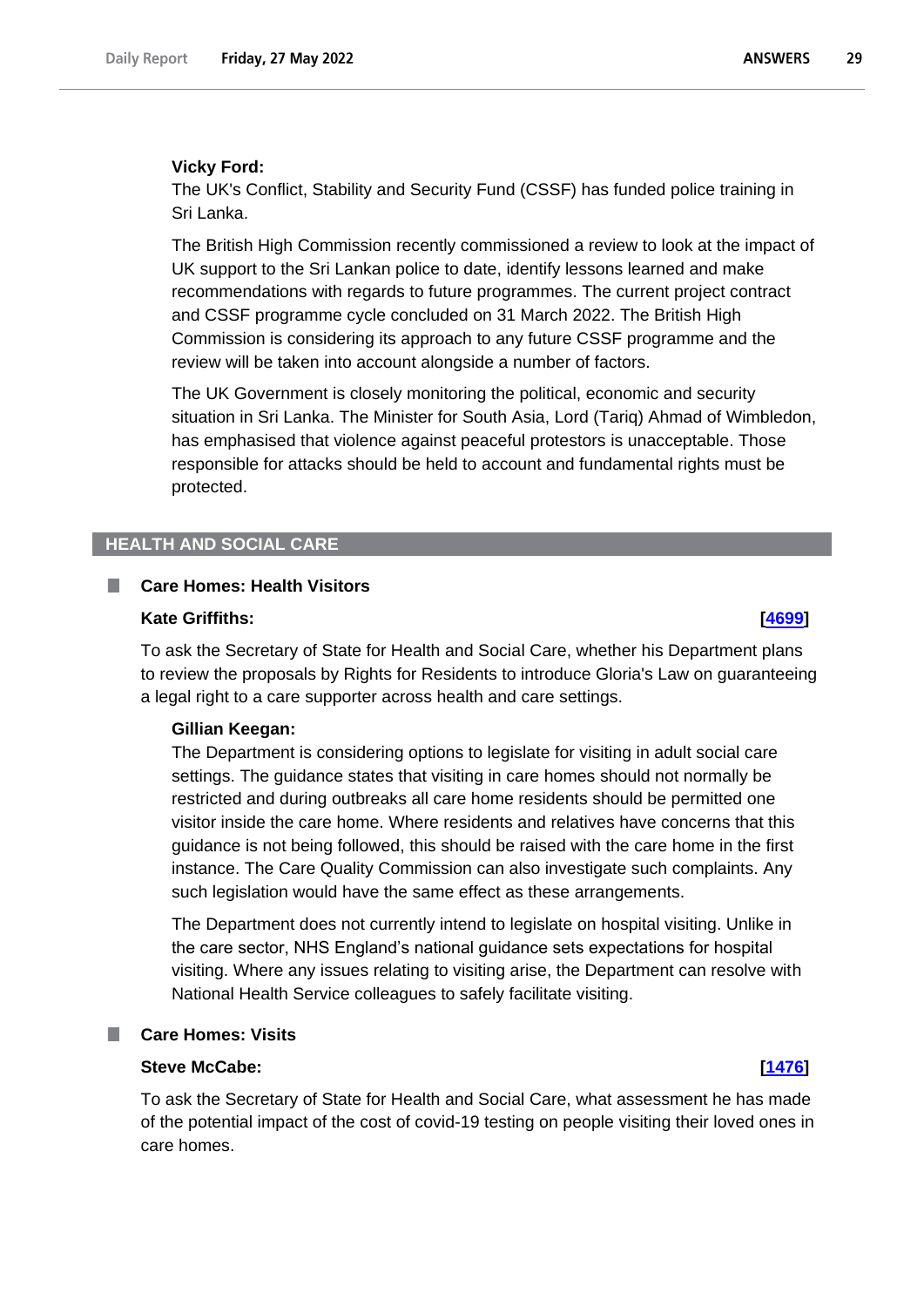**Vicky Ford:**

The UK's Conflict, Stability and Security Fund (CSSF) has funded police training in Sri Lanka.

The British High Commission recently commissioned a review to look at the impact of UK support to the Sri Lankan police to date, identify lessons learned and make recommendations with regards to future programmes. The current project contract and CSSF programme cycle concluded on 31 March 2022. The British High Commission is considering its approach to any future CSSF programme and the review will be taken into account alongside a number of factors.

The UK Government is closely monitoring the political, economic and security situation in Sri Lanka. The Minister for South Asia, Lord (Tariq) Ahmad of Wimbledon, has emphasised that violence against peaceful protestors is unacceptable. Those responsible for attacks should be held to account and fundamental rights must be protected.

## HEALTH AND SOCIAL CARE

### Care Homes: Health Visitors

**Kate Griffiths:** **[4699]**

To ask the Secretary of State for Health and Social Care, whether his Department plans to review the proposals by Rights for Residents to introduce Gloria's Law on guaranteeing a legal right to a care supporter across health and care settings.

**Gillian Keegan:**

The Department is considering options to legislate for visiting in adult social care settings. The guidance states that visiting in care homes should not normally be restricted and during outbreaks all care home residents should be permitted one visitor inside the care home. Where residents and relatives have concerns that this guidance is not being followed, this should be raised with the care home in the first instance. The Care Quality Commission can also investigate such complaints. Any such legislation would have the same effect as these arrangements.

The Department does not currently intend to legislate on hospital visiting. Unlike in the care sector, NHS England's national guidance sets expectations for hospital visiting. Where any issues relating to visiting arise, the Department can resolve with National Health Service colleagues to safely facilitate visiting.

### Care Homes: Visits

**Steve McCabe:** **[1476]**

To ask the Secretary of State for Health and Social Care, what assessment he has made of the potential impact of the cost of covid-19 testing on people visiting their loved ones in care homes.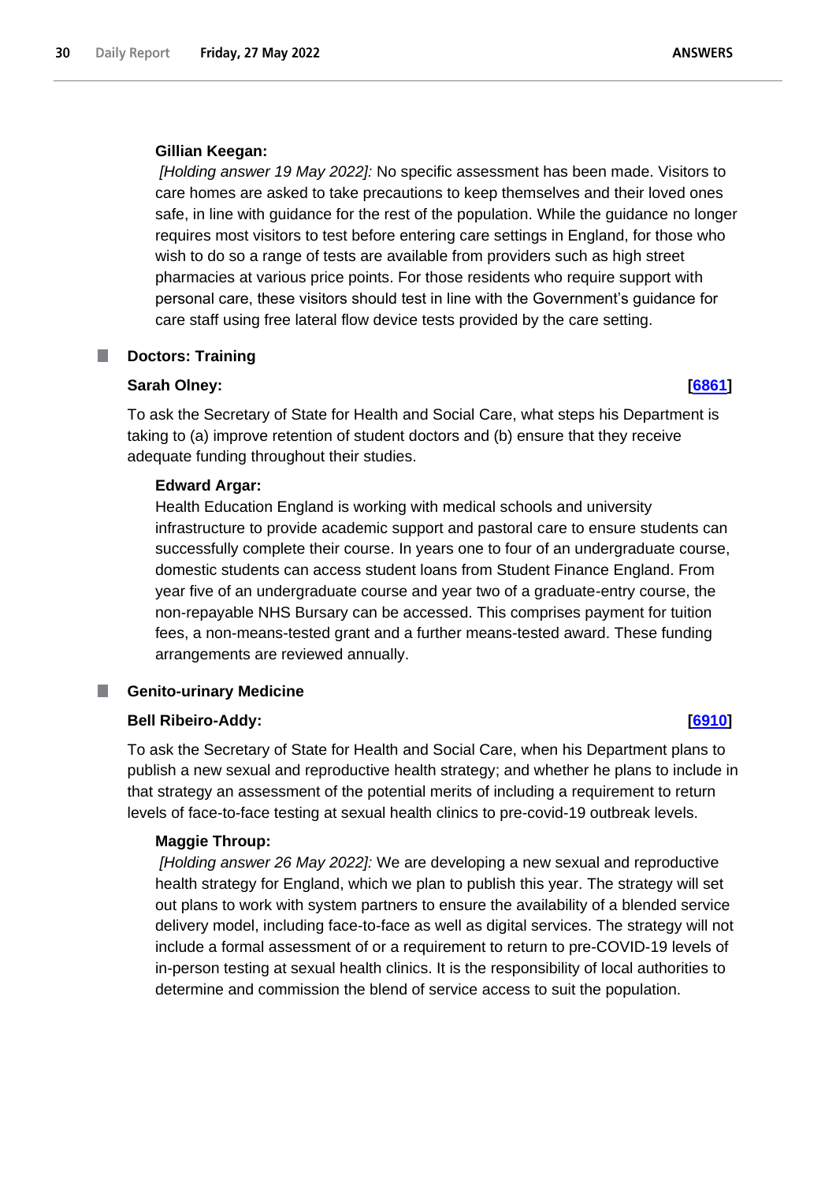**Gillian Keegan:**

*[Holding answer 19 May 2022]:* No specific assessment has been made. Visitors to care homes are asked to take precautions to keep themselves and their loved ones safe, in line with guidance for the rest of the population. While the guidance no longer requires most visitors to test before entering care settings in England, for those who wish to do so a range of tests are available from providers such as high street pharmacies at various price points. For those residents who require support with personal care, these visitors should test in line with the Government's guidance for care staff using free lateral flow device tests provided by the care setting.

## Doctors: Training

**Sarah Olney:** **[6861]**

To ask the Secretary of State for Health and Social Care, what steps his Department is taking to (a) improve retention of student doctors and (b) ensure that they receive adequate funding throughout their studies.

**Edward Argar:**

Health Education England is working with medical schools and university infrastructure to provide academic support and pastoral care to ensure students can successfully complete their course. In years one to four of an undergraduate course, domestic students can access student loans from Student Finance England. From year five of an undergraduate course and year two of a graduate-entry course, the non-repayable NHS Bursary can be accessed. This comprises payment for tuition fees, a non-means-tested grant and a further means-tested award. These funding arrangements are reviewed annually.

## Genito-urinary Medicine

**Bell Ribeiro-Addy:** **[6910]**

To ask the Secretary of State for Health and Social Care, when his Department plans to publish a new sexual and reproductive health strategy; and whether he plans to include in that strategy an assessment of the potential merits of including a requirement to return levels of face-to-face testing at sexual health clinics to pre-covid-19 outbreak levels.

**Maggie Throup:**

*[Holding answer 26 May 2022]:* We are developing a new sexual and reproductive health strategy for England, which we plan to publish this year. The strategy will set out plans to work with system partners to ensure the availability of a blended service delivery model, including face-to-face as well as digital services. The strategy will not include a formal assessment of or a requirement to return to pre-COVID-19 levels of in-person testing at sexual health clinics. It is the responsibility of local authorities to determine and commission the blend of service access to suit the population.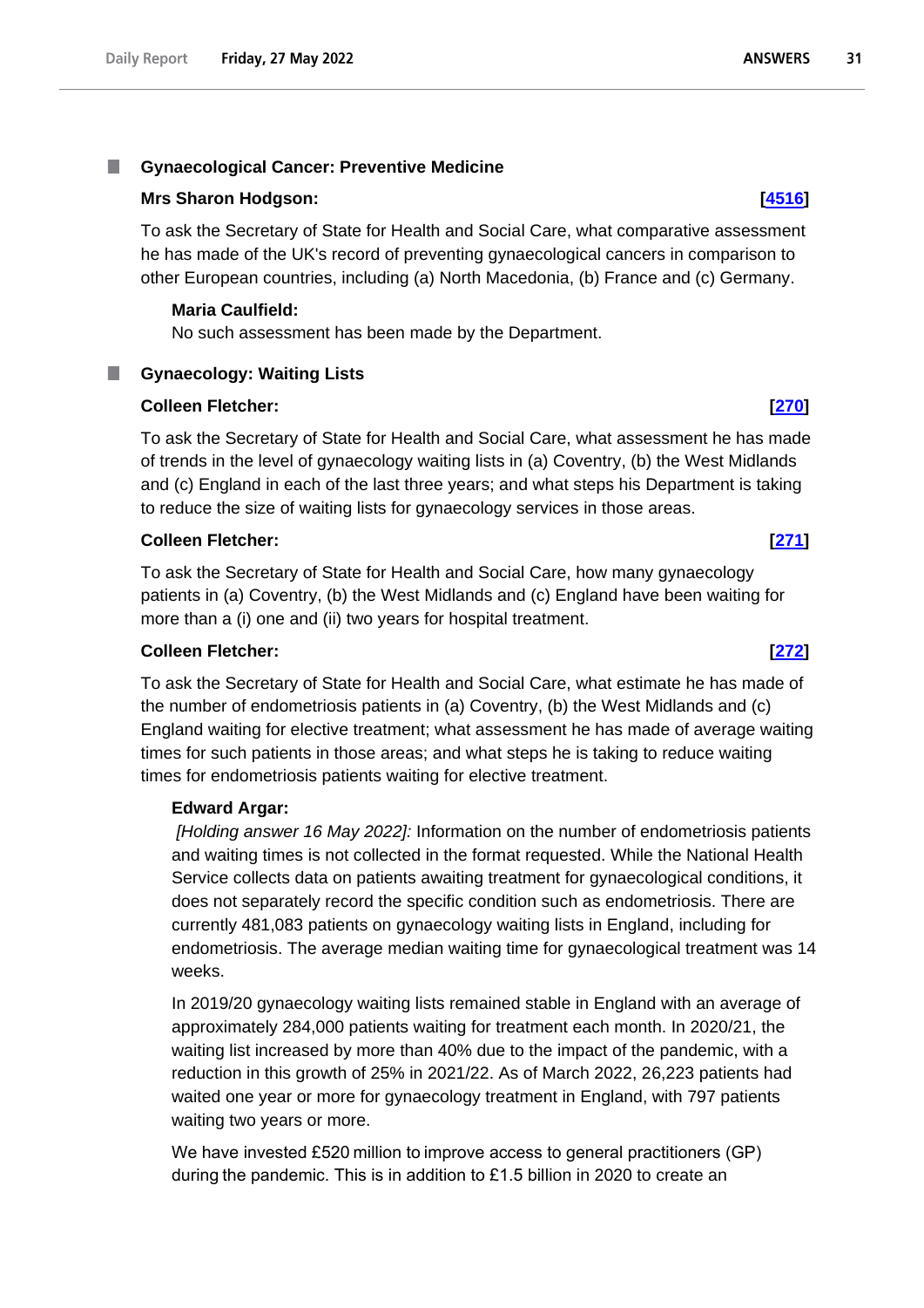## Gynaecological Cancer: Preventive Medicine

**Mrs Sharon Hodgson:** **[4516]**

To ask the Secretary of State for Health and Social Care, what comparative assessment he has made of the UK's record of preventing gynaecological cancers in comparison to other European countries, including (a) North Macedonia, (b) France and (c) Germany.

**Maria Caulfield:**

No such assessment has been made by the Department.

## Gynaecology: Waiting Lists

**Colleen Fletcher:** **[270]**

To ask the Secretary of State for Health and Social Care, what assessment he has made of trends in the level of gynaecology waiting lists in (a) Coventry, (b) the West Midlands and (c) England in each of the last three years; and what steps his Department is taking to reduce the size of waiting lists for gynaecology services in those areas.

**Colleen Fletcher:** **[271]**

To ask the Secretary of State for Health and Social Care, how many gynaecology patients in (a) Coventry, (b) the West Midlands and (c) England have been waiting for more than a (i) one and (ii) two years for hospital treatment.

**Colleen Fletcher:** **[272]**

To ask the Secretary of State for Health and Social Care, what estimate he has made of the number of endometriosis patients in (a) Coventry, (b) the West Midlands and (c) England waiting for elective treatment; what assessment he has made of average waiting times for such patients in those areas; and what steps he is taking to reduce waiting times for endometriosis patients waiting for elective treatment.

**Edward Argar:**

*[Holding answer 16 May 2022]:* Information on the number of endometriosis patients and waiting times is not collected in the format requested. While the National Health Service collects data on patients awaiting treatment for gynaecological conditions, it does not separately record the specific condition such as endometriosis. There are currently 481,083 patients on gynaecology waiting lists in England, including for endometriosis. The average median waiting time for gynaecological treatment was 14 weeks.

In 2019/20 gynaecology waiting lists remained stable in England with an average of approximately 284,000 patients waiting for treatment each month. In 2020/21, the waiting list increased by more than 40% due to the impact of the pandemic, with a reduction in this growth of 25% in 2021/22. As of March 2022, 26,223 patients had waited one year or more for gynaecology treatment in England, with 797 patients waiting two years or more.

We have invested £520 million to improve access to general practitioners (GP) during the pandemic. This is in addition to £1.5 billion in 2020 to create an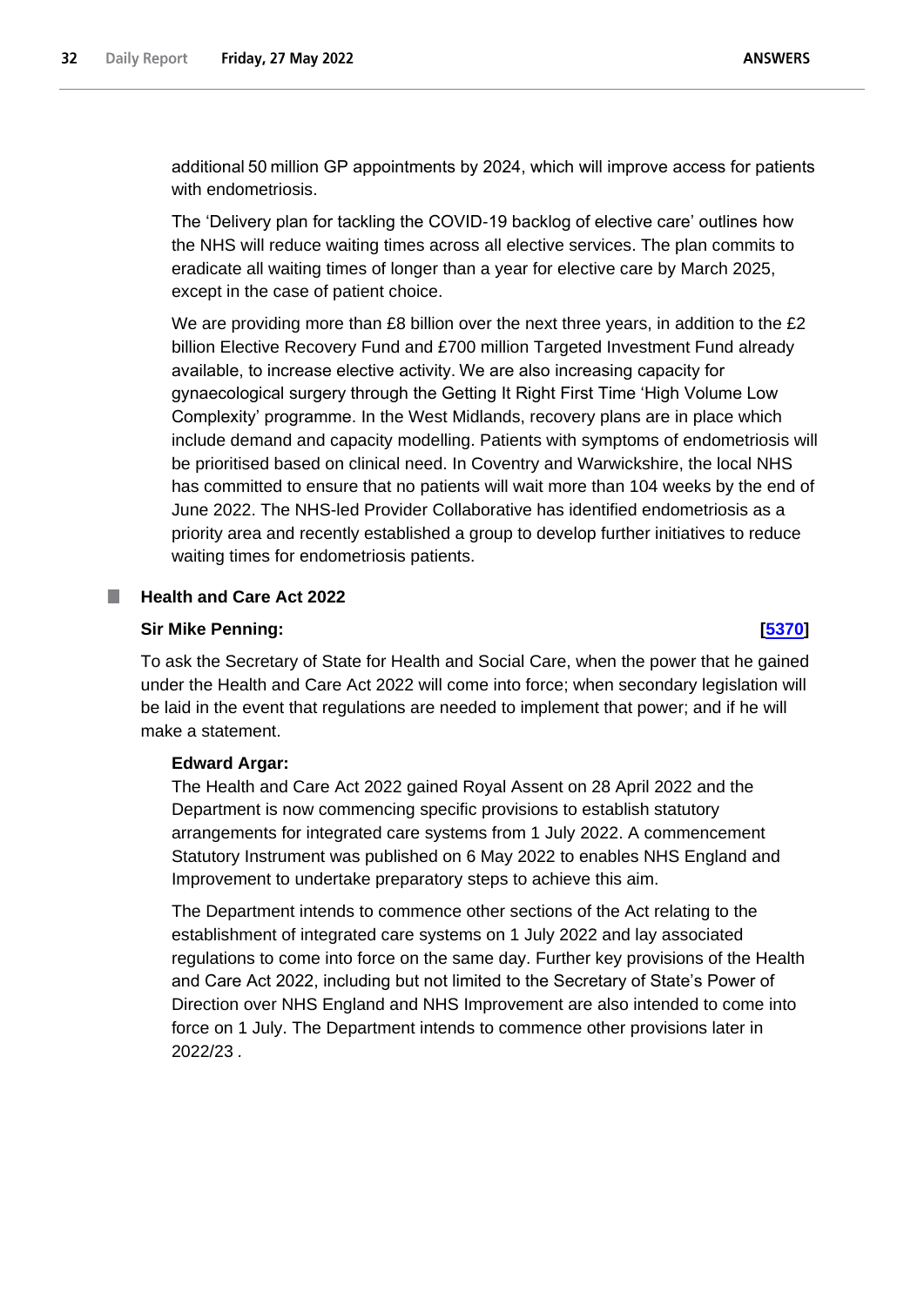additional 50 million GP appointments by 2024, which will improve access for patients with endometriosis.

The 'Delivery plan for tackling the COVID-19 backlog of elective care' outlines how the NHS will reduce waiting times across all elective services. The plan commits to eradicate all waiting times of longer than a year for elective care by March 2025, except in the case of patient choice.

We are providing more than £8 billion over the next three years, in addition to the £2 billion Elective Recovery Fund and £700 million Targeted Investment Fund already available, to increase elective activity. We are also increasing capacity for gynaecological surgery through the Getting It Right First Time 'High Volume Low Complexity' programme. In the West Midlands, recovery plans are in place which include demand and capacity modelling. Patients with symptoms of endometriosis will be prioritised based on clinical need. In Coventry and Warwickshire, the local NHS has committed to ensure that no patients will wait more than 104 weeks by the end of June 2022. The NHS-led Provider Collaborative has identified endometriosis as a priority area and recently established a group to develop further initiatives to reduce waiting times for endometriosis patients.

### Health and Care Act 2022

**Sir Mike Penning:** **[5370]**

To ask the Secretary of State for Health and Social Care, when the power that he gained under the Health and Care Act 2022 will come into force; when secondary legislation will be laid in the event that regulations are needed to implement that power; and if he will make a statement.

**Edward Argar:**

The Health and Care Act 2022 gained Royal Assent on 28 April 2022 and the Department is now commencing specific provisions to establish statutory arrangements for integrated care systems from 1 July 2022. A commencement Statutory Instrument was published on 6 May 2022 to enables NHS England and Improvement to undertake preparatory steps to achieve this aim.

The Department intends to commence other sections of the Act relating to the establishment of integrated care systems on 1 July 2022 and lay associated regulations to come into force on the same day. Further key provisions of the Health and Care Act 2022, including but not limited to the Secretary of State's Power of Direction over NHS England and NHS Improvement are also intended to come into force on 1 July. The Department intends to commence other provisions later in 2022/23 .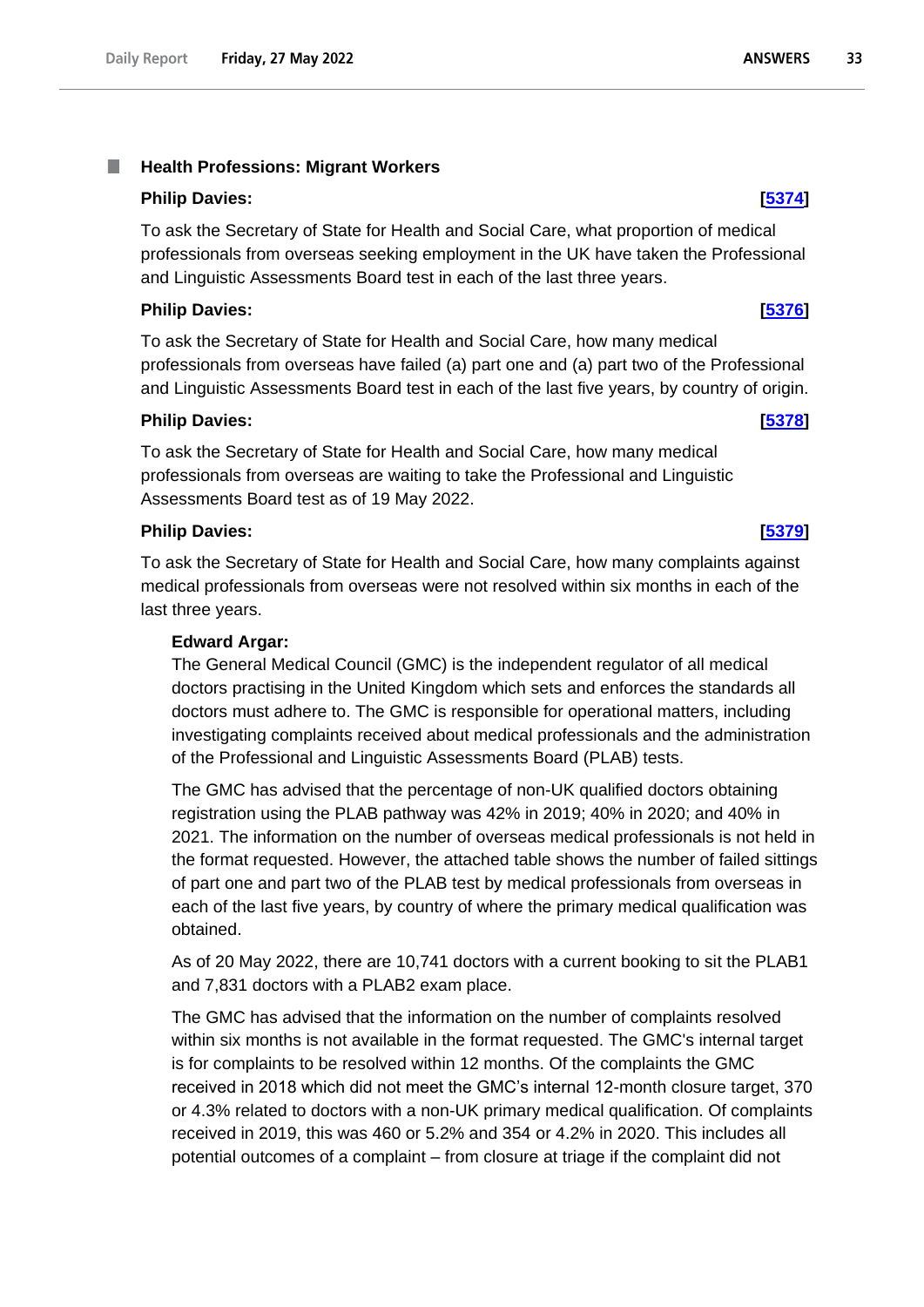## Health Professions: Migrant Workers

**Philip Davies:** **[5374]**

To ask the Secretary of State for Health and Social Care, what proportion of medical professionals from overseas seeking employment in the UK have taken the Professional and Linguistic Assessments Board test in each of the last three years.

**Philip Davies:** **[5376]**

To ask the Secretary of State for Health and Social Care, how many medical professionals from overseas have failed (a) part one and (a) part two of the Professional and Linguistic Assessments Board test in each of the last five years, by country of origin.

**Philip Davies:** **[5378]**

To ask the Secretary of State for Health and Social Care, how many medical professionals from overseas are waiting to take the Professional and Linguistic Assessments Board test as of 19 May 2022.

**Philip Davies:** **[5379]**

To ask the Secretary of State for Health and Social Care, how many complaints against medical professionals from overseas were not resolved within six months in each of the last three years.

**Edward Argar:**

The General Medical Council (GMC) is the independent regulator of all medical doctors practising in the United Kingdom which sets and enforces the standards all doctors must adhere to. The GMC is responsible for operational matters, including investigating complaints received about medical professionals and the administration of the Professional and Linguistic Assessments Board (PLAB) tests.

The GMC has advised that the percentage of non-UK qualified doctors obtaining registration using the PLAB pathway was 42% in 2019; 40% in 2020; and 40% in 2021. The information on the number of overseas medical professionals is not held in the format requested. However, the attached table shows the number of failed sittings of part one and part two of the PLAB test by medical professionals from overseas in each of the last five years, by country of where the primary medical qualification was obtained.

As of 20 May 2022, there are 10,741 doctors with a current booking to sit the PLAB1 and 7,831 doctors with a PLAB2 exam place.

The GMC has advised that the information on the number of complaints resolved within six months is not available in the format requested. The GMC's internal target is for complaints to be resolved within 12 months. Of the complaints the GMC received in 2018 which did not meet the GMC's internal 12-month closure target, 370 or 4.3% related to doctors with a non-UK primary medical qualification. Of complaints received in 2019, this was 460 or 5.2% and 354 or 4.2% in 2020. This includes all potential outcomes of a complaint – from closure at triage if the complaint did not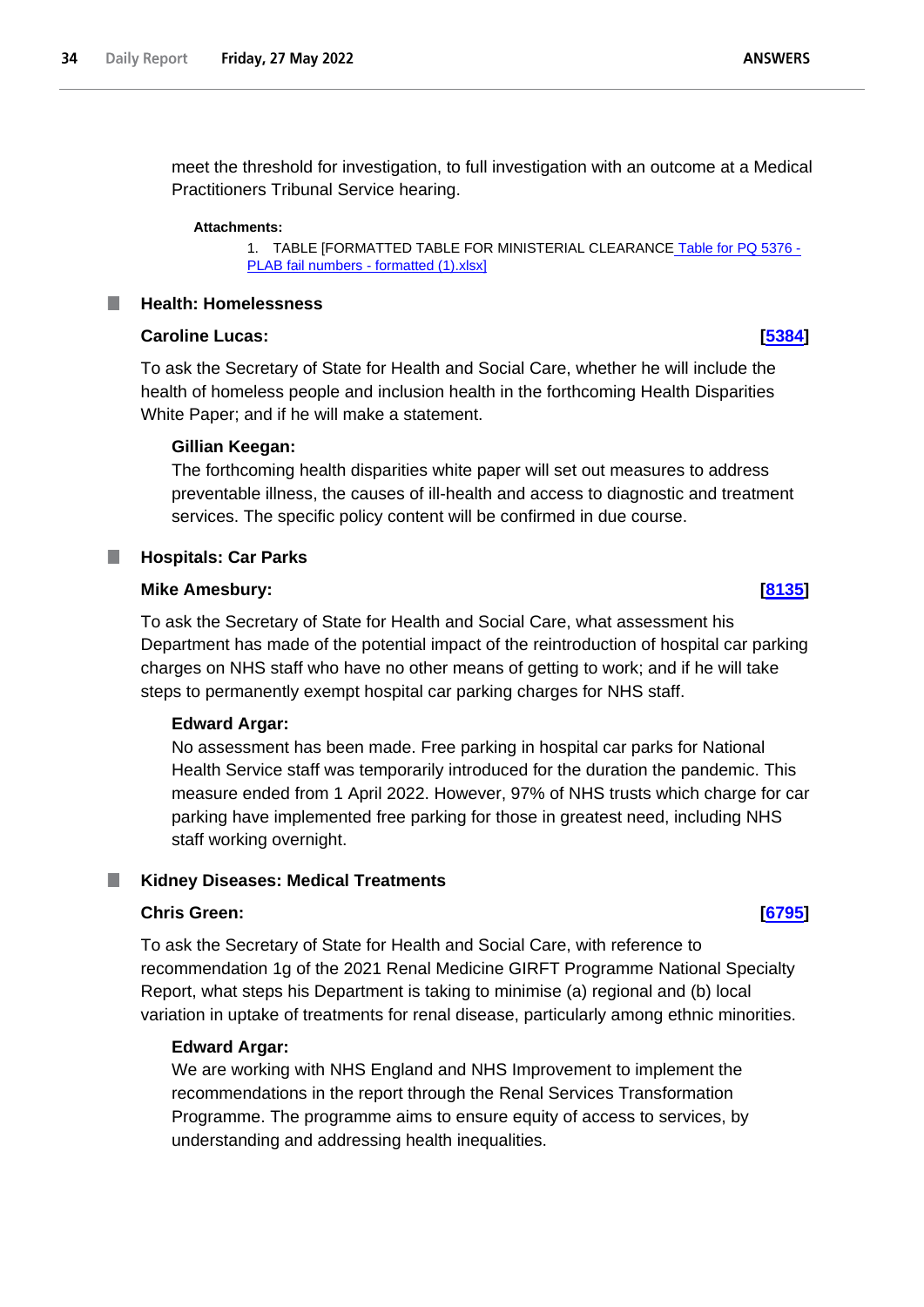meet the threshold for investigation, to full investigation with an outcome at a Medical Practitioners Tribunal Service hearing.

**Attachments:**

1. TABLE [FORMATTED TABLE FOR MINISTERIAL CLEARANCE Table for PQ 5376 - PLAB fail numbers - formatted (1).xlsx]

### Health: Homelessness

**Caroline Lucas:** **[5384]**

To ask the Secretary of State for Health and Social Care, whether he will include the health of homeless people and inclusion health in the forthcoming Health Disparities White Paper; and if he will make a statement.

**Gillian Keegan:**

The forthcoming health disparities white paper will set out measures to address preventable illness, the causes of ill-health and access to diagnostic and treatment services. The specific policy content will be confirmed in due course.

### Hospitals: Car Parks

**Mike Amesbury:** **[8135]**

To ask the Secretary of State for Health and Social Care, what assessment his Department has made of the potential impact of the reintroduction of hospital car parking charges on NHS staff who have no other means of getting to work; and if he will take steps to permanently exempt hospital car parking charges for NHS staff.

**Edward Argar:**

No assessment has been made. Free parking in hospital car parks for National Health Service staff was temporarily introduced for the duration the pandemic. This measure ended from 1 April 2022. However, 97% of NHS trusts which charge for car parking have implemented free parking for those in greatest need, including NHS staff working overnight.

### Kidney Diseases: Medical Treatments

**Chris Green:** **[6795]**

To ask the Secretary of State for Health and Social Care, with reference to recommendation 1g of the 2021 Renal Medicine GIRFT Programme National Specialty Report, what steps his Department is taking to minimise (a) regional and (b) local variation in uptake of treatments for renal disease, particularly among ethnic minorities.

**Edward Argar:**

We are working with NHS England and NHS Improvement to implement the recommendations in the report through the Renal Services Transformation Programme. The programme aims to ensure equity of access to services, by understanding and addressing health inequalities.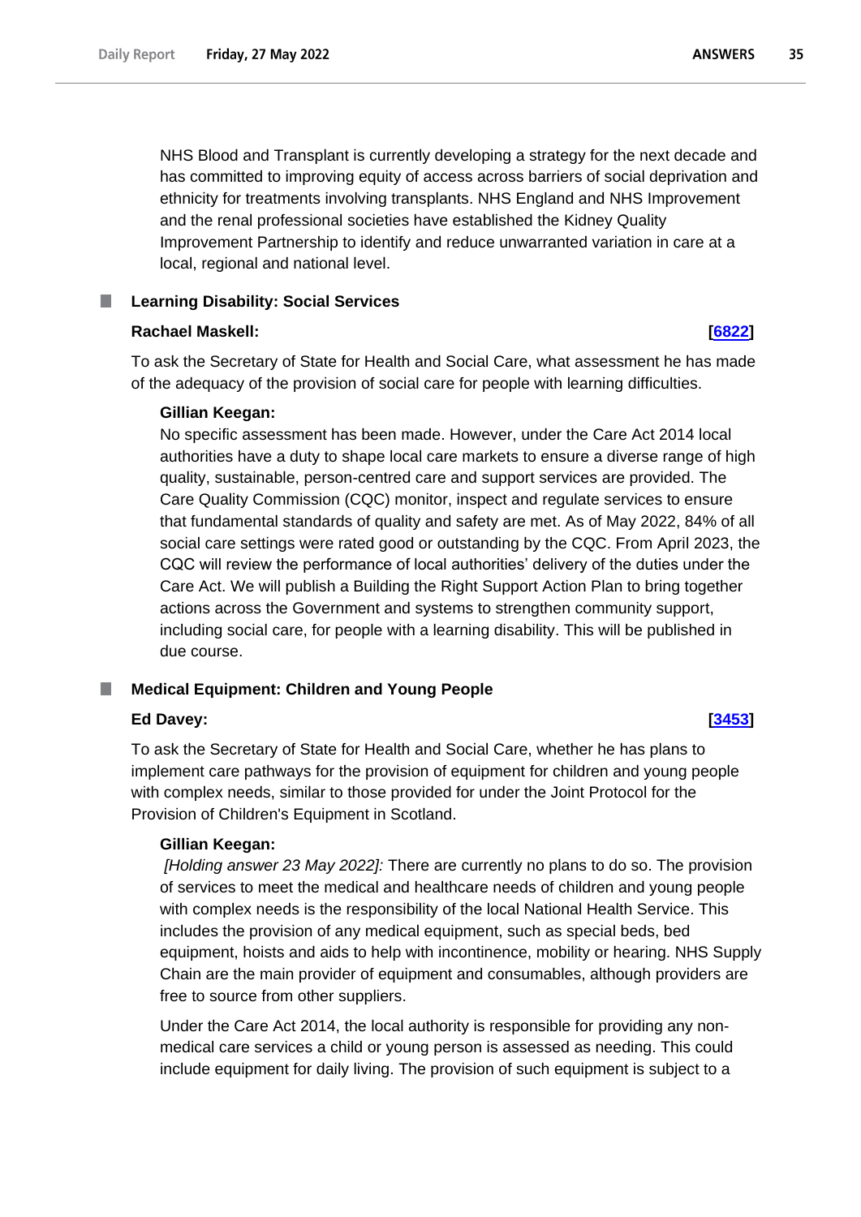NHS Blood and Transplant is currently developing a strategy for the next decade and has committed to improving equity of access across barriers of social deprivation and ethnicity for treatments involving transplants. NHS England and NHS Improvement and the renal professional societies have established the Kidney Quality Improvement Partnership to identify and reduce unwarranted variation in care at a local, regional and national level.

### Learning Disability: Social Services

**Rachael Maskell:** **[6822]**

To ask the Secretary of State for Health and Social Care, what assessment he has made of the adequacy of the provision of social care for people with learning difficulties.

**Gillian Keegan:**

No specific assessment has been made. However, under the Care Act 2014 local authorities have a duty to shape local care markets to ensure a diverse range of high quality, sustainable, person-centred care and support services are provided. The Care Quality Commission (CQC) monitor, inspect and regulate services to ensure that fundamental standards of quality and safety are met. As of May 2022, 84% of all social care settings were rated good or outstanding by the CQC. From April 2023, the CQC will review the performance of local authorities' delivery of the duties under the Care Act. We will publish a Building the Right Support Action Plan to bring together actions across the Government and systems to strengthen community support, including social care, for people with a learning disability. This will be published in due course.

### Medical Equipment: Children and Young People

**Ed Davey:** **[3453]**

To ask the Secretary of State for Health and Social Care, whether he has plans to implement care pathways for the provision of equipment for children and young people with complex needs, similar to those provided for under the Joint Protocol for the Provision of Children's Equipment in Scotland.

**Gillian Keegan:**

*[Holding answer 23 May 2022]:* There are currently no plans to do so. The provision of services to meet the medical and healthcare needs of children and young people with complex needs is the responsibility of the local National Health Service. This includes the provision of any medical equipment, such as special beds, bed equipment, hoists and aids to help with incontinence, mobility or hearing. NHS Supply Chain are the main provider of equipment and consumables, although providers are free to source from other suppliers.

Under the Care Act 2014, the local authority is responsible for providing any non-medical care services a child or young person is assessed as needing. This could include equipment for daily living. The provision of such equipment is subject to a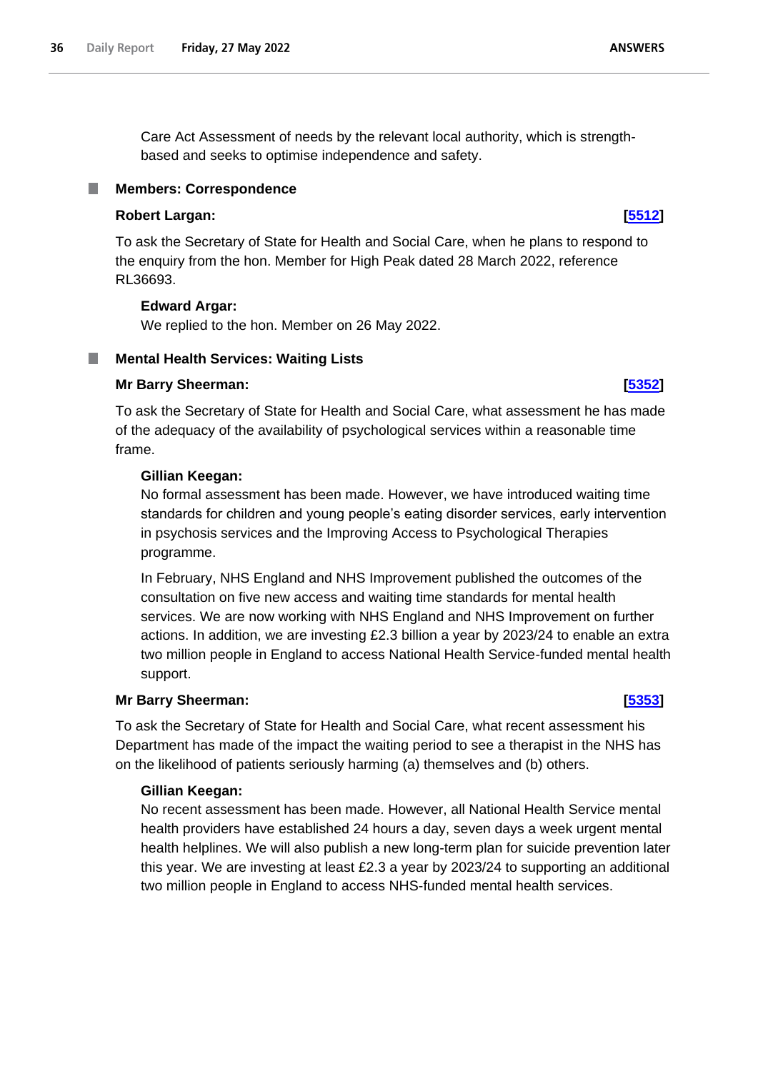Care Act Assessment of needs by the relevant local authority, which is strength-based and seeks to optimise independence and safety.

### Members: Correspondence

**Robert Largan:** **[5512]**

To ask the Secretary of State for Health and Social Care, when he plans to respond to the enquiry from the hon. Member for High Peak dated 28 March 2022, reference RL36693.

**Edward Argar:**
We replied to the hon. Member on 26 May 2022.

### Mental Health Services: Waiting Lists

**Mr Barry Sheerman:** **[5352]**

To ask the Secretary of State for Health and Social Care, what assessment he has made of the adequacy of the availability of psychological services within a reasonable time frame.

**Gillian Keegan:**
No formal assessment has been made. However, we have introduced waiting time standards for children and young people's eating disorder services, early intervention in psychosis services and the Improving Access to Psychological Therapies programme.

In February, NHS England and NHS Improvement published the outcomes of the consultation on five new access and waiting time standards for mental health services. We are now working with NHS England and NHS Improvement on further actions. In addition, we are investing £2.3 billion a year by 2023/24 to enable an extra two million people in England to access National Health Service-funded mental health support.

**Mr Barry Sheerman:** **[5353]**

To ask the Secretary of State for Health and Social Care, what recent assessment his Department has made of the impact the waiting period to see a therapist in the NHS has on the likelihood of patients seriously harming (a) themselves and (b) others.

**Gillian Keegan:**
No recent assessment has been made. However, all National Health Service mental health providers have established 24 hours a day, seven days a week urgent mental health helplines. We will also publish a new long-term plan for suicide prevention later this year. We are investing at least £2.3 a year by 2023/24 to supporting an additional two million people in England to access NHS-funded mental health services.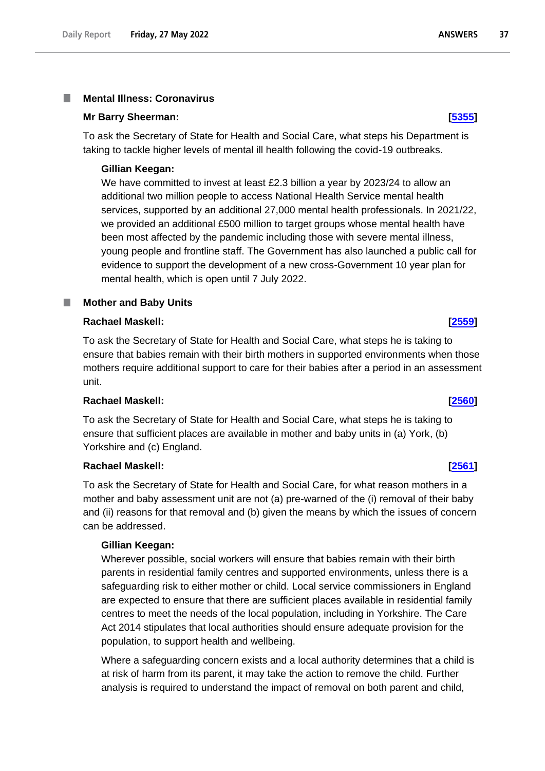## Mental Illness: Coronavirus

**Mr Barry Sheerman:** **[5355]**

To ask the Secretary of State for Health and Social Care, what steps his Department is taking to tackle higher levels of mental ill health following the covid-19 outbreaks.

**Gillian Keegan:**

We have committed to invest at least £2.3 billion a year by 2023/24 to allow an additional two million people to access National Health Service mental health services, supported by an additional 27,000 mental health professionals. In 2021/22, we provided an additional £500 million to target groups whose mental health have been most affected by the pandemic including those with severe mental illness, young people and frontline staff. The Government has also launched a public call for evidence to support the development of a new cross-Government 10 year plan for mental health, which is open until 7 July 2022.

## Mother and Baby Units

**Rachael Maskell:** **[2559]**

To ask the Secretary of State for Health and Social Care, what steps he is taking to ensure that babies remain with their birth mothers in supported environments when those mothers require additional support to care for their babies after a period in an assessment unit.

**Rachael Maskell:** **[2560]**

To ask the Secretary of State for Health and Social Care, what steps he is taking to ensure that sufficient places are available in mother and baby units in (a) York, (b) Yorkshire and (c) England.

**Rachael Maskell:** **[2561]**

To ask the Secretary of State for Health and Social Care, for what reason mothers in a mother and baby assessment unit are not (a) pre-warned of the (i) removal of their baby and (ii) reasons for that removal and (b) given the means by which the issues of concern can be addressed.

**Gillian Keegan:**

Wherever possible, social workers will ensure that babies remain with their birth parents in residential family centres and supported environments, unless there is a safeguarding risk to either mother or child. Local service commissioners in England are expected to ensure that there are sufficient places available in residential family centres to meet the needs of the local population, including in Yorkshire. The Care Act 2014 stipulates that local authorities should ensure adequate provision for the population, to support health and wellbeing.

Where a safeguarding concern exists and a local authority determines that a child is at risk of harm from its parent, it may take the action to remove the child. Further analysis is required to understand the impact of removal on both parent and child,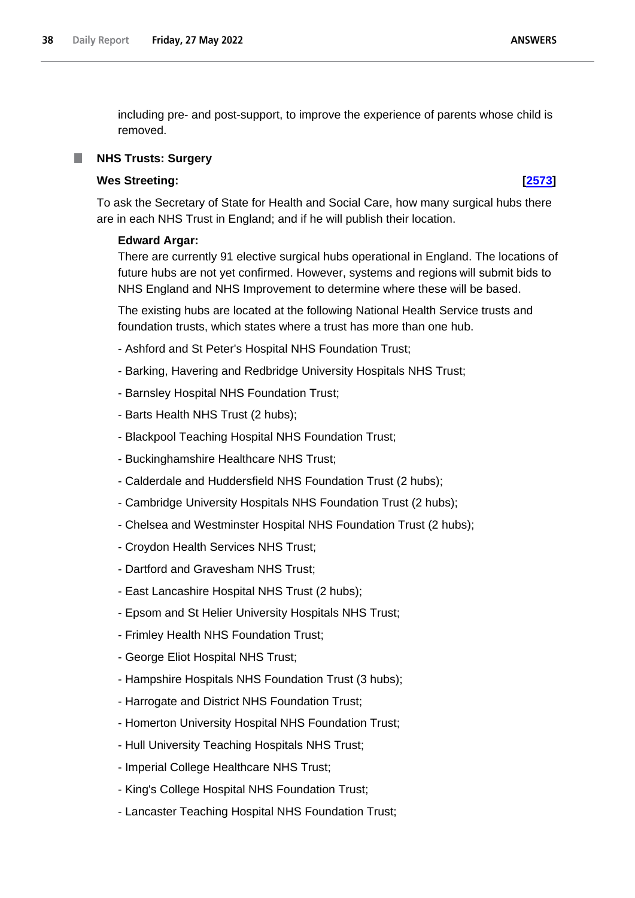including pre- and post-support, to improve the experience of parents whose child is removed.

## NHS Trusts: Surgery

**Wes Streeting:** **[2573]**

To ask the Secretary of State for Health and Social Care, how many surgical hubs there are in each NHS Trust in England; and if he will publish their location.

**Edward Argar:**

There are currently 91 elective surgical hubs operational in England. The locations of future hubs are not yet confirmed. However, systems and regions will submit bids to NHS England and NHS Improvement to determine where these will be based.

The existing hubs are located at the following National Health Service trusts and foundation trusts, which states where a trust has more than one hub.

- Ashford and St Peter's Hospital NHS Foundation Trust;
- Barking, Havering and Redbridge University Hospitals NHS Trust;
- Barnsley Hospital NHS Foundation Trust;
- Barts Health NHS Trust (2 hubs);
- Blackpool Teaching Hospital NHS Foundation Trust;
- Buckinghamshire Healthcare NHS Trust;
- Calderdale and Huddersfield NHS Foundation Trust (2 hubs);
- Cambridge University Hospitals NHS Foundation Trust (2 hubs);
- Chelsea and Westminster Hospital NHS Foundation Trust (2 hubs);
- Croydon Health Services NHS Trust;
- Dartford and Gravesham NHS Trust;
- East Lancashire Hospital NHS Trust (2 hubs);
- Epsom and St Helier University Hospitals NHS Trust;
- Frimley Health NHS Foundation Trust;
- George Eliot Hospital NHS Trust;
- Hampshire Hospitals NHS Foundation Trust (3 hubs);
- Harrogate and District NHS Foundation Trust;
- Homerton University Hospital NHS Foundation Trust;
- Hull University Teaching Hospitals NHS Trust;
- Imperial College Healthcare NHS Trust;
- King's College Hospital NHS Foundation Trust;
- Lancaster Teaching Hospital NHS Foundation Trust;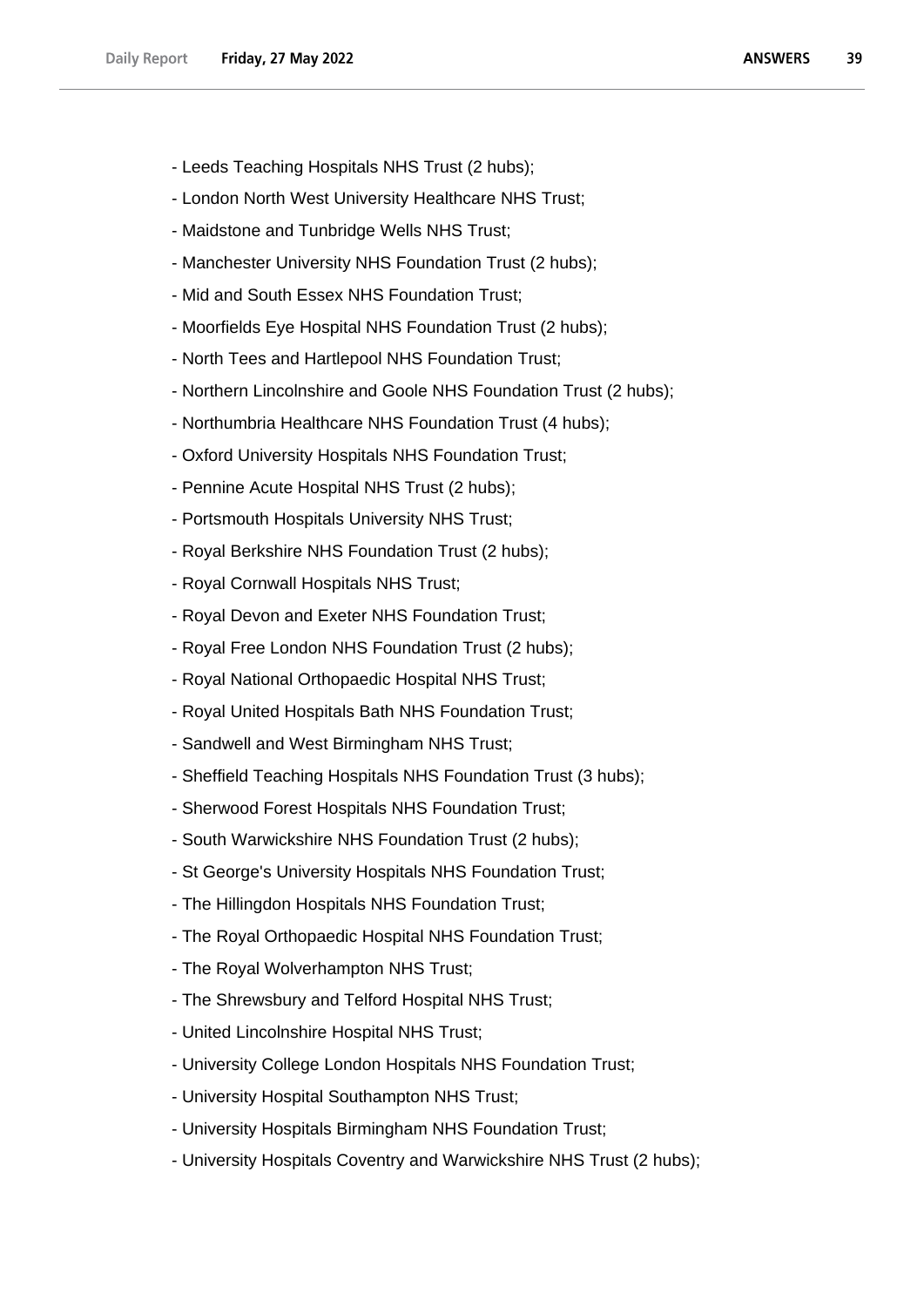- Leeds Teaching Hospitals NHS Trust (2 hubs);
- London North West University Healthcare NHS Trust;
- Maidstone and Tunbridge Wells NHS Trust;
- Manchester University NHS Foundation Trust (2 hubs);
- Mid and South Essex NHS Foundation Trust;
- Moorfields Eye Hospital NHS Foundation Trust (2 hubs);
- North Tees and Hartlepool NHS Foundation Trust;
- Northern Lincolnshire and Goole NHS Foundation Trust (2 hubs);
- Northumbria Healthcare NHS Foundation Trust (4 hubs);
- Oxford University Hospitals NHS Foundation Trust;
- Pennine Acute Hospital NHS Trust (2 hubs);
- Portsmouth Hospitals University NHS Trust;
- Royal Berkshire NHS Foundation Trust (2 hubs);
- Royal Cornwall Hospitals NHS Trust;
- Royal Devon and Exeter NHS Foundation Trust;
- Royal Free London NHS Foundation Trust (2 hubs);
- Royal National Orthopaedic Hospital NHS Trust;
- Royal United Hospitals Bath NHS Foundation Trust;
- Sandwell and West Birmingham NHS Trust;
- Sheffield Teaching Hospitals NHS Foundation Trust (3 hubs);
- Sherwood Forest Hospitals NHS Foundation Trust;
- South Warwickshire NHS Foundation Trust (2 hubs);
- St George's University Hospitals NHS Foundation Trust;
- The Hillingdon Hospitals NHS Foundation Trust;
- The Royal Orthopaedic Hospital NHS Foundation Trust;
- The Royal Wolverhampton NHS Trust;
- The Shrewsbury and Telford Hospital NHS Trust;
- United Lincolnshire Hospital NHS Trust;
- University College London Hospitals NHS Foundation Trust;
- University Hospital Southampton NHS Trust;
- University Hospitals Birmingham NHS Foundation Trust;
- University Hospitals Coventry and Warwickshire NHS Trust (2 hubs);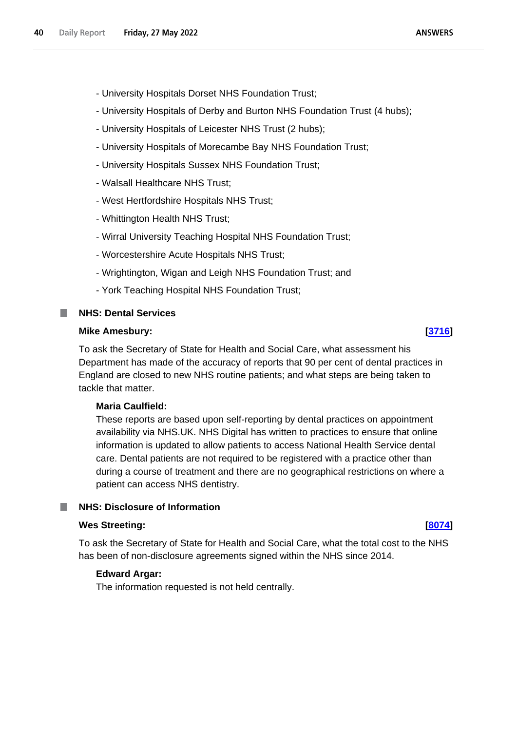- University Hospitals Dorset NHS Foundation Trust;

- University Hospitals of Derby and Burton NHS Foundation Trust (4 hubs);

- University Hospitals of Leicester NHS Trust (2 hubs);

- University Hospitals of Morecambe Bay NHS Foundation Trust;

- University Hospitals Sussex NHS Foundation Trust;

- Walsall Healthcare NHS Trust;

- West Hertfordshire Hospitals NHS Trust;

- Whittington Health NHS Trust;

- Wirral University Teaching Hospital NHS Foundation Trust;

- Worcestershire Acute Hospitals NHS Trust;

- Wrightington, Wigan and Leigh NHS Foundation Trust; and

- York Teaching Hospital NHS Foundation Trust;

## NHS: Dental Services

**Mike Amesbury:** **[3716]**

To ask the Secretary of State for Health and Social Care, what assessment his Department has made of the accuracy of reports that 90 per cent of dental practices in England are closed to new NHS routine patients; and what steps are being taken to tackle that matter.

**Maria Caulfield:**

These reports are based upon self-reporting by dental practices on appointment availability via NHS.UK. NHS Digital has written to practices to ensure that online information is updated to allow patients to access National Health Service dental care. Dental patients are not required to be registered with a practice other than during a course of treatment and there are no geographical restrictions on where a patient can access NHS dentistry.

## NHS: Disclosure of Information

**Wes Streeting:** **[8074]**

To ask the Secretary of State for Health and Social Care, what the total cost to the NHS has been of non-disclosure agreements signed within the NHS since 2014.

**Edward Argar:**

The information requested is not held centrally.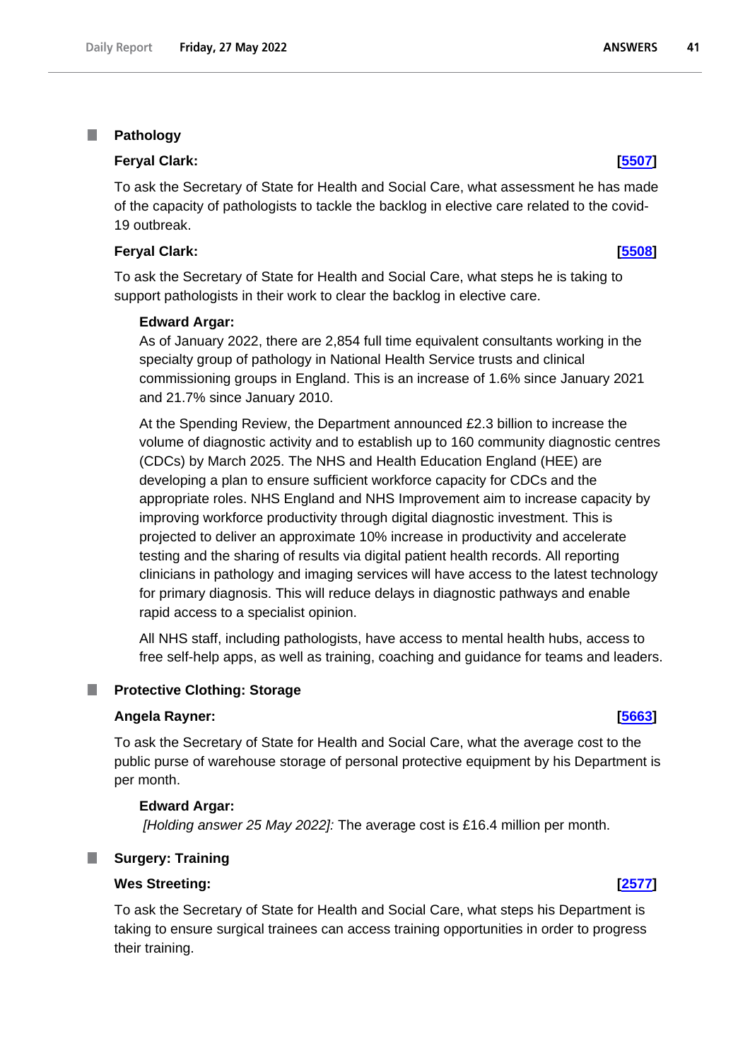## Pathology

**Feryal Clark:** **[5507]**

To ask the Secretary of State for Health and Social Care, what assessment he has made of the capacity of pathologists to tackle the backlog in elective care related to the covid-19 outbreak.

**Feryal Clark:** **[5508]**

To ask the Secretary of State for Health and Social Care, what steps he is taking to support pathologists in their work to clear the backlog in elective care.

**Edward Argar:**

As of January 2022, there are 2,854 full time equivalent consultants working in the specialty group of pathology in National Health Service trusts and clinical commissioning groups in England. This is an increase of 1.6% since January 2021 and 21.7% since January 2010.

At the Spending Review, the Department announced £2.3 billion to increase the volume of diagnostic activity and to establish up to 160 community diagnostic centres (CDCs) by March 2025. The NHS and Health Education England (HEE) are developing a plan to ensure sufficient workforce capacity for CDCs and the appropriate roles. NHS England and NHS Improvement aim to increase capacity by improving workforce productivity through digital diagnostic investment. This is projected to deliver an approximate 10% increase in productivity and accelerate testing and the sharing of results via digital patient health records. All reporting clinicians in pathology and imaging services will have access to the latest technology for primary diagnosis. This will reduce delays in diagnostic pathways and enable rapid access to a specialist opinion.

All NHS staff, including pathologists, have access to mental health hubs, access to free self-help apps, as well as training, coaching and guidance for teams and leaders.

## Protective Clothing: Storage

**Angela Rayner:** **[5663]**

To ask the Secretary of State for Health and Social Care, what the average cost to the public purse of warehouse storage of personal protective equipment by his Department is per month.

**Edward Argar:**

*[Holding answer 25 May 2022]:* The average cost is £16.4 million per month.

## Surgery: Training

**Wes Streeting:** **[2577]**

To ask the Secretary of State for Health and Social Care, what steps his Department is taking to ensure surgical trainees can access training opportunities in order to progress their training.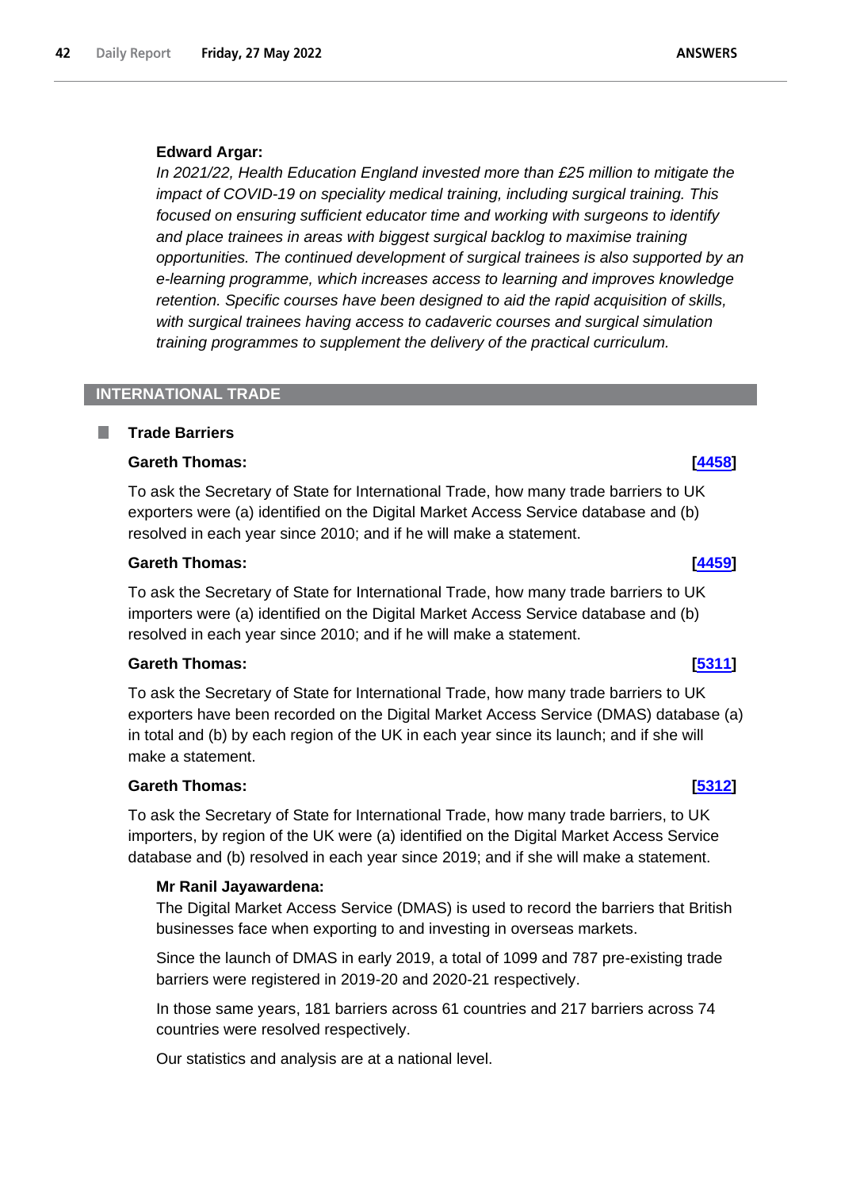**Edward Argar:**

*In 2021/22, Health Education England invested more than £25 million to mitigate the impact of COVID-19 on speciality medical training, including surgical training. This focused on ensuring sufficient educator time and working with surgeons to identify and place trainees in areas with biggest surgical backlog to maximise training opportunities. The continued development of surgical trainees is also supported by an e-learning programme, which increases access to learning and improves knowledge retention. Specific courses have been designed to aid the rapid acquisition of skills, with surgical trainees having access to cadaveric courses and surgical simulation training programmes to supplement the delivery of the practical curriculum.*

## INTERNATIONAL TRADE

### Trade Barriers

**Gareth Thomas:** **[4458]**

To ask the Secretary of State for International Trade, how many trade barriers to UK exporters were (a) identified on the Digital Market Access Service database and (b) resolved in each year since 2010; and if he will make a statement.

**Gareth Thomas:** **[4459]**

To ask the Secretary of State for International Trade, how many trade barriers to UK importers were (a) identified on the Digital Market Access Service database and (b) resolved in each year since 2010; and if he will make a statement.

**Gareth Thomas:** **[5311]**

To ask the Secretary of State for International Trade, how many trade barriers to UK exporters have been recorded on the Digital Market Access Service (DMAS) database (a) in total and (b) by each region of the UK in each year since its launch; and if she will make a statement.

**Gareth Thomas:** **[5312]**

To ask the Secretary of State for International Trade, how many trade barriers, to UK importers, by region of the UK were (a) identified on the Digital Market Access Service database and (b) resolved in each year since 2019; and if she will make a statement.

**Mr Ranil Jayawardena:**

The Digital Market Access Service (DMAS) is used to record the barriers that British businesses face when exporting to and investing in overseas markets.

Since the launch of DMAS in early 2019, a total of 1099 and 787 pre-existing trade barriers were registered in 2019-20 and 2020-21 respectively.

In those same years, 181 barriers across 61 countries and 217 barriers across 74 countries were resolved respectively.

Our statistics and analysis are at a national level.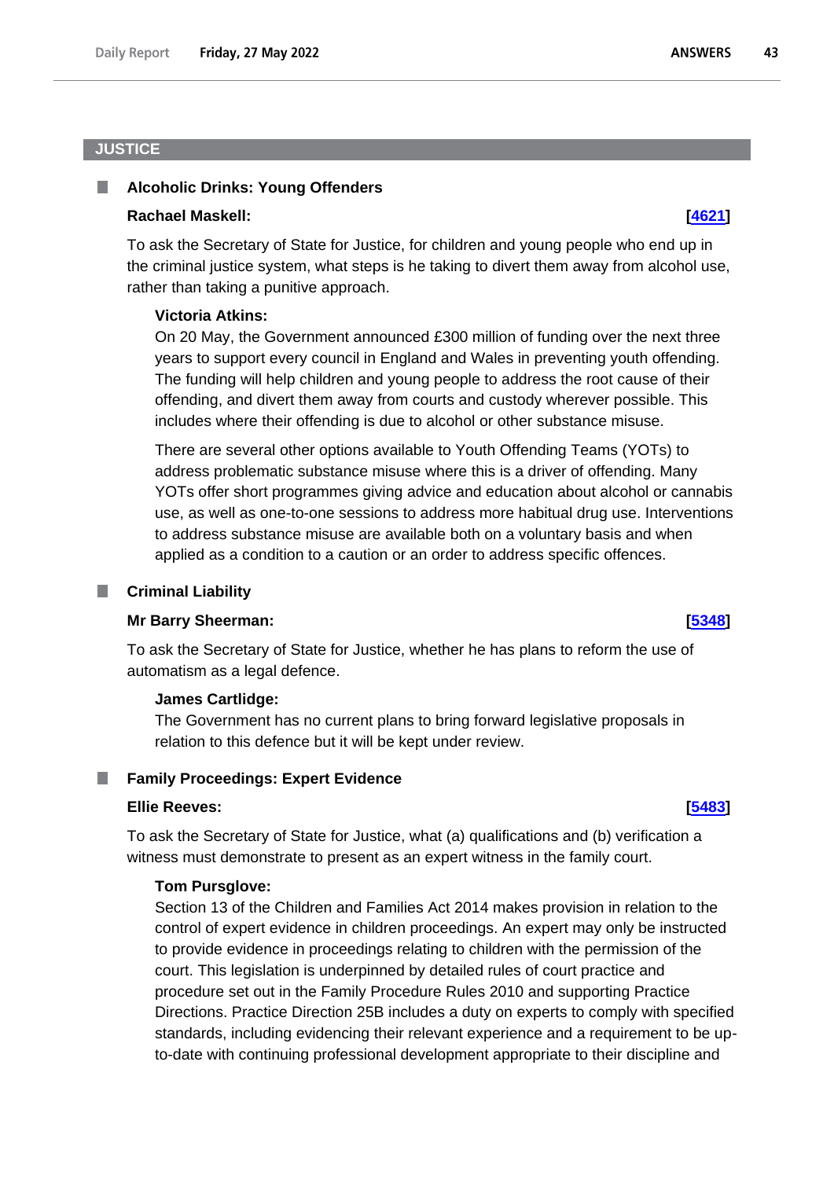## JUSTICE

### Alcoholic Drinks: Young Offenders

**Rachael Maskell:** **[4621]**

To ask the Secretary of State for Justice, for children and young people who end up in the criminal justice system, what steps is he taking to divert them away from alcohol use, rather than taking a punitive approach.

**Victoria Atkins:**

On 20 May, the Government announced £300 million of funding over the next three years to support every council in England and Wales in preventing youth offending. The funding will help children and young people to address the root cause of their offending, and divert them away from courts and custody wherever possible. This includes where their offending is due to alcohol or other substance misuse.

There are several other options available to Youth Offending Teams (YOTs) to address problematic substance misuse where this is a driver of offending. Many YOTs offer short programmes giving advice and education about alcohol or cannabis use, as well as one-to-one sessions to address more habitual drug use. Interventions to address substance misuse are available both on a voluntary basis and when applied as a condition to a caution or an order to address specific offences.

### Criminal Liability

**Mr Barry Sheerman:** **[5348]**

To ask the Secretary of State for Justice, whether he has plans to reform the use of automatism as a legal defence.

**James Cartlidge:**

The Government has no current plans to bring forward legislative proposals in relation to this defence but it will be kept under review.

### Family Proceedings: Expert Evidence

**Ellie Reeves:** **[5483]**

To ask the Secretary of State for Justice, what (a) qualifications and (b) verification a witness must demonstrate to present as an expert witness in the family court.

**Tom Pursglove:**

Section 13 of the Children and Families Act 2014 makes provision in relation to the control of expert evidence in children proceedings. An expert may only be instructed to provide evidence in proceedings relating to children with the permission of the court. This legislation is underpinned by detailed rules of court practice and procedure set out in the Family Procedure Rules 2010 and supporting Practice Directions. Practice Direction 25B includes a duty on experts to comply with specified standards, including evidencing their relevant experience and a requirement to be up-to-date with continuing professional development appropriate to their discipline and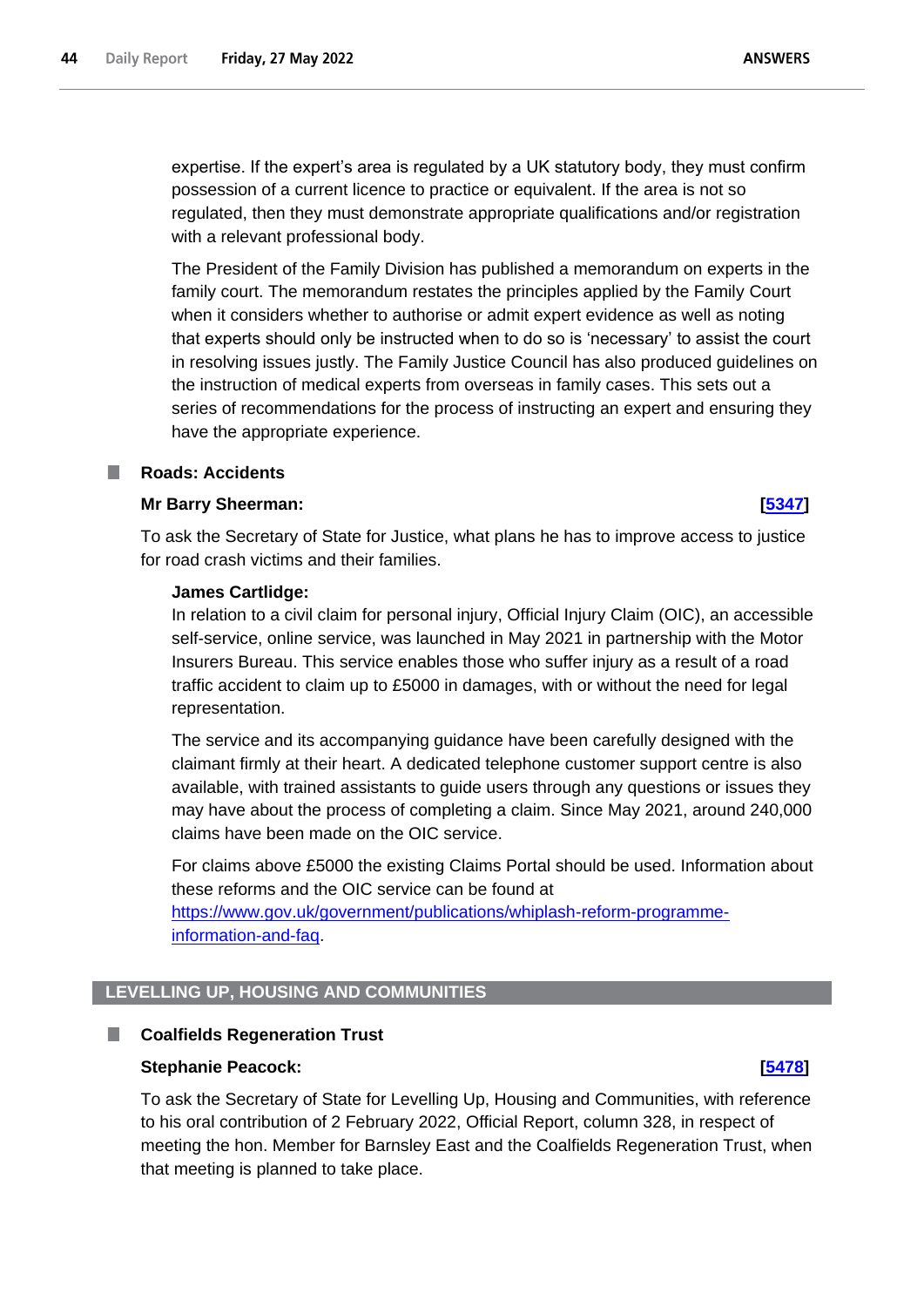expertise. If the expert's area is regulated by a UK statutory body, they must confirm possession of a current licence to practice or equivalent. If the area is not so regulated, then they must demonstrate appropriate qualifications and/or registration with a relevant professional body.

The President of the Family Division has published a memorandum on experts in the family court. The memorandum restates the principles applied by the Family Court when it considers whether to authorise or admit expert evidence as well as noting that experts should only be instructed when to do so is 'necessary' to assist the court in resolving issues justly. The Family Justice Council has also produced guidelines on the instruction of medical experts from overseas in family cases. This sets out a series of recommendations for the process of instructing an expert and ensuring they have the appropriate experience.

### Roads: Accidents

**Mr Barry Sheerman:** **[5347]**

To ask the Secretary of State for Justice, what plans he has to improve access to justice for road crash victims and their families.

**James Cartlidge:**

In relation to a civil claim for personal injury, Official Injury Claim (OIC), an accessible self-service, online service, was launched in May 2021 in partnership with the Motor Insurers Bureau. This service enables those who suffer injury as a result of a road traffic accident to claim up to £5000 in damages, with or without the need for legal representation.

The service and its accompanying guidance have been carefully designed with the claimant firmly at their heart. A dedicated telephone customer support centre is also available, with trained assistants to guide users through any questions or issues they may have about the process of completing a claim. Since May 2021, around 240,000 claims have been made on the OIC service.

For claims above £5000 the existing Claims Portal should be used. Information about these reforms and the OIC service can be found at https://www.gov.uk/government/publications/whiplash-reform-programme-information-and-faq.

## LEVELLING UP, HOUSING AND COMMUNITIES

### Coalfields Regeneration Trust

**Stephanie Peacock:** **[5478]**

To ask the Secretary of State for Levelling Up, Housing and Communities, with reference to his oral contribution of 2 February 2022, Official Report, column 328, in respect of meeting the hon. Member for Barnsley East and the Coalfields Regeneration Trust, when that meeting is planned to take place.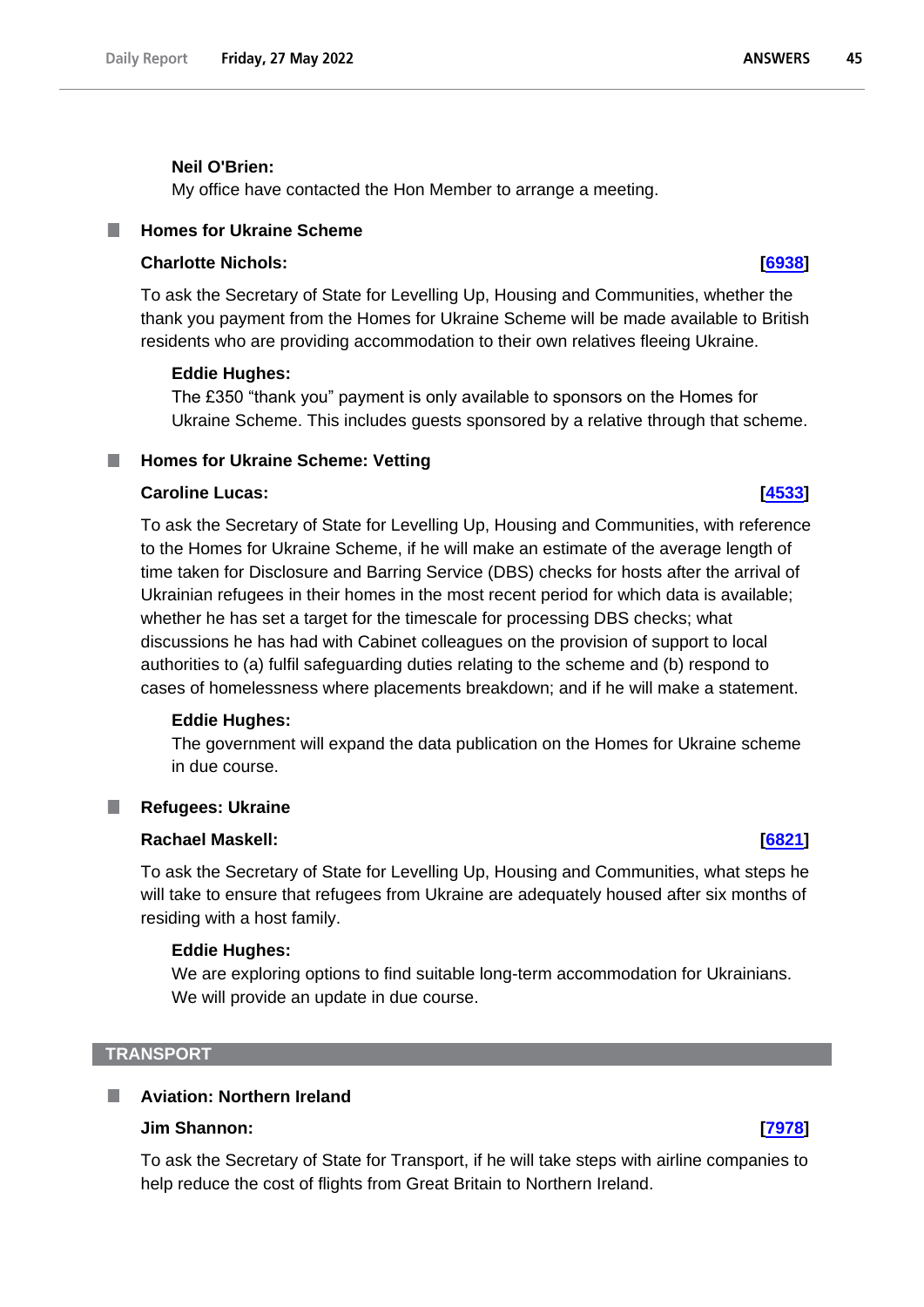**Neil O'Brien:**

My office have contacted the Hon Member to arrange a meeting.

### Homes for Ukraine Scheme

**Charlotte Nichols:** **[6938]**

To ask the Secretary of State for Levelling Up, Housing and Communities, whether the thank you payment from the Homes for Ukraine Scheme will be made available to British residents who are providing accommodation to their own relatives fleeing Ukraine.

**Eddie Hughes:**

The £350 "thank you" payment is only available to sponsors on the Homes for Ukraine Scheme. This includes guests sponsored by a relative through that scheme.

### Homes for Ukraine Scheme: Vetting

**Caroline Lucas:** **[4533]**

To ask the Secretary of State for Levelling Up, Housing and Communities, with reference to the Homes for Ukraine Scheme, if he will make an estimate of the average length of time taken for Disclosure and Barring Service (DBS) checks for hosts after the arrival of Ukrainian refugees in their homes in the most recent period for which data is available; whether he has set a target for the timescale for processing DBS checks; what discussions he has had with Cabinet colleagues on the provision of support to local authorities to (a) fulfil safeguarding duties relating to the scheme and (b) respond to cases of homelessness where placements breakdown; and if he will make a statement.

**Eddie Hughes:**

The government will expand the data publication on the Homes for Ukraine scheme in due course.

### Refugees: Ukraine

**Rachael Maskell:** **[6821]**

To ask the Secretary of State for Levelling Up, Housing and Communities, what steps he will take to ensure that refugees from Ukraine are adequately housed after six months of residing with a host family.

**Eddie Hughes:**

We are exploring options to find suitable long-term accommodation for Ukrainians. We will provide an update in due course.

## TRANSPORT

### Aviation: Northern Ireland

**Jim Shannon:** **[7978]**

To ask the Secretary of State for Transport, if he will take steps with airline companies to help reduce the cost of flights from Great Britain to Northern Ireland.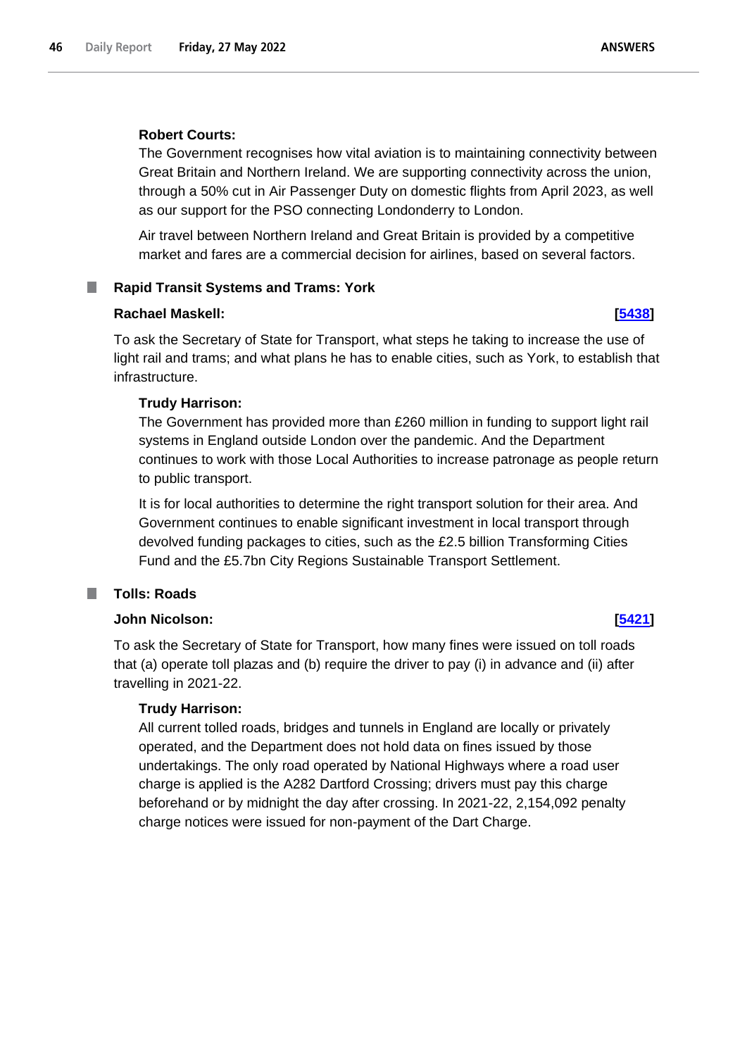**Robert Courts:**

The Government recognises how vital aviation is to maintaining connectivity between Great Britain and Northern Ireland. We are supporting connectivity across the union, through a 50% cut in Air Passenger Duty on domestic flights from April 2023, as well as our support for the PSO connecting Londonderry to London.

Air travel between Northern Ireland and Great Britain is provided by a competitive market and fares are a commercial decision for airlines, based on several factors.

### Rapid Transit Systems and Trams: York

**Rachael Maskell:** **[5438]**

To ask the Secretary of State for Transport, what steps he taking to increase the use of light rail and trams; and what plans he has to enable cities, such as York, to establish that infrastructure.

**Trudy Harrison:**

The Government has provided more than £260 million in funding to support light rail systems in England outside London over the pandemic. And the Department continues to work with those Local Authorities to increase patronage as people return to public transport.

It is for local authorities to determine the right transport solution for their area. And Government continues to enable significant investment in local transport through devolved funding packages to cities, such as the £2.5 billion Transforming Cities Fund and the £5.7bn City Regions Sustainable Transport Settlement.

### Tolls: Roads

**John Nicolson:** **[5421]**

To ask the Secretary of State for Transport, how many fines were issued on toll roads that (a) operate toll plazas and (b) require the driver to pay (i) in advance and (ii) after travelling in 2021-22.

**Trudy Harrison:**

All current tolled roads, bridges and tunnels in England are locally or privately operated, and the Department does not hold data on fines issued by those undertakings. The only road operated by National Highways where a road user charge is applied is the A282 Dartford Crossing; drivers must pay this charge beforehand or by midnight the day after crossing. In 2021-22, 2,154,092 penalty charge notices were issued for non-payment of the Dart Charge.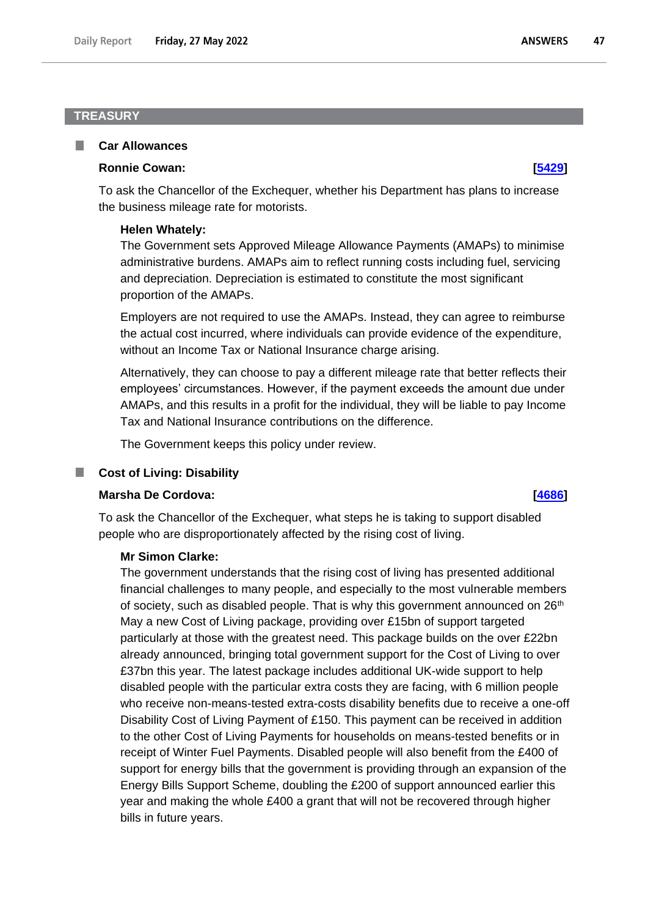## TREASURY

### Car Allowances

**Ronnie Cowan:** **[5429]**

To ask the Chancellor of the Exchequer, whether his Department has plans to increase the business mileage rate for motorists.

**Helen Whately:**

The Government sets Approved Mileage Allowance Payments (AMAPs) to minimise administrative burdens. AMAPs aim to reflect running costs including fuel, servicing and depreciation. Depreciation is estimated to constitute the most significant proportion of the AMAPs.

Employers are not required to use the AMAPs. Instead, they can agree to reimburse the actual cost incurred, where individuals can provide evidence of the expenditure, without an Income Tax or National Insurance charge arising.

Alternatively, they can choose to pay a different mileage rate that better reflects their employees' circumstances. However, if the payment exceeds the amount due under AMAPs, and this results in a profit for the individual, they will be liable to pay Income Tax and National Insurance contributions on the difference.

The Government keeps this policy under review.

### Cost of Living: Disability

**Marsha De Cordova:** **[4686]**

To ask the Chancellor of the Exchequer, what steps he is taking to support disabled people who are disproportionately affected by the rising cost of living.

**Mr Simon Clarke:**

The government understands that the rising cost of living has presented additional financial challenges to many people, and especially to the most vulnerable members of society, such as disabled people. That is why this government announced on 26th May a new Cost of Living package, providing over £15bn of support targeted particularly at those with the greatest need. This package builds on the over £22bn already announced, bringing total government support for the Cost of Living to over £37bn this year. The latest package includes additional UK-wide support to help disabled people with the particular extra costs they are facing, with 6 million people who receive non-means-tested extra-costs disability benefits due to receive a one-off Disability Cost of Living Payment of £150. This payment can be received in addition to the other Cost of Living Payments for households on means-tested benefits or in receipt of Winter Fuel Payments. Disabled people will also benefit from the £400 of support for energy bills that the government is providing through an expansion of the Energy Bills Support Scheme, doubling the £200 of support announced earlier this year and making the whole £400 a grant that will not be recovered through higher bills in future years.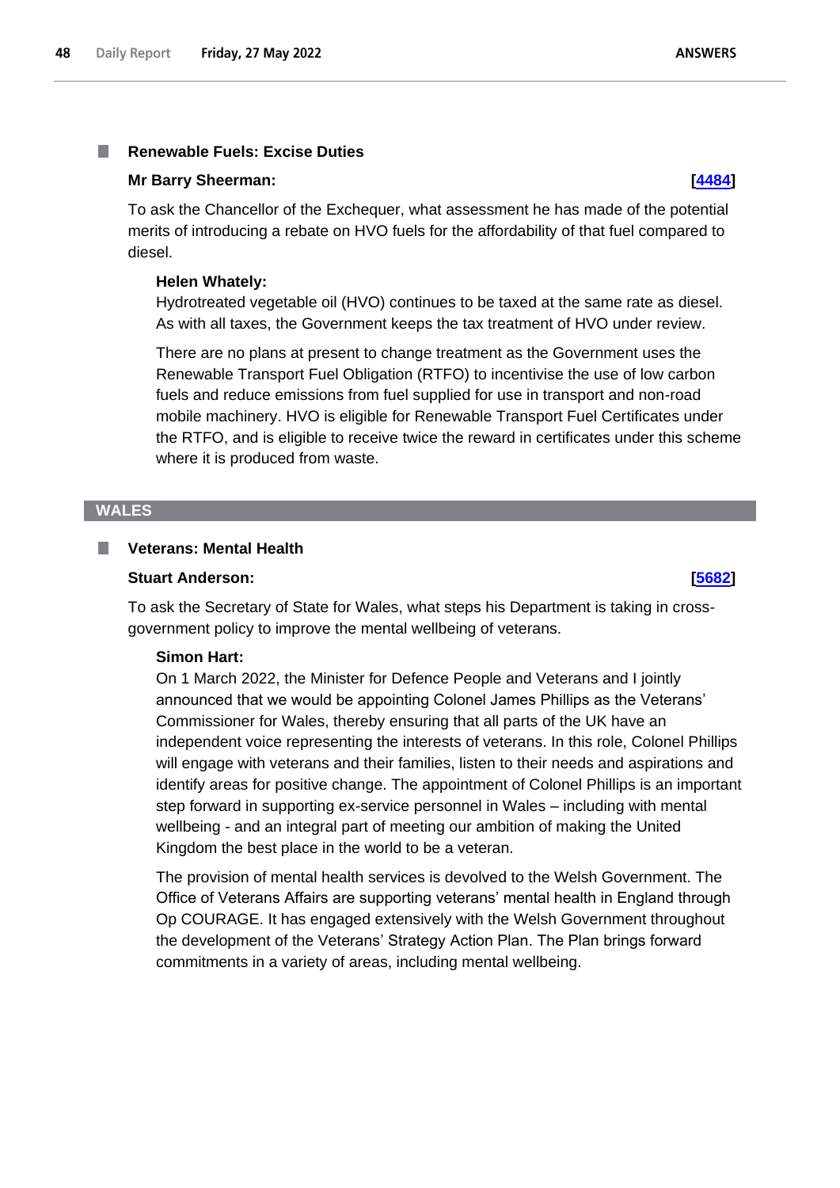### Renewable Fuels: Excise Duties

**Mr Barry Sheerman:** **[4484]**

To ask the Chancellor of the Exchequer, what assessment he has made of the potential merits of introducing a rebate on HVO fuels for the affordability of that fuel compared to diesel.

**Helen Whately:**

Hydrotreated vegetable oil (HVO) continues to be taxed at the same rate as diesel. As with all taxes, the Government keeps the tax treatment of HVO under review.

There are no plans at present to change treatment as the Government uses the Renewable Transport Fuel Obligation (RTFO) to incentivise the use of low carbon fuels and reduce emissions from fuel supplied for use in transport and non-road mobile machinery. HVO is eligible for Renewable Transport Fuel Certificates under the RTFO, and is eligible to receive twice the reward in certificates under this scheme where it is produced from waste.

## WALES

### Veterans: Mental Health

**Stuart Anderson:** **[5682]**

To ask the Secretary of State for Wales, what steps his Department is taking in cross-government policy to improve the mental wellbeing of veterans.

**Simon Hart:**

On 1 March 2022, the Minister for Defence People and Veterans and I jointly announced that we would be appointing Colonel James Phillips as the Veterans' Commissioner for Wales, thereby ensuring that all parts of the UK have an independent voice representing the interests of veterans. In this role, Colonel Phillips will engage with veterans and their families, listen to their needs and aspirations and identify areas for positive change. The appointment of Colonel Phillips is an important step forward in supporting ex-service personnel in Wales – including with mental wellbeing - and an integral part of meeting our ambition of making the United Kingdom the best place in the world to be a veteran.

The provision of mental health services is devolved to the Welsh Government. The Office of Veterans Affairs are supporting veterans' mental health in England through Op COURAGE. It has engaged extensively with the Welsh Government throughout the development of the Veterans' Strategy Action Plan. The Plan brings forward commitments in a variety of areas, including mental wellbeing.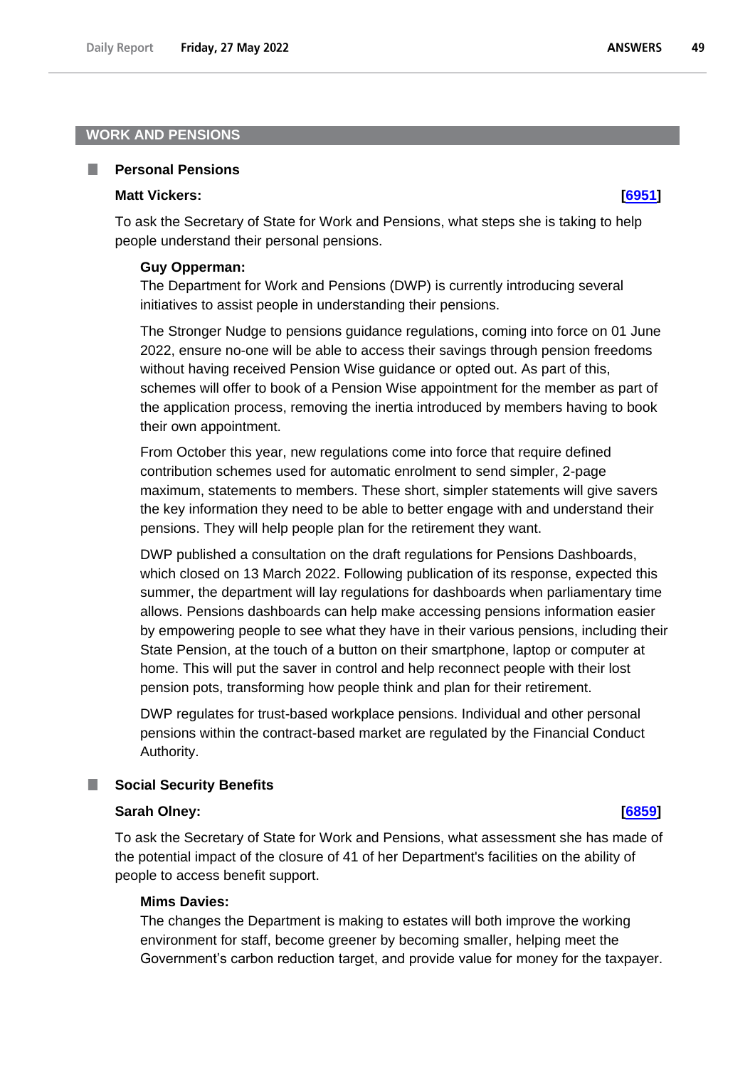## WORK AND PENSIONS

### Personal Pensions

**Matt Vickers:** **[6951]**

To ask the Secretary of State for Work and Pensions, what steps she is taking to help people understand their personal pensions.

**Guy Opperman:**

The Department for Work and Pensions (DWP) is currently introducing several initiatives to assist people in understanding their pensions.

The Stronger Nudge to pensions guidance regulations, coming into force on 01 June 2022, ensure no-one will be able to access their savings through pension freedoms without having received Pension Wise guidance or opted out. As part of this, schemes will offer to book of a Pension Wise appointment for the member as part of the application process, removing the inertia introduced by members having to book their own appointment.

From October this year, new regulations come into force that require defined contribution schemes used for automatic enrolment to send simpler, 2-page maximum, statements to members. These short, simpler statements will give savers the key information they need to be able to better engage with and understand their pensions. They will help people plan for the retirement they want.

DWP published a consultation on the draft regulations for Pensions Dashboards, which closed on 13 March 2022. Following publication of its response, expected this summer, the department will lay regulations for dashboards when parliamentary time allows. Pensions dashboards can help make accessing pensions information easier by empowering people to see what they have in their various pensions, including their State Pension, at the touch of a button on their smartphone, laptop or computer at home. This will put the saver in control and help reconnect people with their lost pension pots, transforming how people think and plan for their retirement.

DWP regulates for trust-based workplace pensions. Individual and other personal pensions within the contract-based market are regulated by the Financial Conduct Authority.

### Social Security Benefits

**Sarah Olney:** **[6859]**

To ask the Secretary of State for Work and Pensions, what assessment she has made of the potential impact of the closure of 41 of her Department's facilities on the ability of people to access benefit support.

**Mims Davies:**

The changes the Department is making to estates will both improve the working environment for staff, become greener by becoming smaller, helping meet the Government's carbon reduction target, and provide value for money for the taxpayer.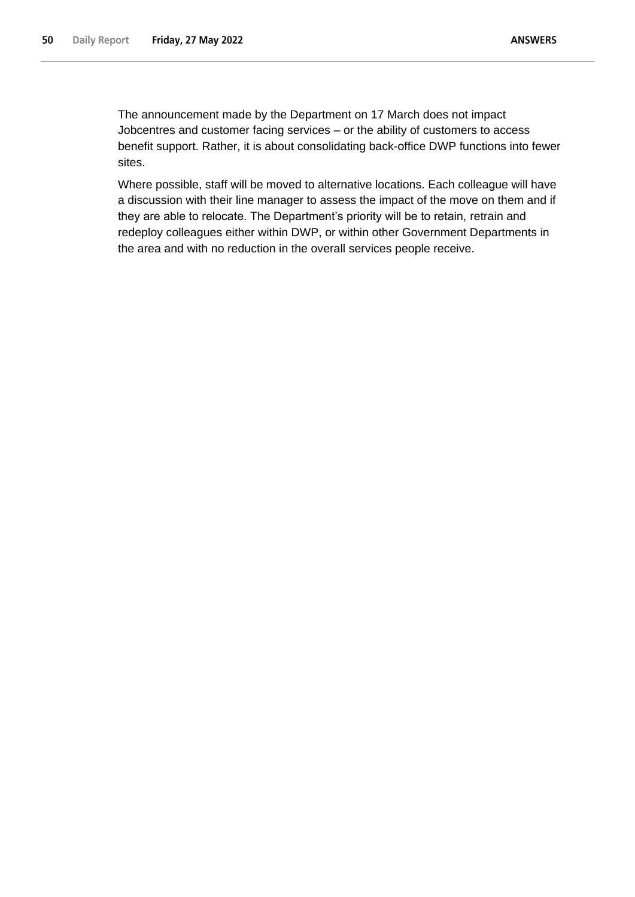The announcement made by the Department on 17 March does not impact Jobcentres and customer facing services – or the ability of customers to access benefit support. Rather, it is about consolidating back-office DWP functions into fewer sites.

Where possible, staff will be moved to alternative locations. Each colleague will have a discussion with their line manager to assess the impact of the move on them and if they are able to relocate. The Department's priority will be to retain, retrain and redeploy colleagues either within DWP, or within other Government Departments in the area and with no reduction in the overall services people receive.